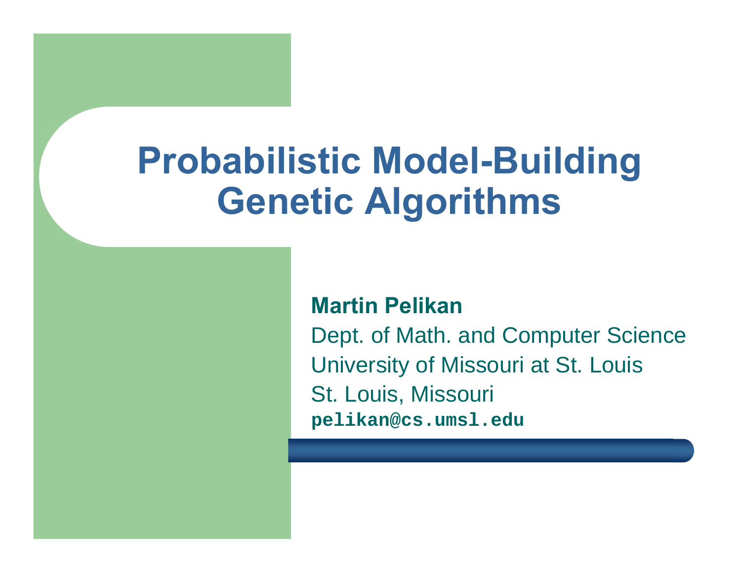# Probabilistic Model-Building Genetic Algorithms

**Martin Pelikan**

Dept. of Math. and Computer Science

University of Missouri at St. Louis

St. Louis, Missouri

**pelikan@cs.umsl.edu**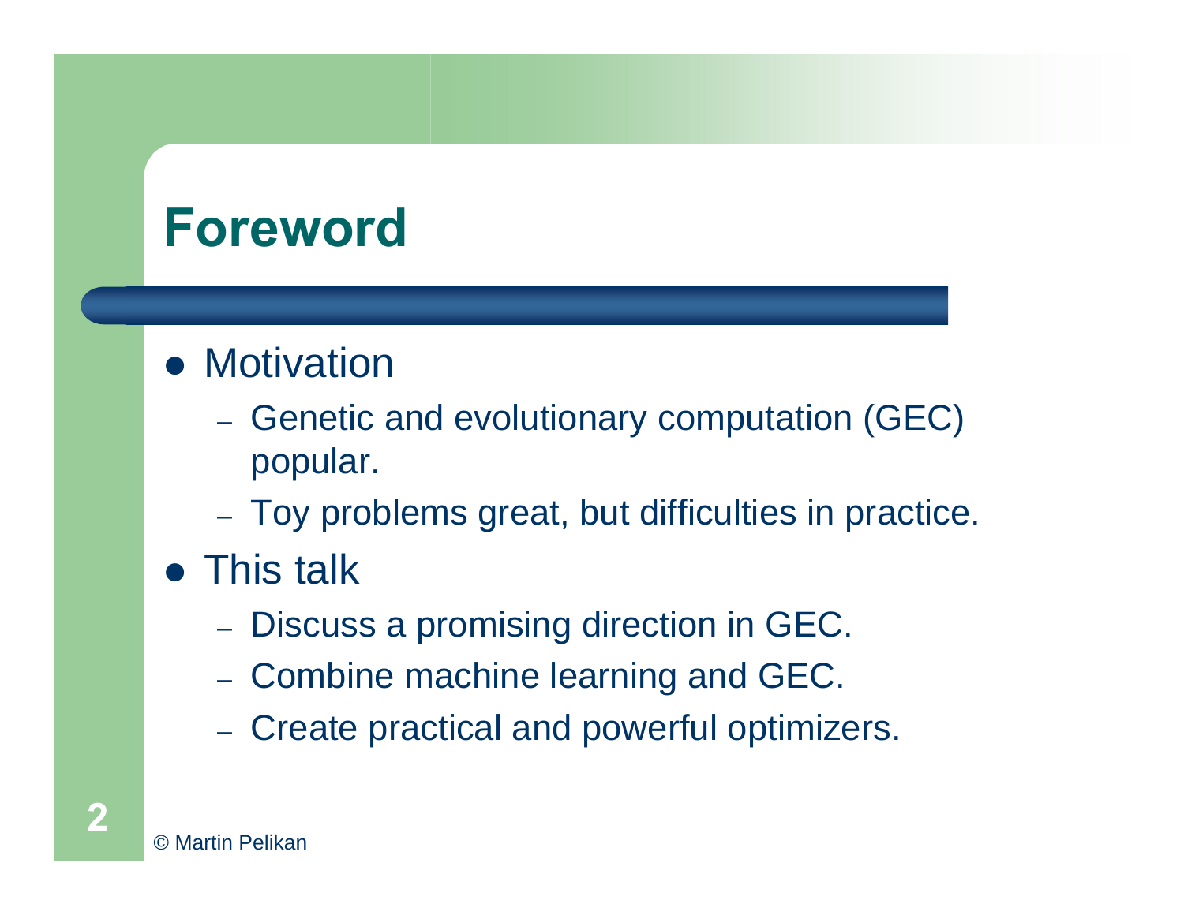# Foreword

- Motivation
  - Genetic and evolutionary computation (GEC) popular.
  - Toy problems great, but difficulties in practice.
- This talk
  - Discuss a promising direction in GEC.
  - Combine machine learning and GEC.
  - Create practical and powerful optimizers.

© Martin Pelikan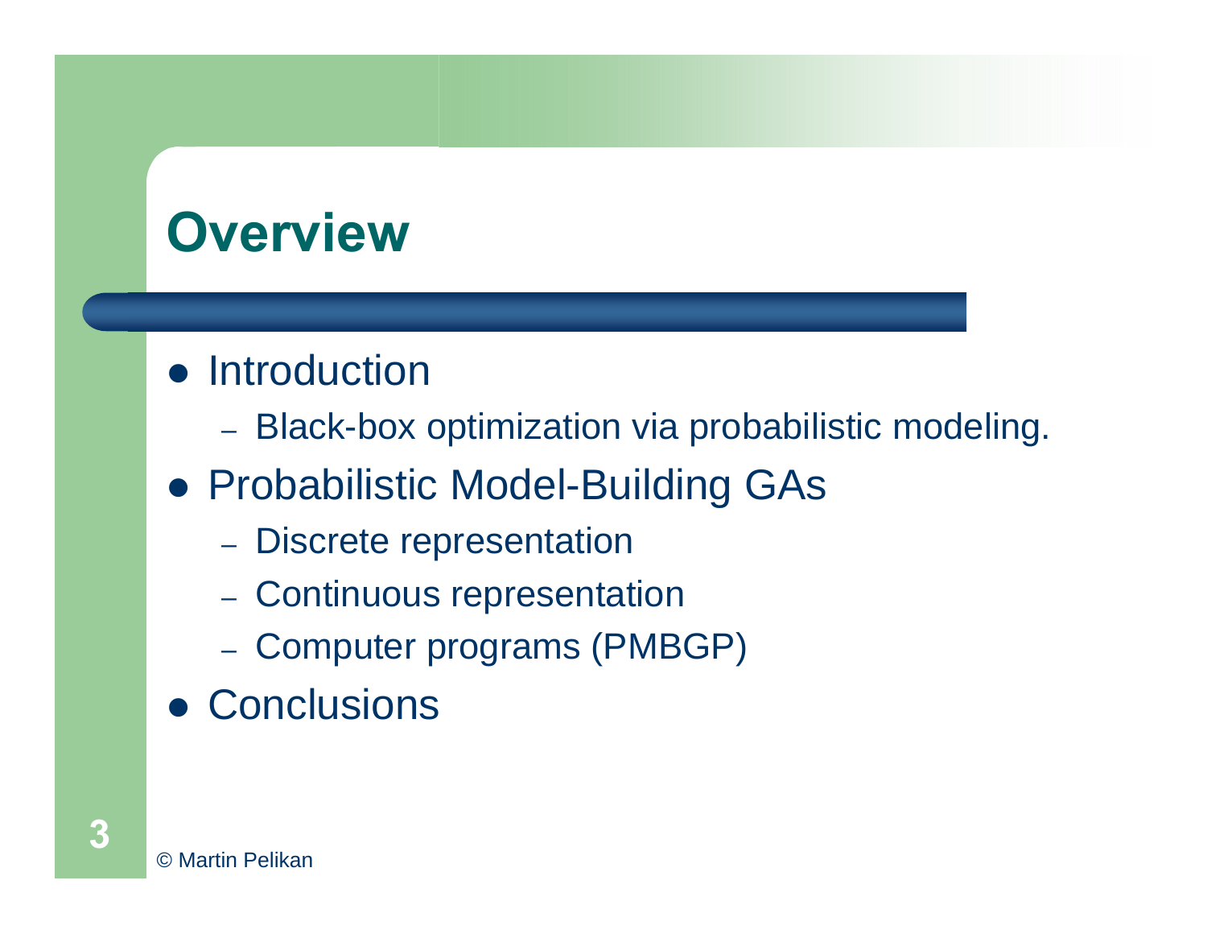# Overview

- Introduction
  - Black-box optimization via probabilistic modeling.
- Probabilistic Model-Building GAs
  - Discrete representation
  - Continuous representation
  - Computer programs (PMBGP)
- Conclusions

© Martin Pelikan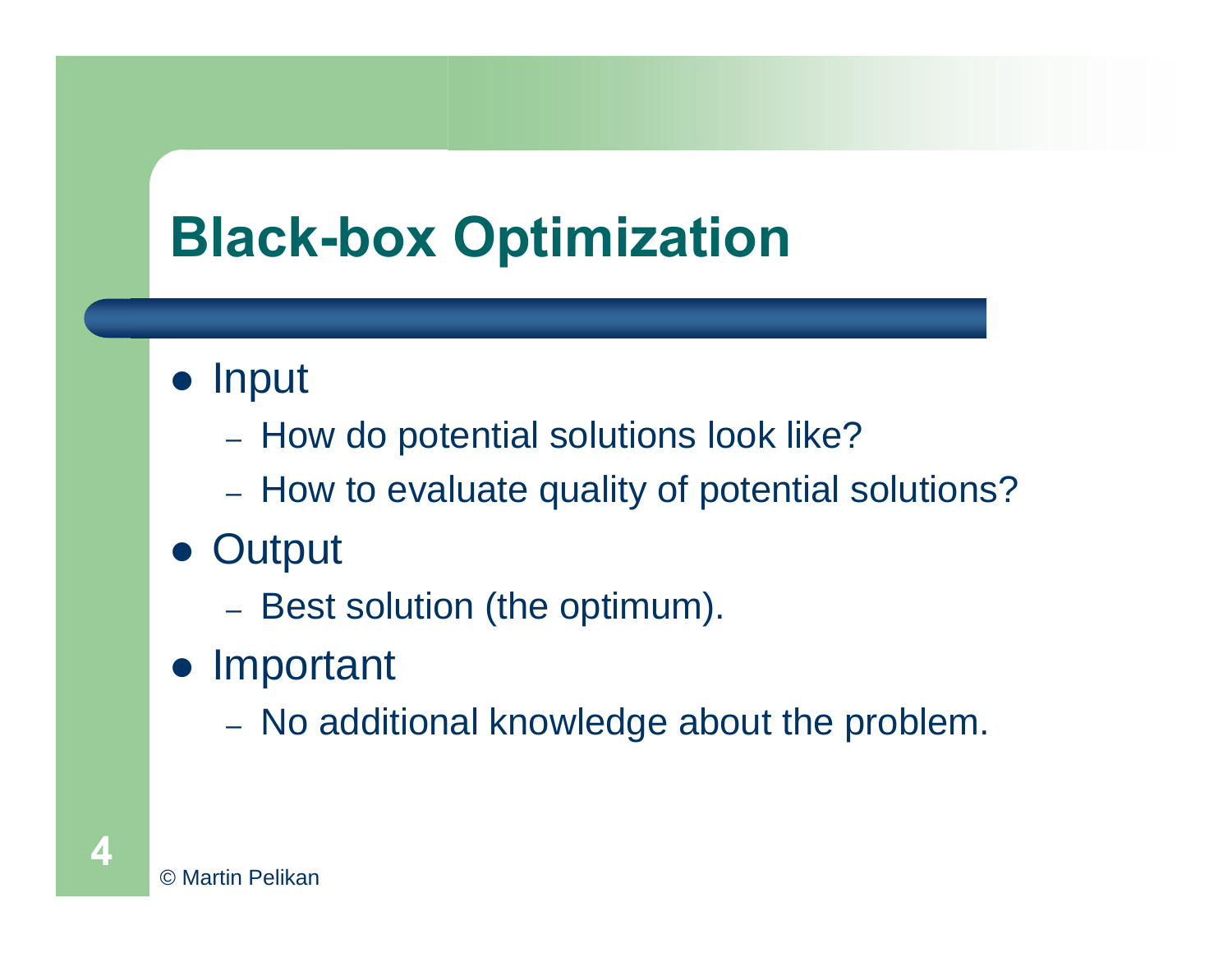# Black-box Optimization

- Input
  - How do potential solutions look like?
  - How to evaluate quality of potential solutions?
- Output
  - Best solution (the optimum).
- Important
  - No additional knowledge about the problem.

© Martin Pelikan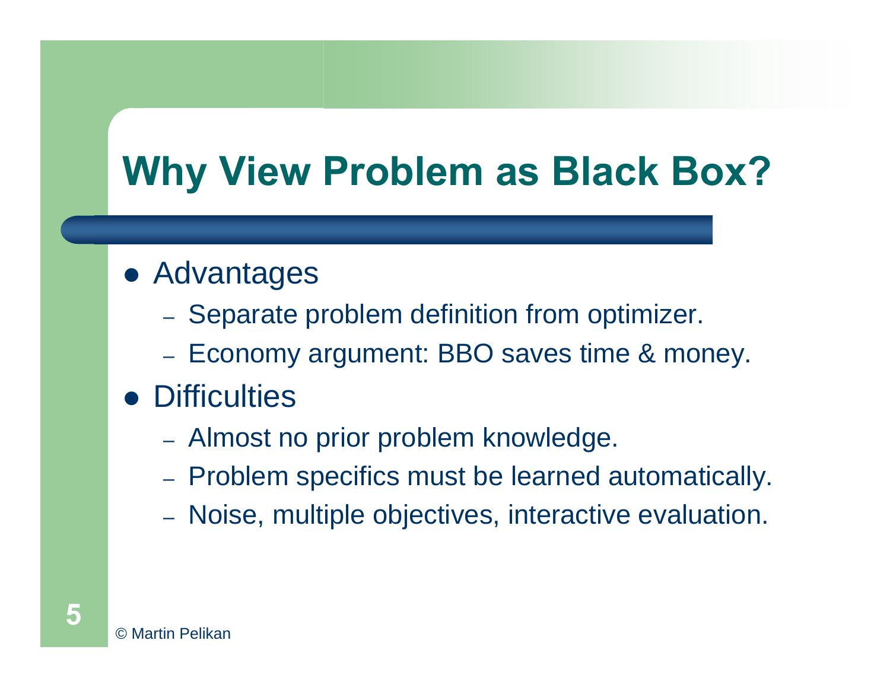# Why View Problem as Black Box?

- Advantages
  - Separate problem definition from optimizer.
  - Economy argument: BBO saves time & money.
- Difficulties
  - Almost no prior problem knowledge.
  - Problem specifics must be learned automatically.
  - Noise, multiple objectives, interactive evaluation.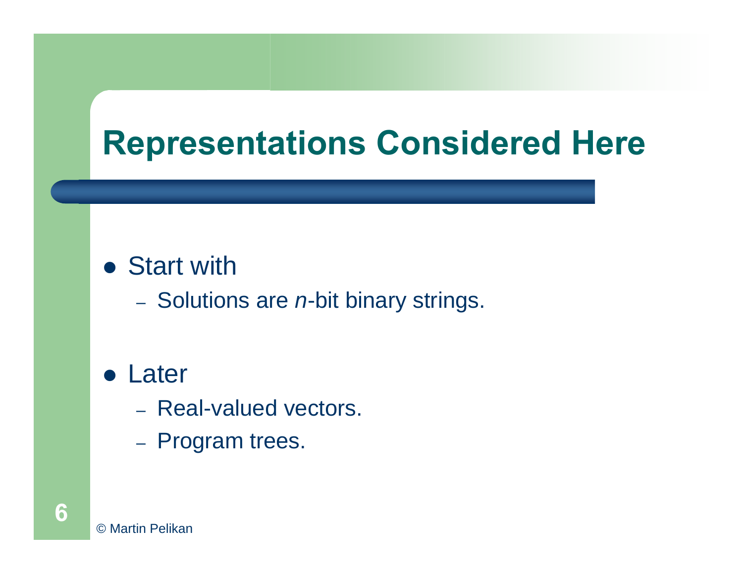# Representations Considered Here

- Start with
  - Solutions are *n*-bit binary strings.

- Later
  - Real-valued vectors.
  - Program trees.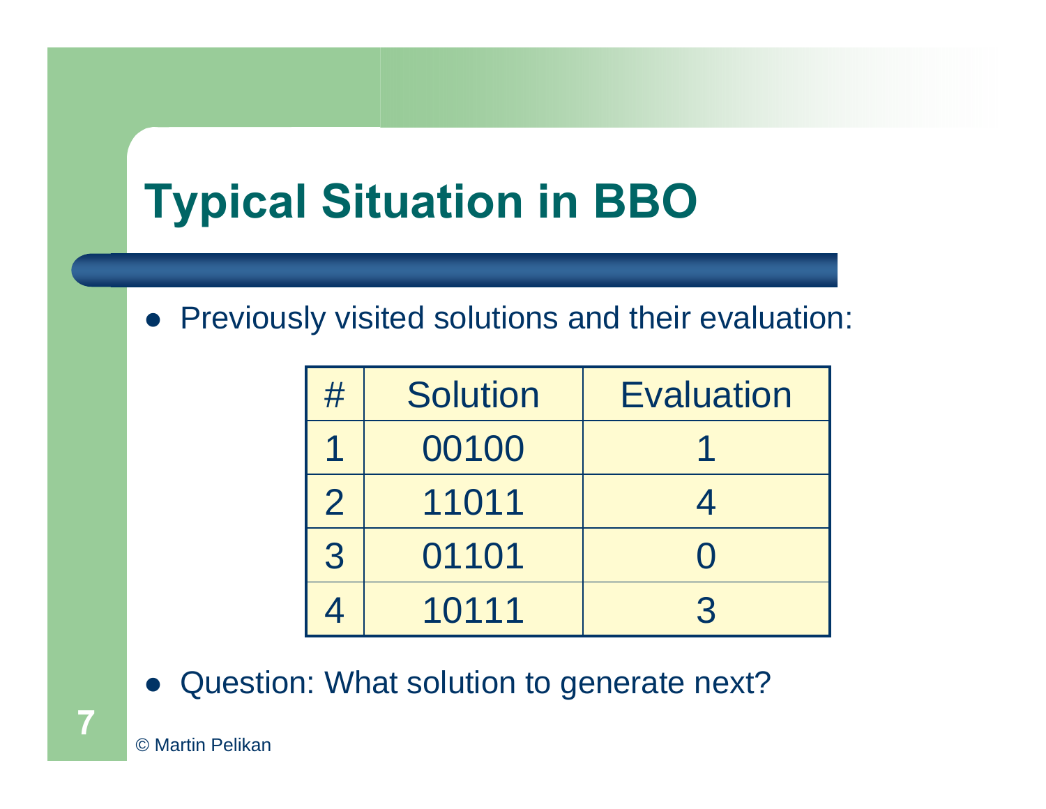# Typical Situation in BBO

- Previously visited solutions and their evaluation:

| # | Solution | Evaluation |
|---|---|---|
| 1 | 00100 | 1 |
| 2 | 11011 | 4 |
| 3 | 01101 | 0 |
| 4 | 10111 | 3 |

- Question: What solution to generate next?

© Martin Pelikan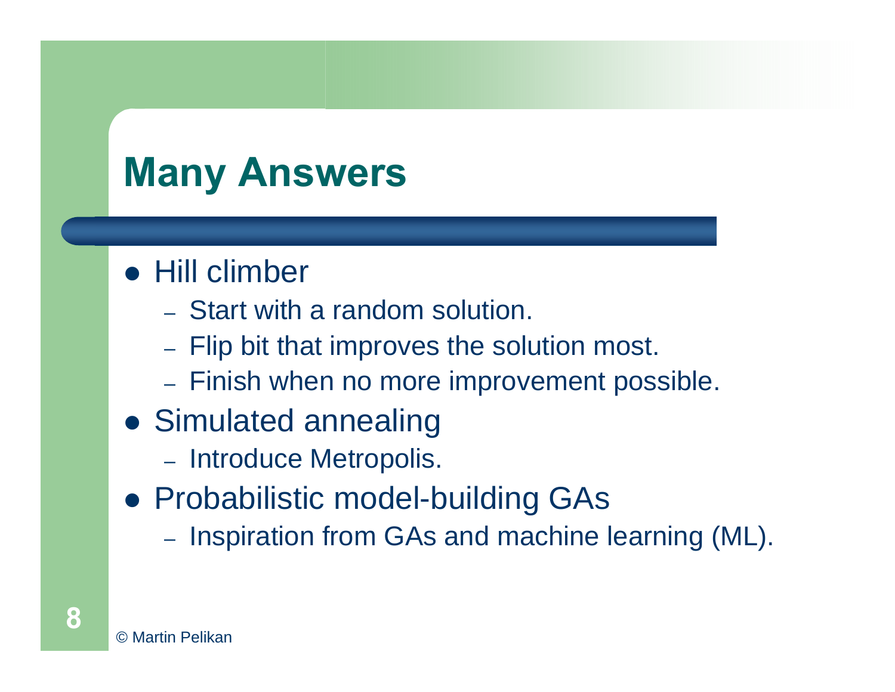# Many Answers

- Hill climber
  - Start with a random solution.
  - Flip bit that improves the solution most.
  - Finish when no more improvement possible.
- Simulated annealing
  - Introduce Metropolis.
- Probabilistic model-building GAs
  - Inspiration from GAs and machine learning (ML).

© Martin Pelikan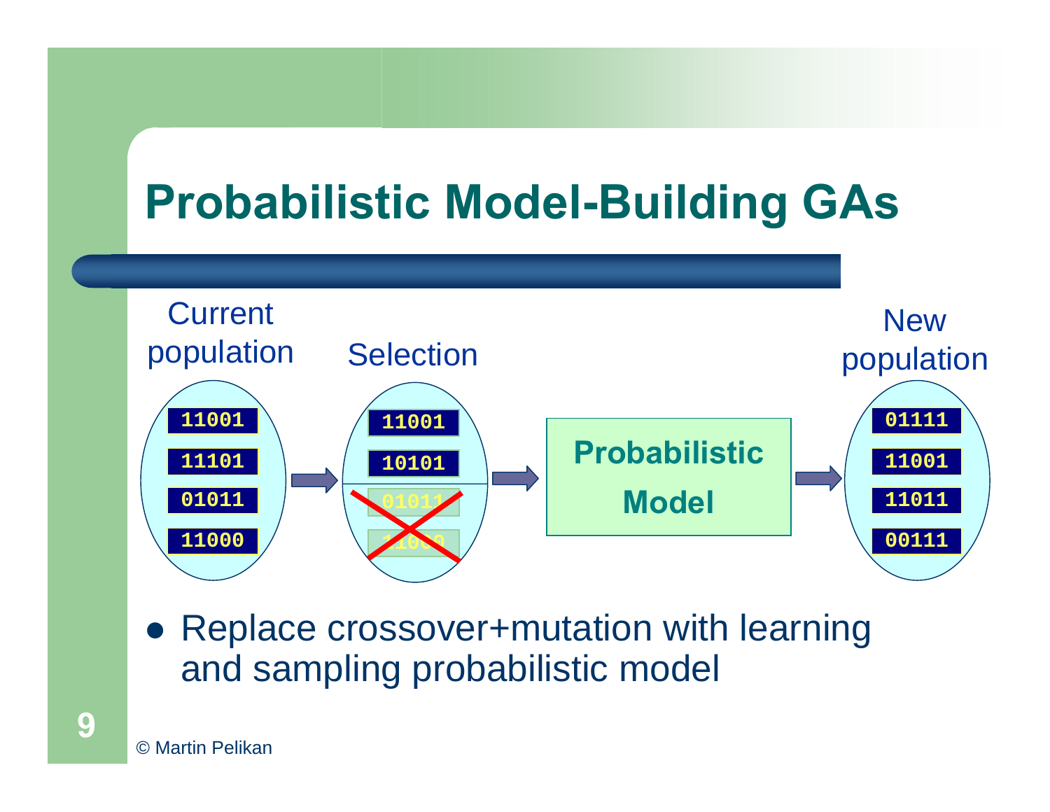# Probabilistic Model-Building GAs

| Current population | Selection | | New population |
|---|---|---|---|
| 11001 | 11001 | | 01111 |
| 11101 | 10101 | | 11001 |
| 01011 | ~~01011~~ | | 11011 |
| 11000 | ~~11000~~ | | 00111 |

Current population → Selection → Probabilistic Model → New population

- Replace crossover+mutation with learning and sampling probabilistic model

© Martin Pelikan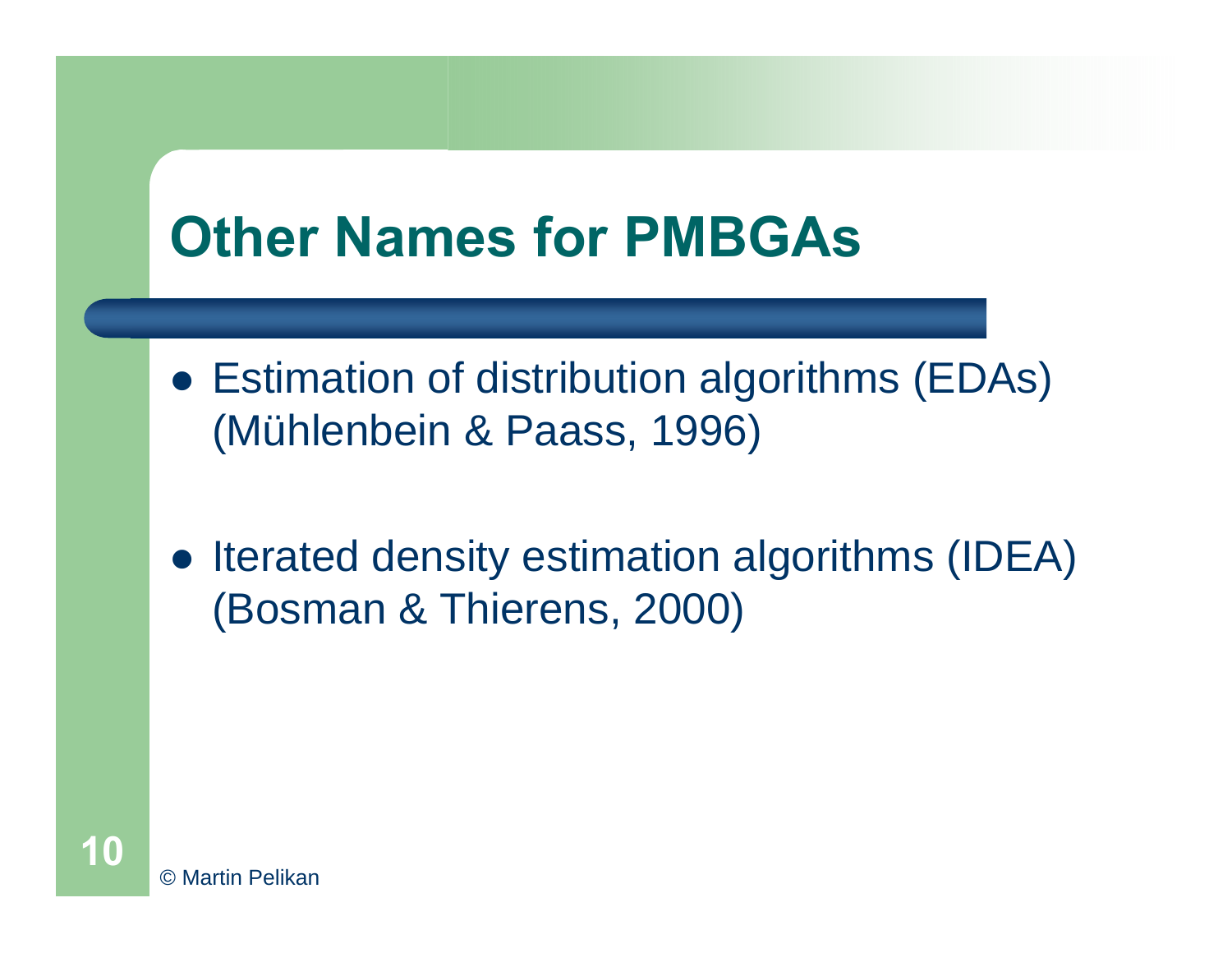# Other Names for PMBGAs

- Estimation of distribution algorithms (EDAs) (Mühlenbein & Paass, 1996)

- Iterated density estimation algorithms (IDEA) (Bosman & Thierens, 2000)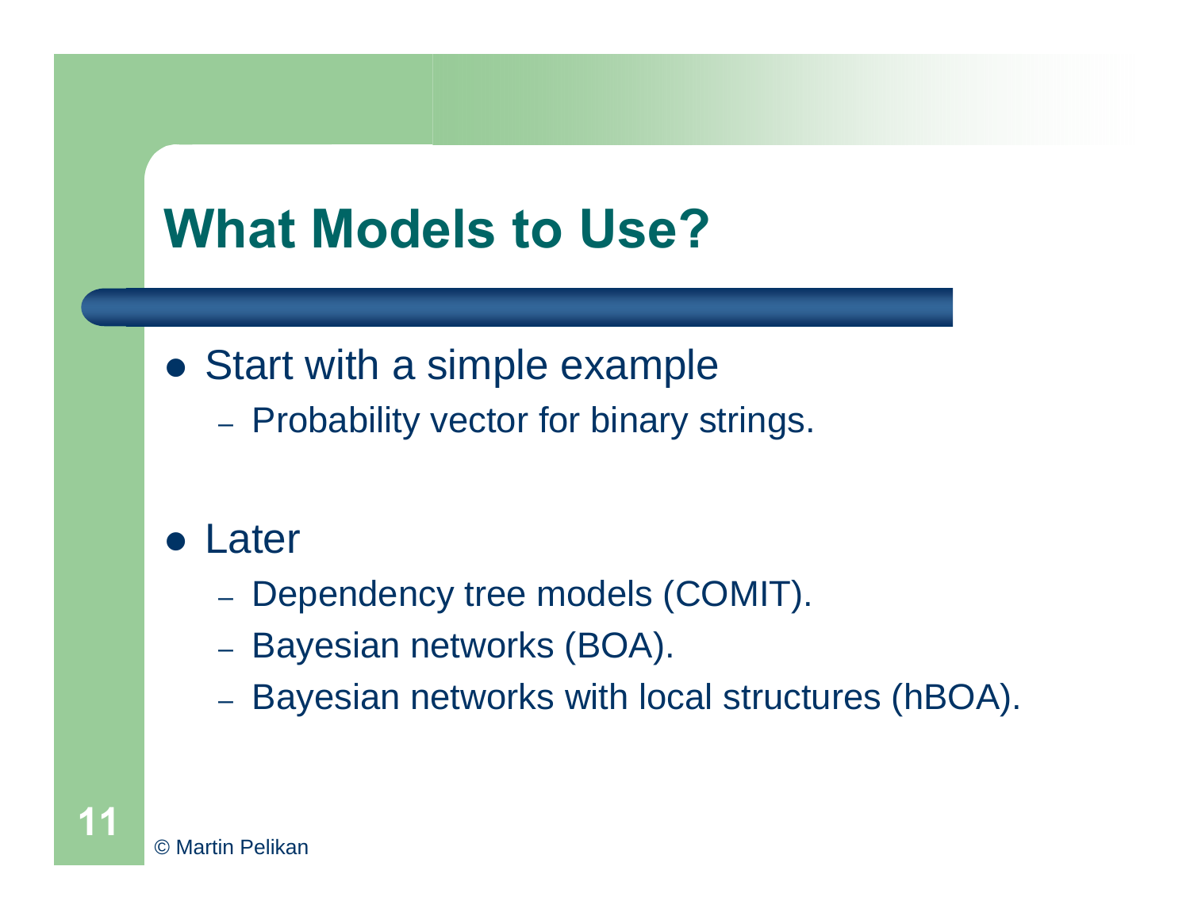# What Models to Use?

- Start with a simple example
  - Probability vector for binary strings.

- Later
  - Dependency tree models (COMIT).
  - Bayesian networks (BOA).
  - Bayesian networks with local structures (hBOA).

© Martin Pelikan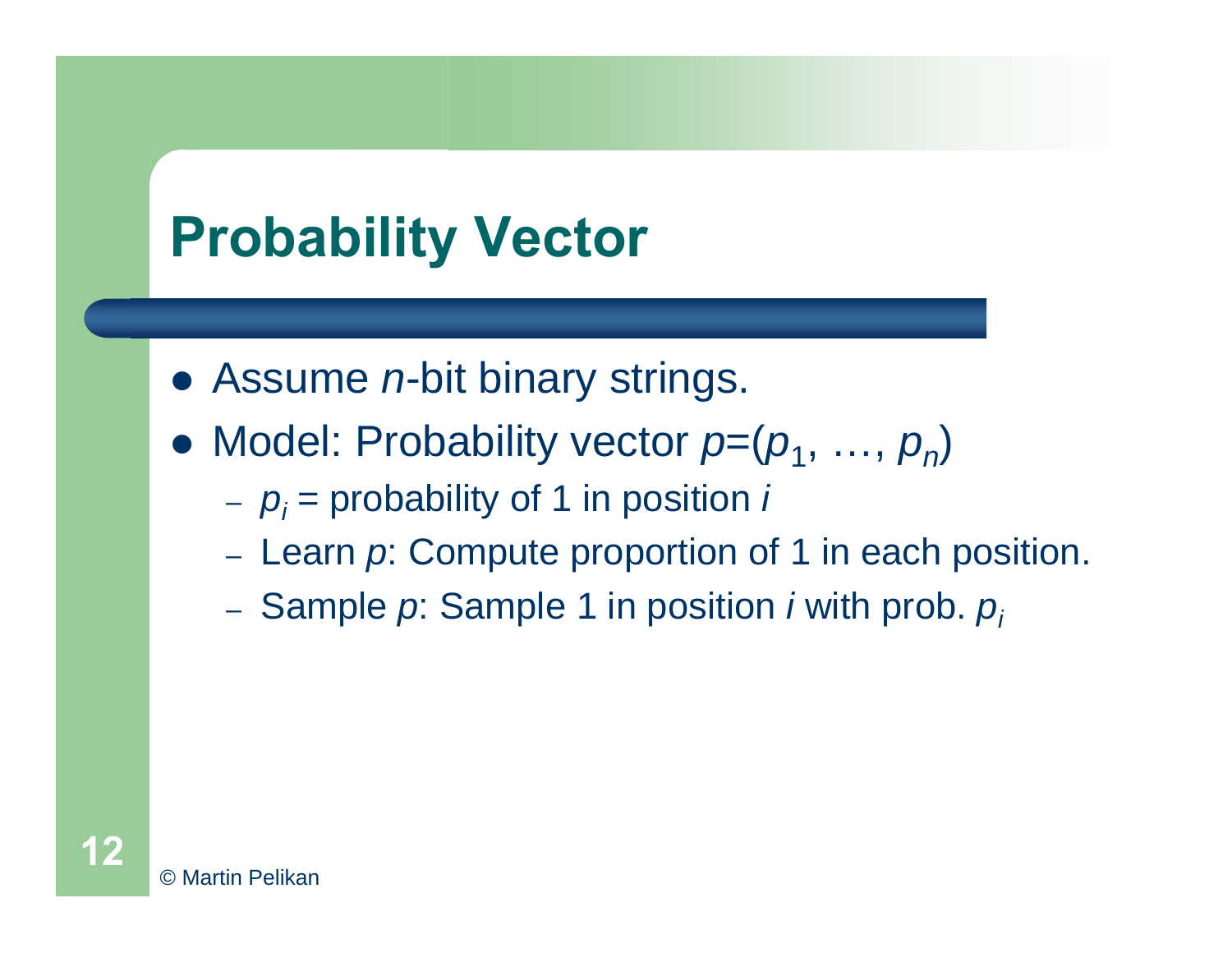# Probability Vector

- Assume $n$-bit binary strings.
- Model: Probability vector $p=(p_1, \ldots, p_n)$
  - $p_i$ = probability of 1 in position $i$
  - Learn $p$: Compute proportion of 1 in each position.
  - Sample $p$: Sample 1 in position $i$ with prob. $p_i$

© Martin Pelikan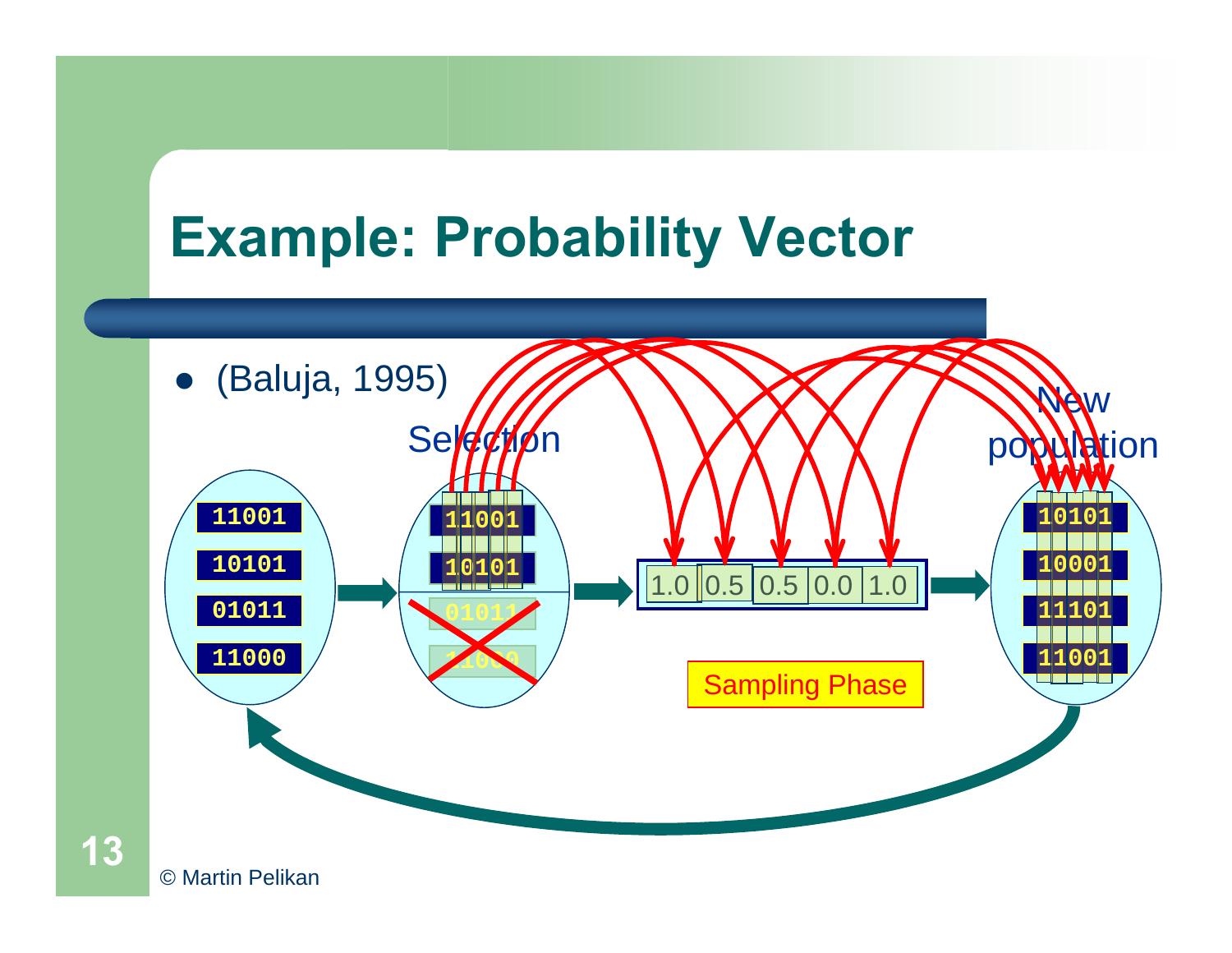# Example: Probability Vector

- (Baluja, 1995)

Selection

New population

11001
10101
01011
11000

11001
10101
01011
11000

1.0 | 0.5 | 0.5 | 0.0 | 1.0

10101
10001
11101
11001

Sampling Phase

© Martin Pelikan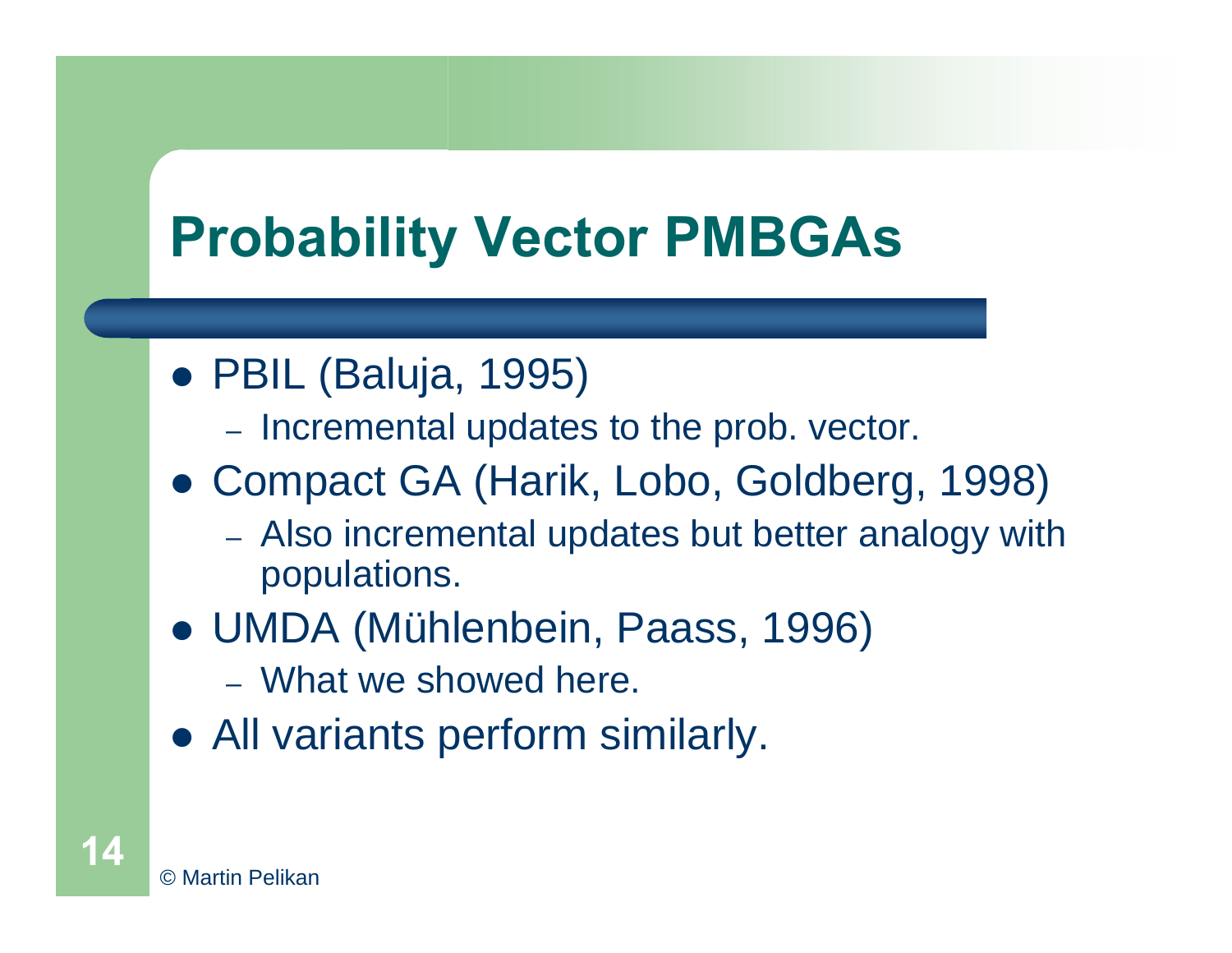# Probability Vector PMBGAs

- PBIL (Baluja, 1995)
  - Incremental updates to the prob. vector.
- Compact GA (Harik, Lobo, Goldberg, 1998)
  - Also incremental updates but better analogy with populations.
- UMDA (Mühlenbein, Paass, 1996)
  - What we showed here.
- All variants perform similarly.

© Martin Pelikan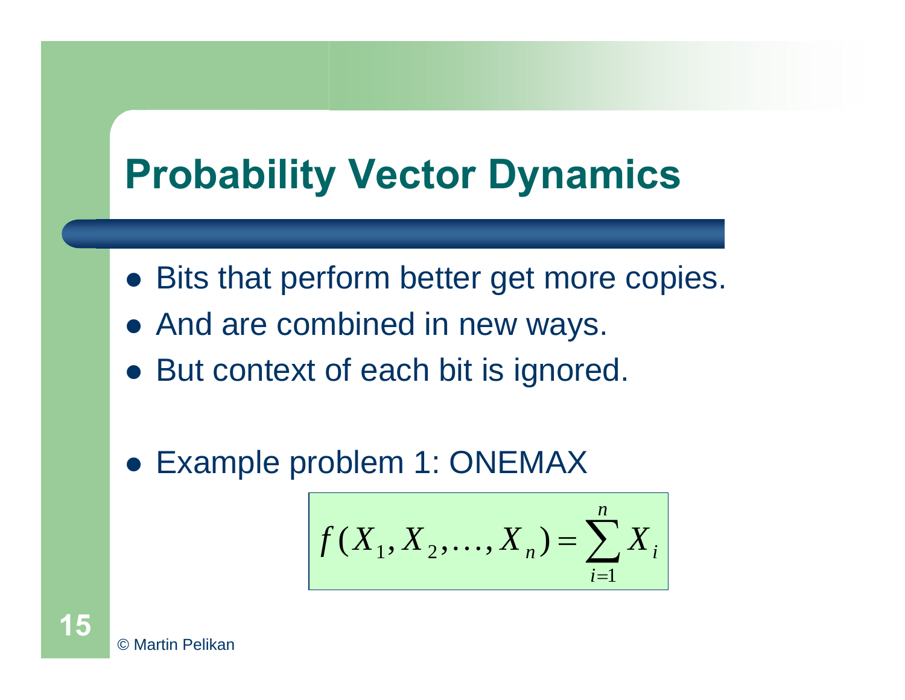# Probability Vector Dynamics

- Bits that perform better get more copies.
- And are combined in new ways.
- But context of each bit is ignored.

- Example problem 1: ONEMAX

$$f(X_1, X_2, \ldots, X_n) = \sum_{i=1}^{n} X_i$$

© Martin Pelikan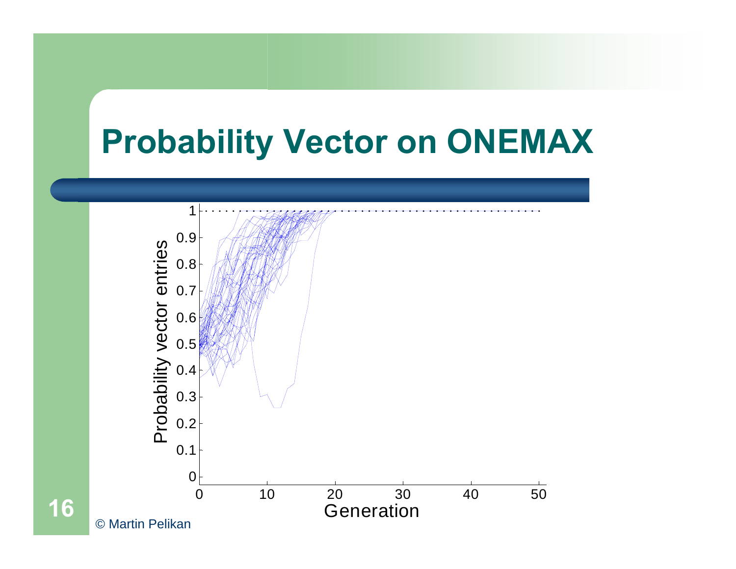# Probability Vector on ONEMAX

© Martin Pelikan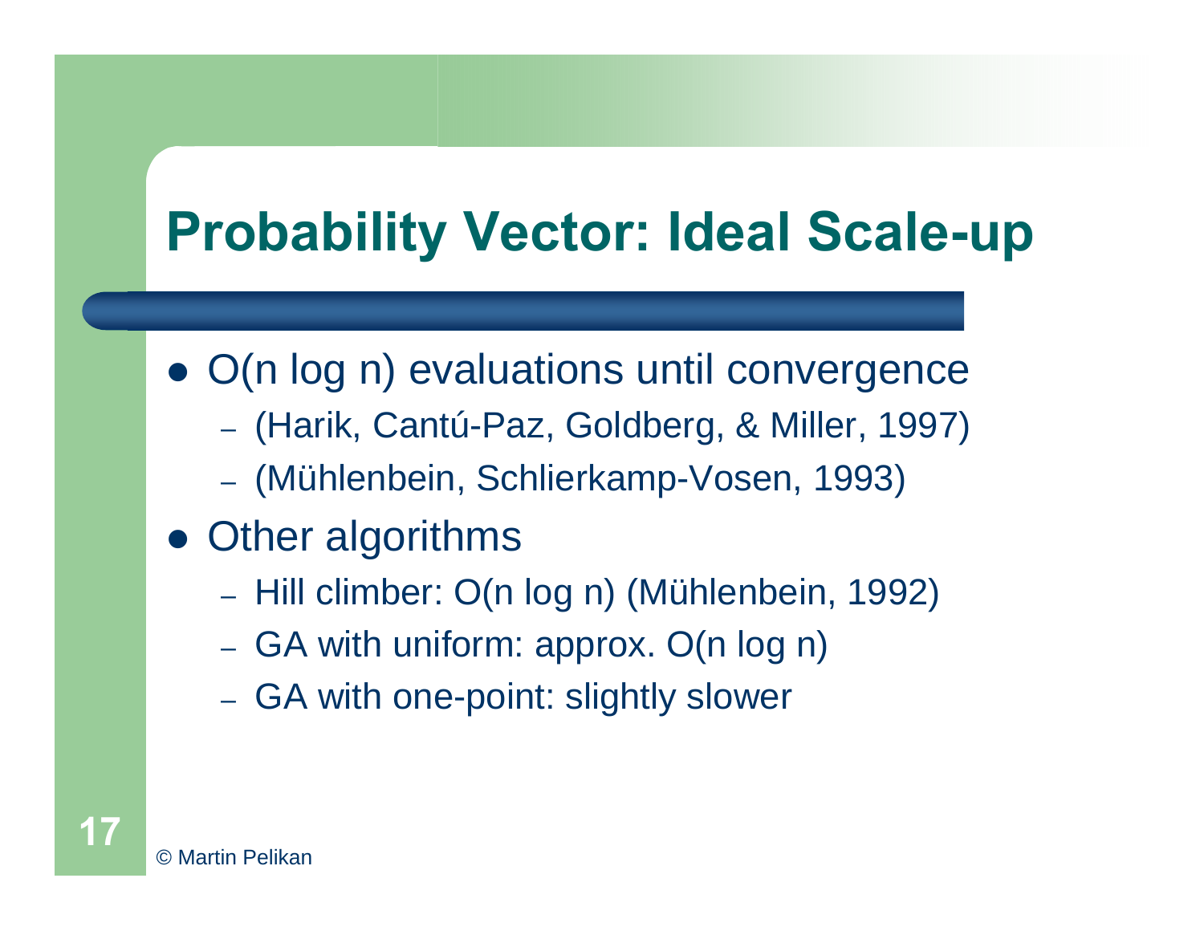# Probability Vector: Ideal Scale-up

- O(n log n) evaluations until convergence
  - (Harik, Cantú-Paz, Goldberg, & Miller, 1997)
  - (Mühlenbein, Schlierkamp-Vosen, 1993)
- Other algorithms
  - Hill climber: O(n log n) (Mühlenbein, 1992)
  - GA with uniform: approx. O(n log n)
  - GA with one-point: slightly slower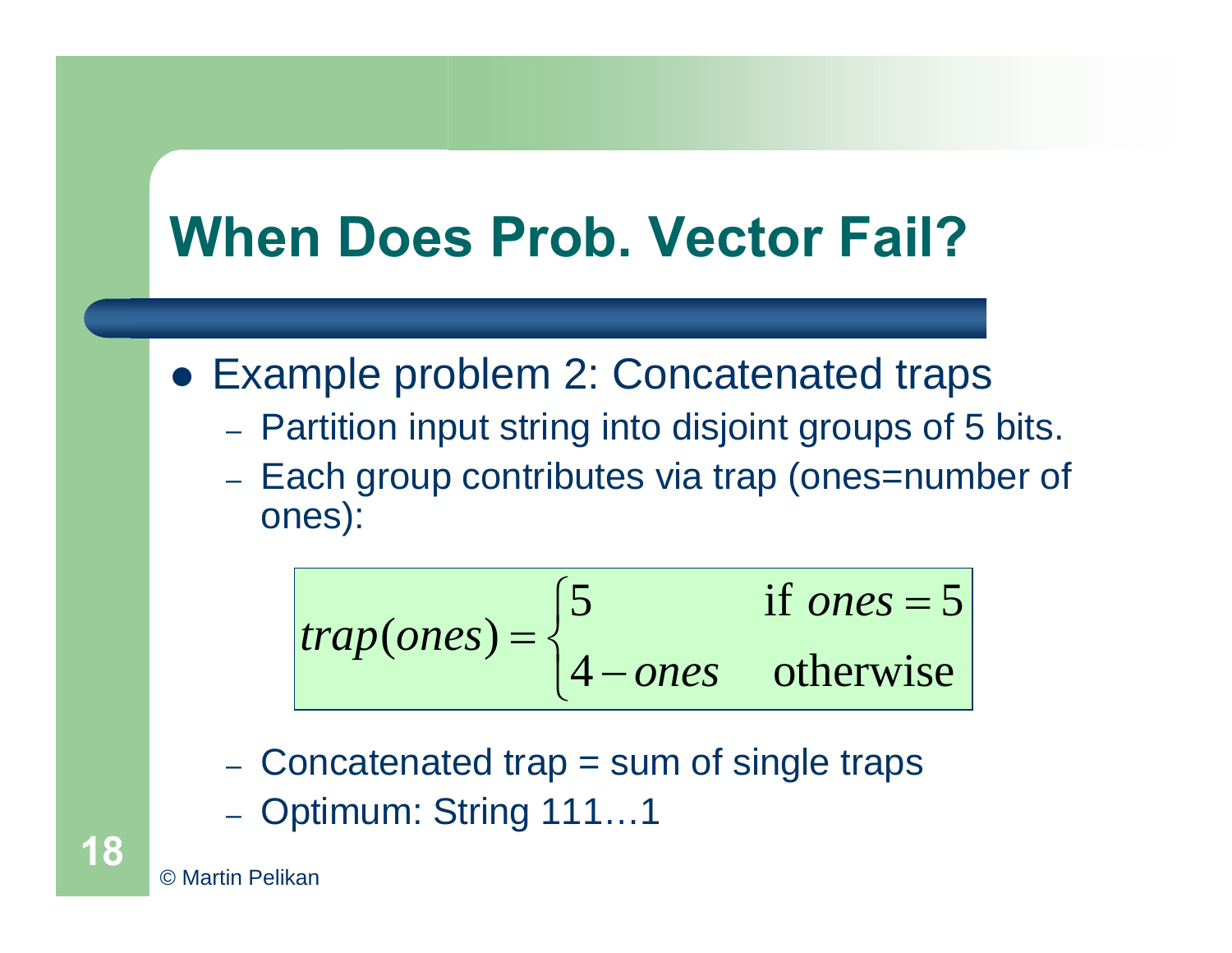# When Does Prob. Vector Fail?

- Example problem 2: Concatenated traps
  - Partition input string into disjoint groups of 5 bits.
  - Each group contributes via trap (ones=number of ones):

$$trap(ones) = \begin{cases} 5 & \text{if } ones = 5 \\ 4 - ones & \text{otherwise} \end{cases}$$

  - Concatenated trap = sum of single traps
  - Optimum: String 111…1

© Martin Pelikan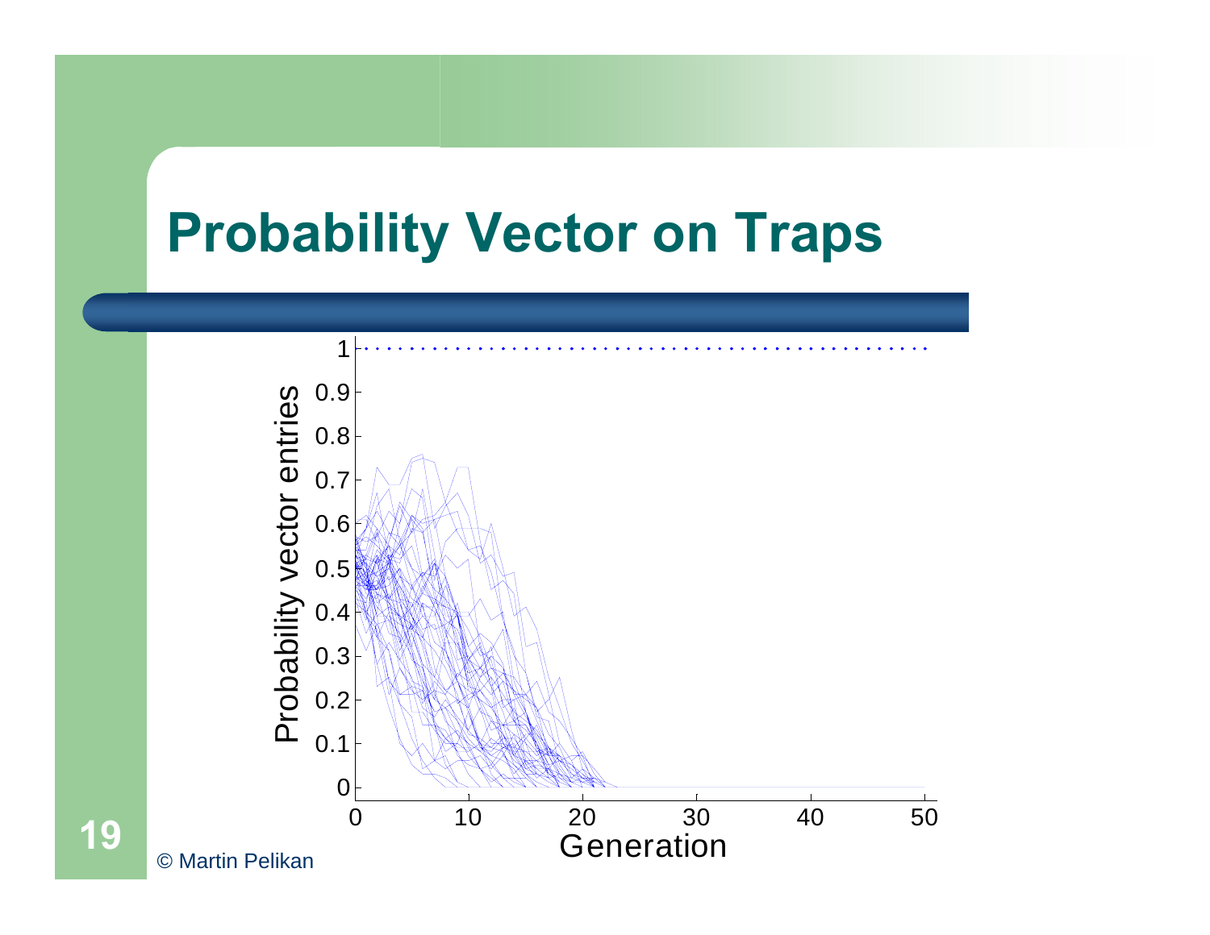# Probability Vector on Traps

© Martin Pelikan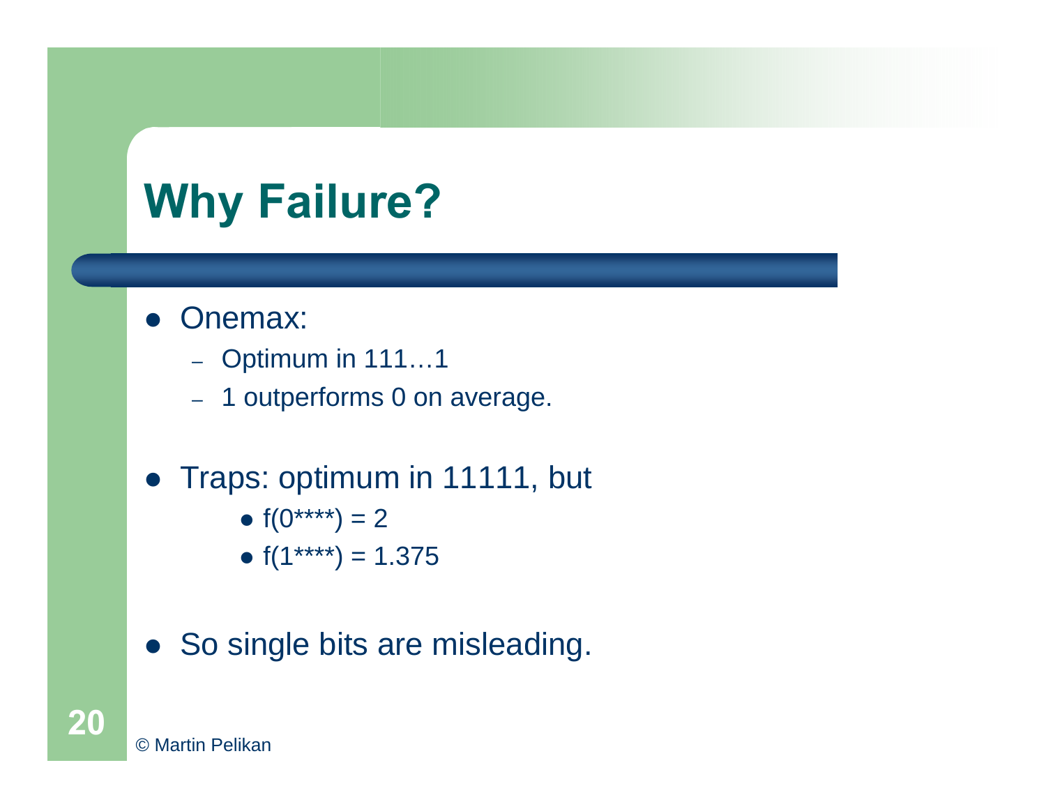# Why Failure?

- Onemax:
  - Optimum in 111…1
  - 1 outperforms 0 on average.
- Traps: optimum in 11111, but
  - f(0****) = 2
  - f(1****) = 1.375
- So single bits are misleading.

© Martin Pelikan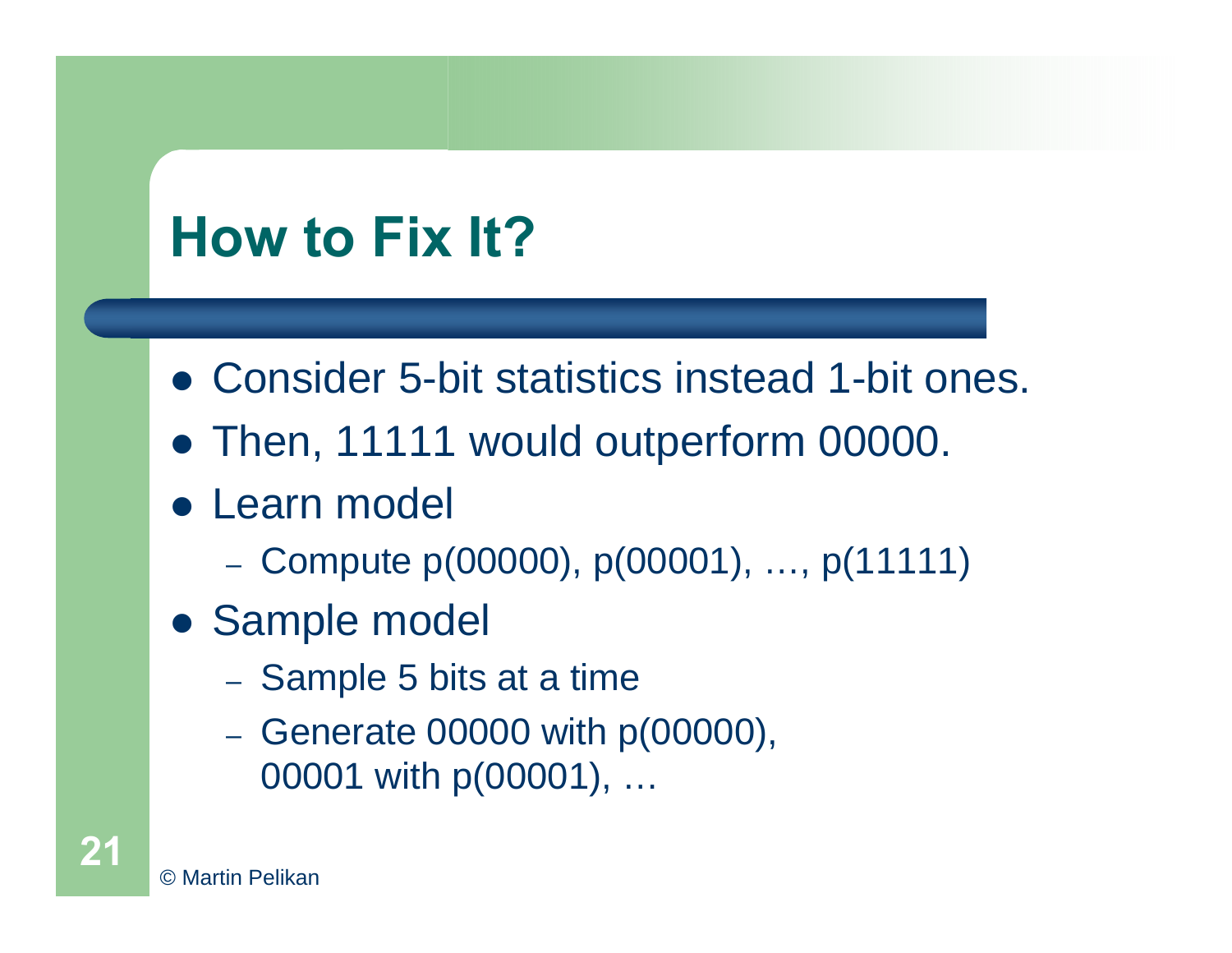# How to Fix It?

- Consider 5-bit statistics instead 1-bit ones.
- Then, 11111 would outperform 00000.
- Learn model
  - Compute p(00000), p(00001), …, p(11111)
- Sample model
  - Sample 5 bits at a time
  - Generate 00000 with p(00000), 00001 with p(00001), …

© Martin Pelikan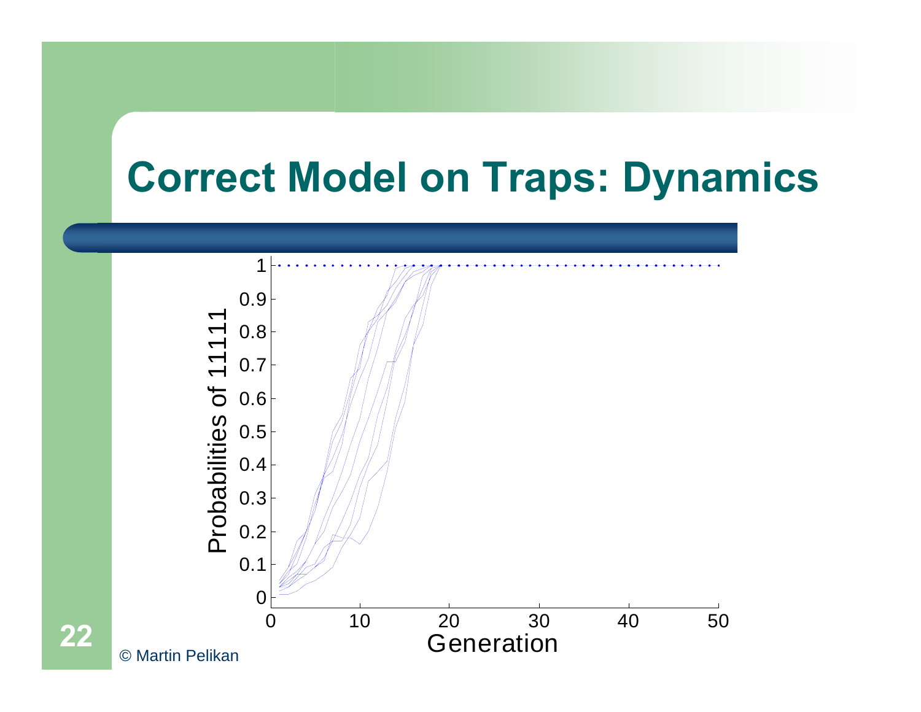# Correct Model on Traps: Dynamics

© Martin Pelikan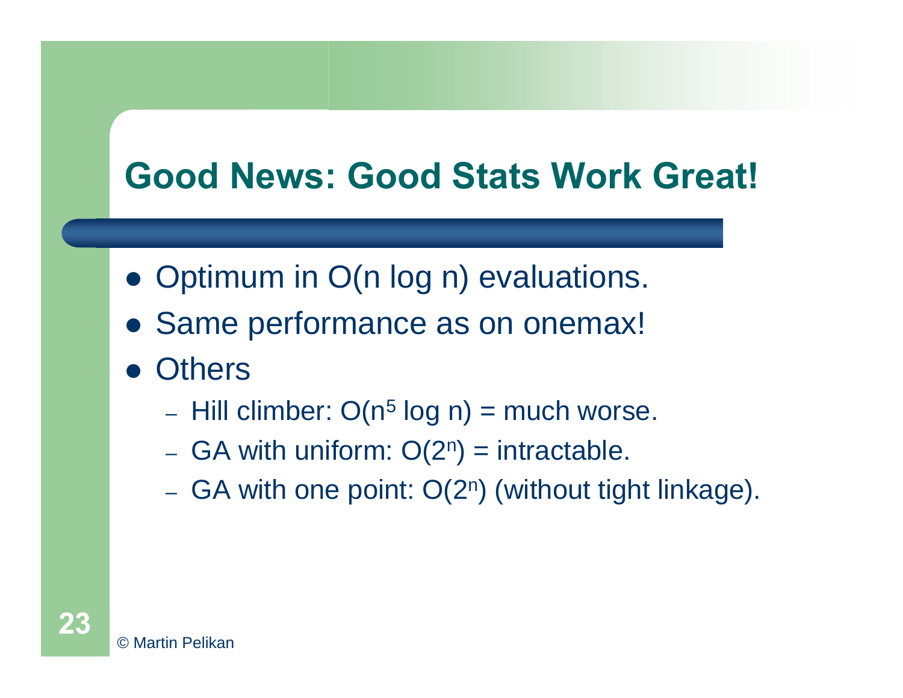# Good News: Good Stats Work Great!

- Optimum in $O(n \log n)$ evaluations.
- Same performance as on onemax!
- Others
  - Hill climber: $O(n^5 \log n)$ = much worse.
  - GA with uniform: $O(2^n)$ = intractable.
  - GA with one point: $O(2^n)$ (without tight linkage).

© Martin Pelikan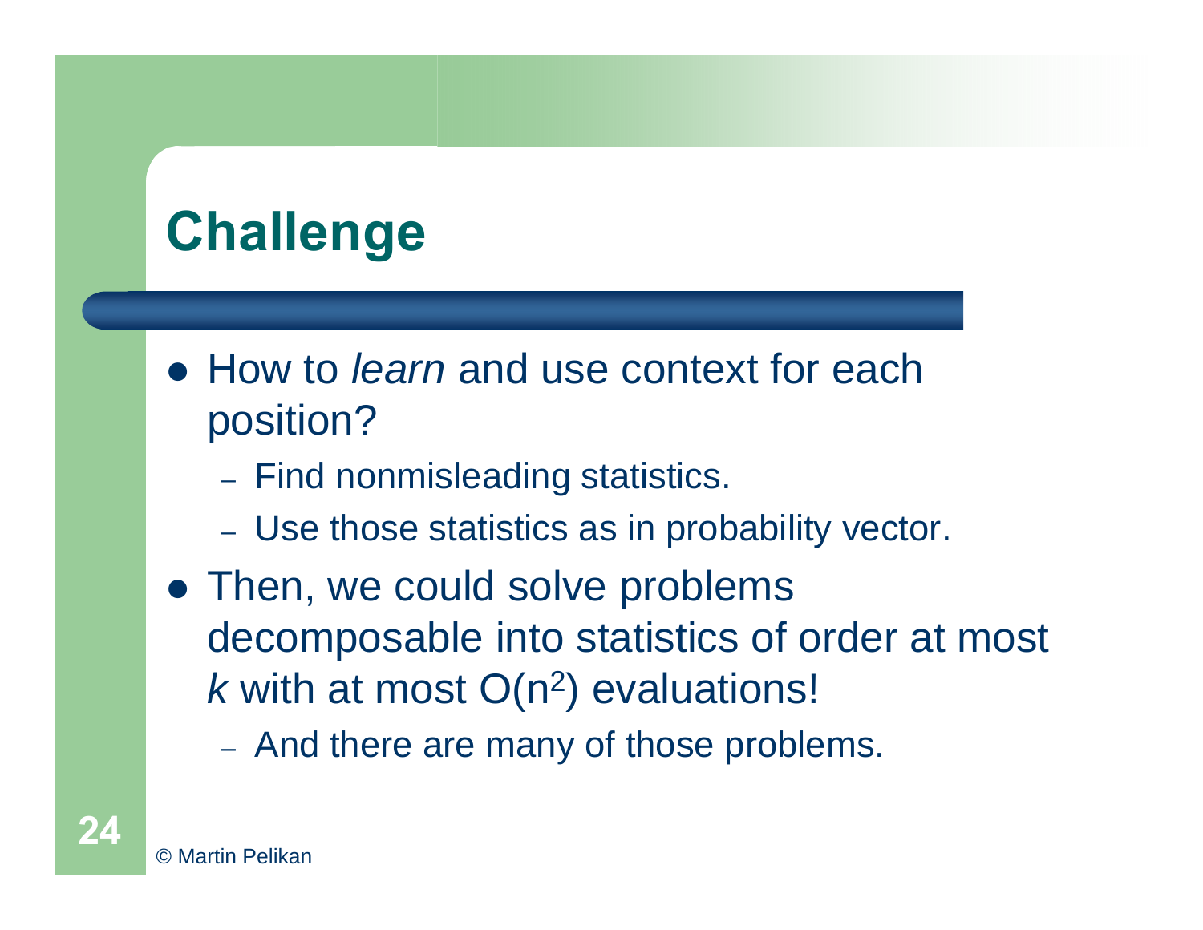# Challenge

- How to *learn* and use context for each position?
  - Find nonmisleading statistics.
  - Use those statistics as in probability vector.
- Then, we could solve problems decomposable into statistics of order at most *k* with at most $O(n^2)$ evaluations!
  - And there are many of those problems.

© Martin Pelikan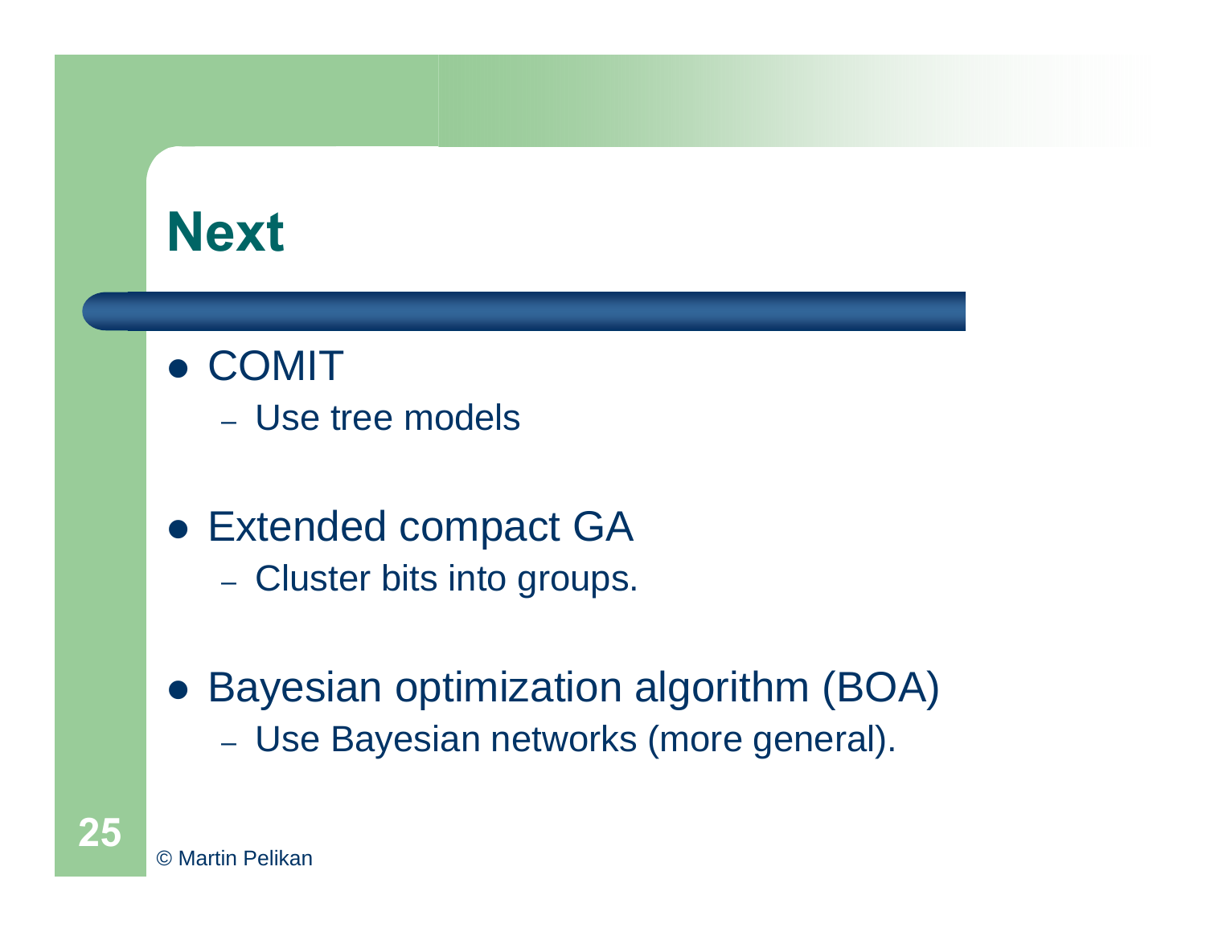# Next

- COMIT
  - Use tree models
- Extended compact GA
  - Cluster bits into groups.
- Bayesian optimization algorithm (BOA)
  - Use Bayesian networks (more general).

© Martin Pelikan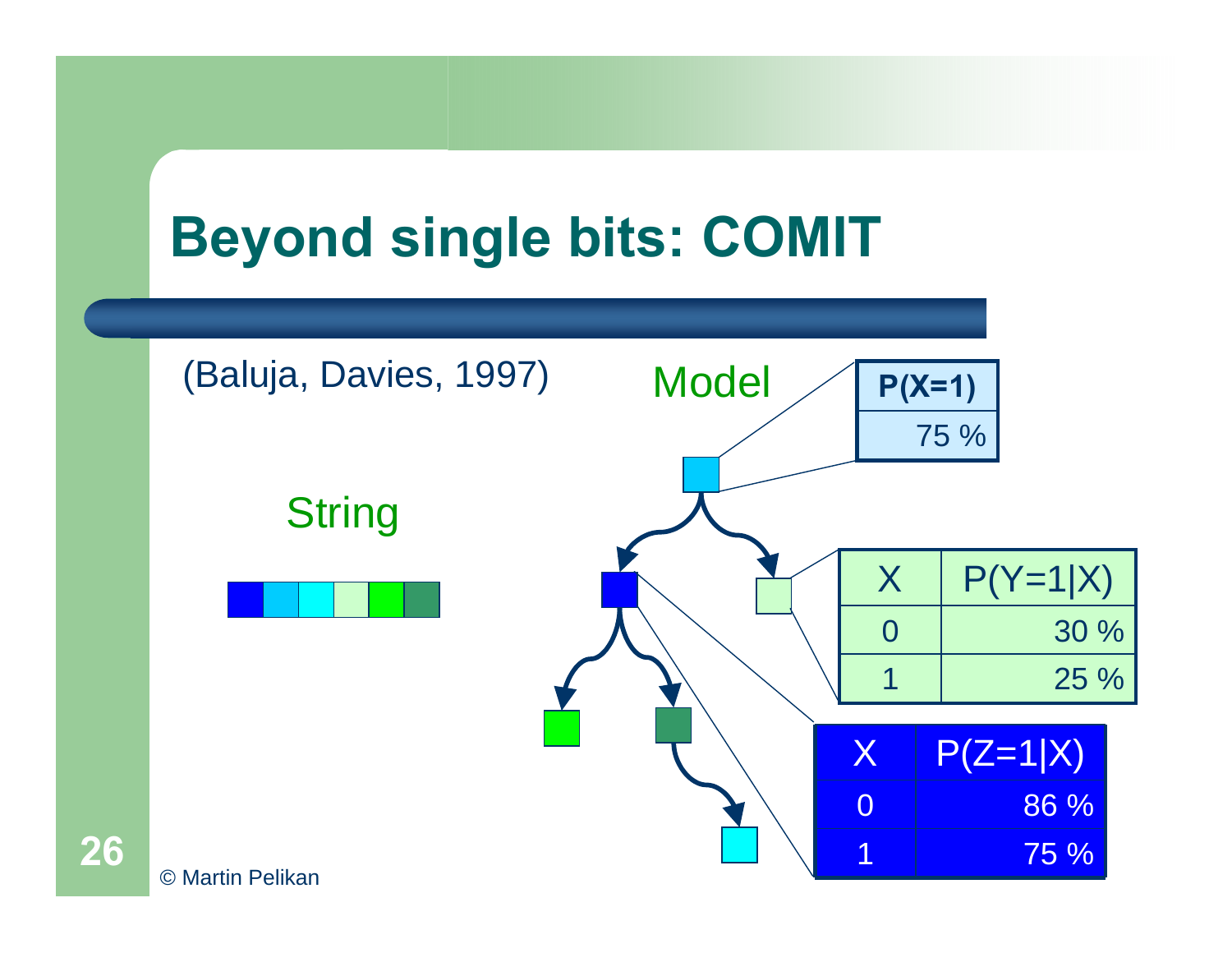# Beyond single bits: COMIT

(Baluja, Davies, 1997)

Model

String

| P(X=1) |
|---|
| 75 % |

| X | P(Y=1\|X) |
|---|---|
| 0 | 30 % |
| 1 | 25 % |

| X | P(Z=1\|X) |
|---|---|
| 0 | 86 % |
| 1 | 75 % |

© Martin Pelikan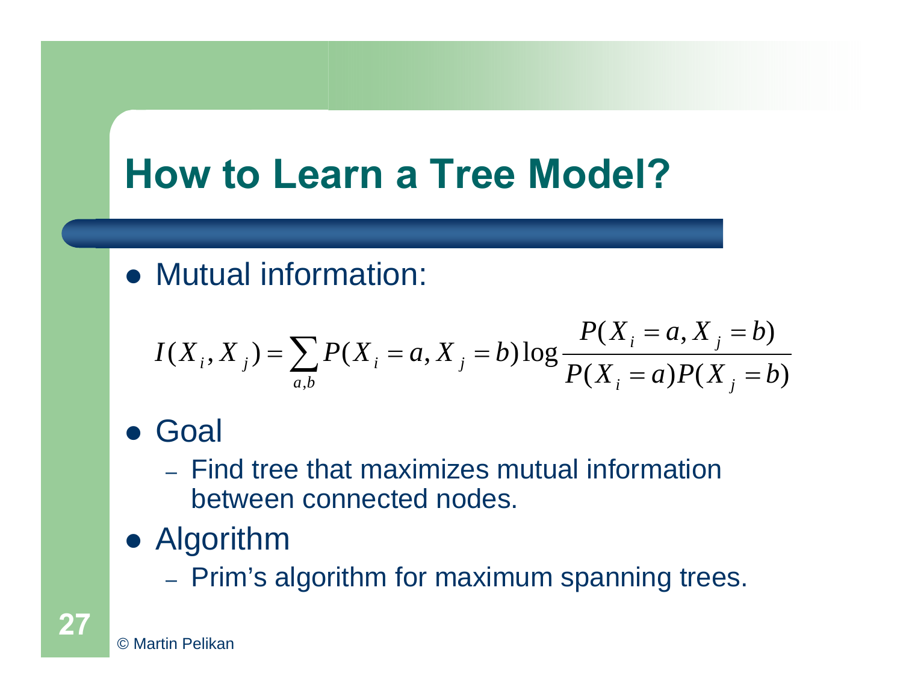# How to Learn a Tree Model?

- Mutual information:

$$I(X_i, X_j) = \sum_{a,b} P(X_i = a, X_j = b) \log \frac{P(X_i = a, X_j = b)}{P(X_i = a) P(X_j = b)}$$

- Goal
  - Find tree that maximizes mutual information between connected nodes.
- Algorithm
  - Prim's algorithm for maximum spanning trees.

© Martin Pelikan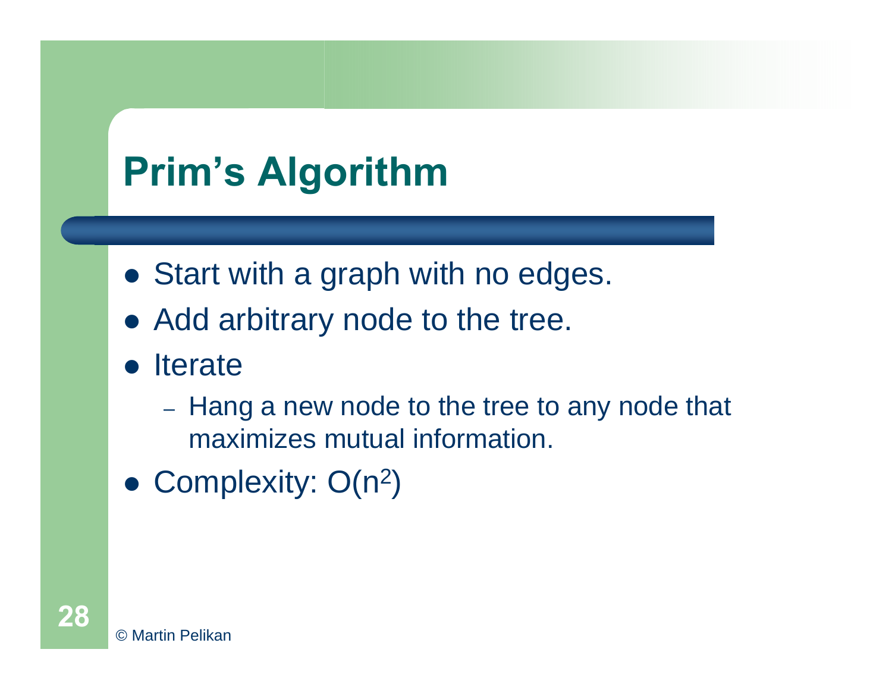# Prim's Algorithm

- Start with a graph with no edges.
- Add arbitrary node to the tree.
- Iterate
  - Hang a new node to the tree to any node that maximizes mutual information.
- Complexity: $O(n^2)$

© Martin Pelikan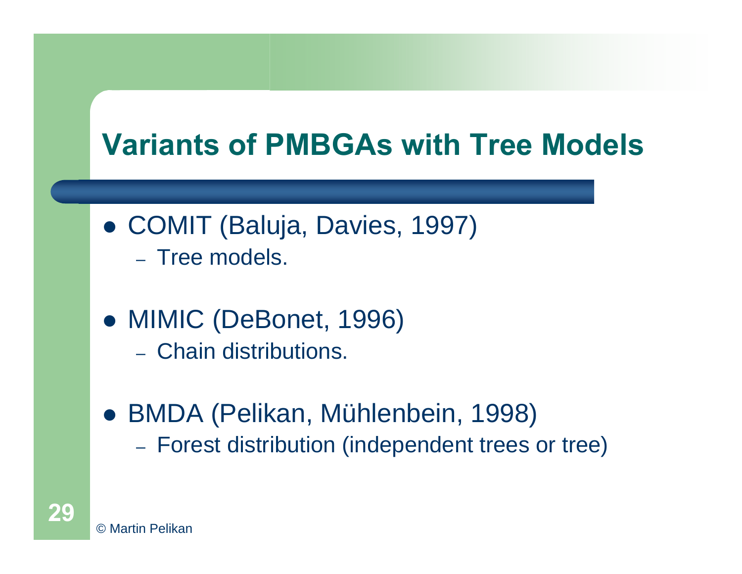# Variants of PMBGAs with Tree Models

- COMIT (Baluja, Davies, 1997)
  - Tree models.
- MIMIC (DeBonet, 1996)
  - Chain distributions.
- BMDA (Pelikan, Mühlenbein, 1998)
  - Forest distribution (independent trees or tree)

© Martin Pelikan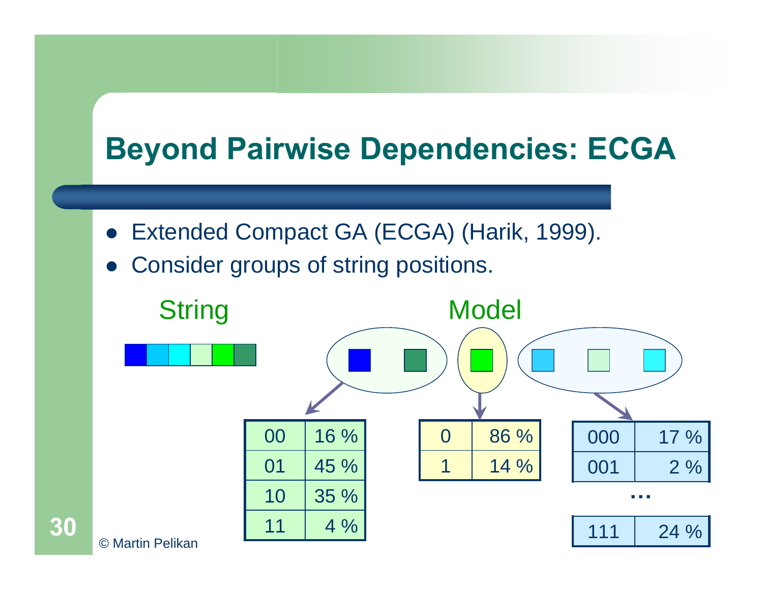# Beyond Pairwise Dependencies: ECGA

- Extended Compact GA (ECGA) (Harik, 1999).
- Consider groups of string positions.

String

Model

| 00 | 16 % |
|---|---|
| 01 | 45 % |
| 10 | 35 % |
| 11 | 4 % |

| 0 | 86 % |
|---|---|
| 1 | 14 % |

| 000 | 17 % |
|---|---|
| 001 | 2 % |
| … | |
| 111 | 24 % |

© Martin Pelikan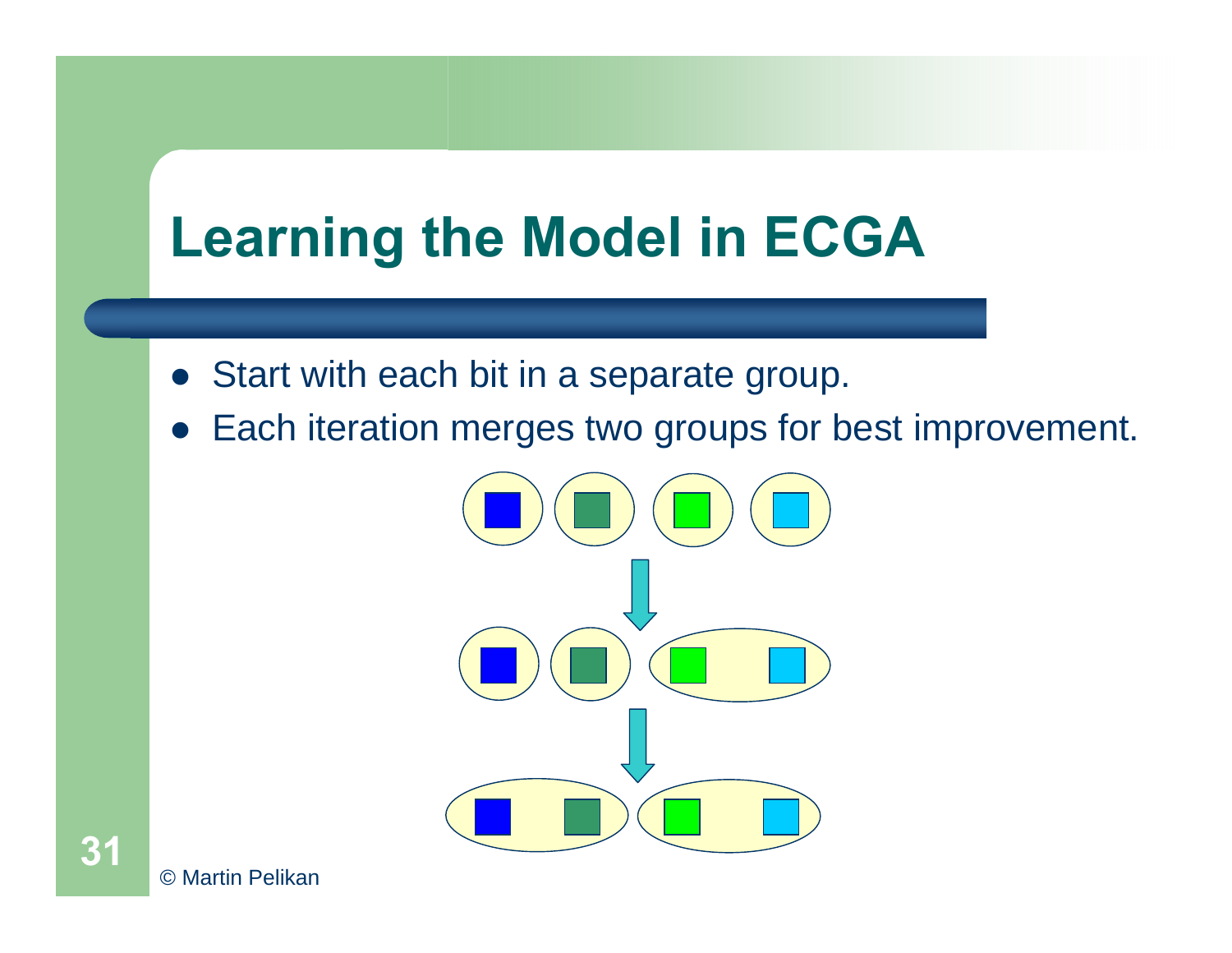# Learning the Model in ECGA

- Start with each bit in a separate group.
- Each iteration merges two groups for best improvement.

© Martin Pelikan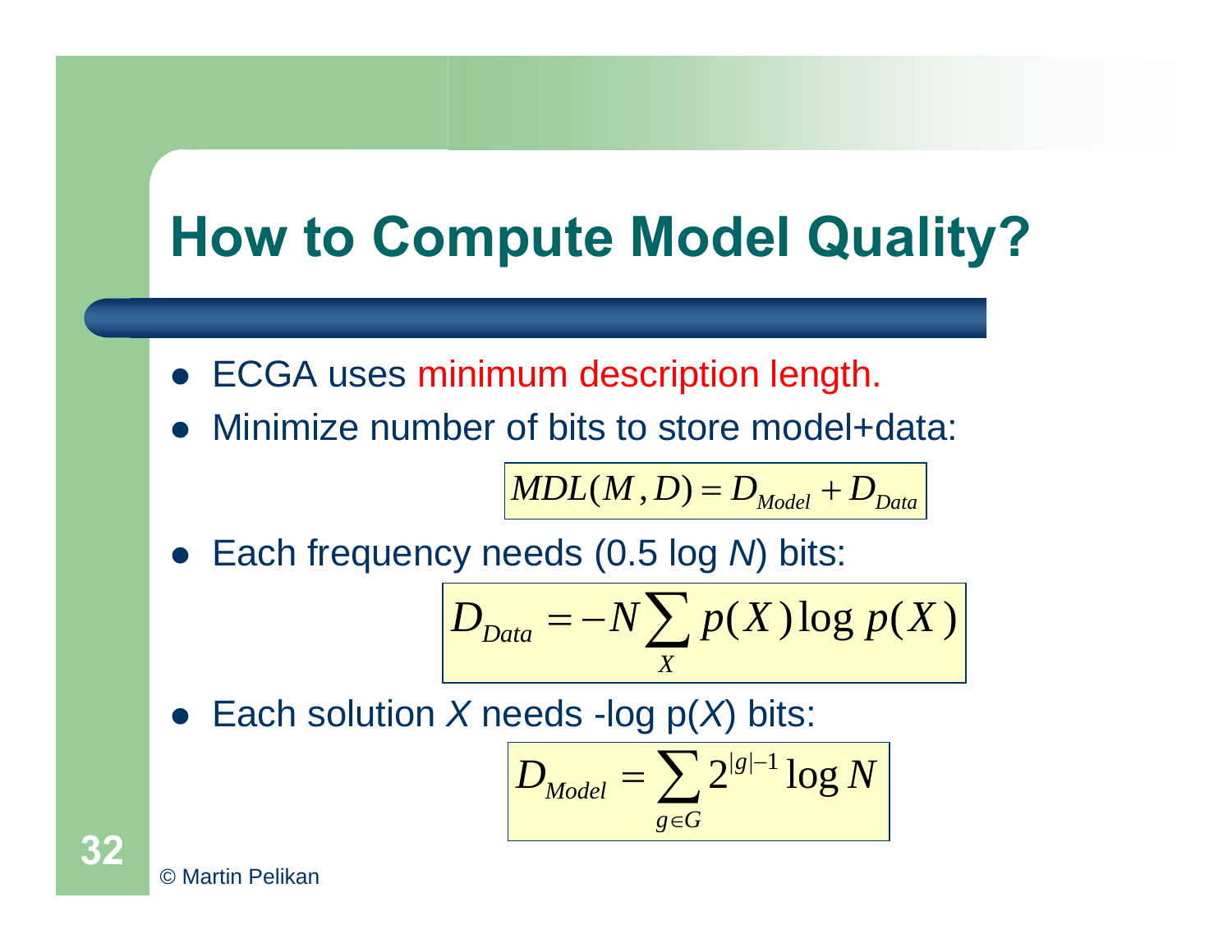# How to Compute Model Quality?

- ECGA uses minimum description length.
- Minimize number of bits to store model+data:

$$MDL(M, D) = D_{Model} + D_{Data}$$

- Each frequency needs (0.5 log *N*) bits:

$$D_{Data} = -N \sum_{X} p(X) \log p(X)$$

- Each solution *X* needs -log p(*X*) bits:

$$D_{Model} = \sum_{g \in G} 2^{|g|-1} \log N$$

© Martin Pelikan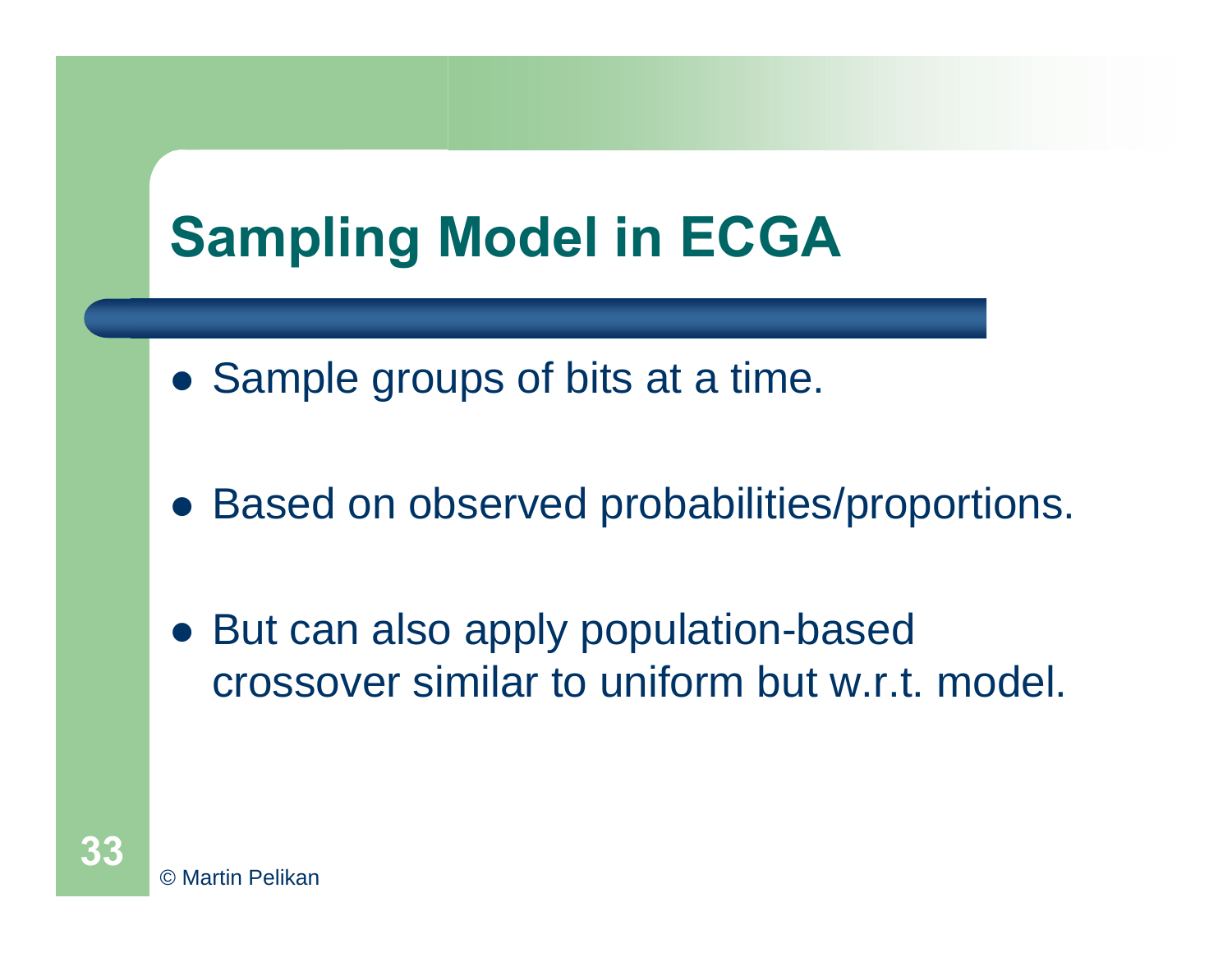# Sampling Model in ECGA

- Sample groups of bits at a time.
- Based on observed probabilities/proportions.
- But can also apply population-based crossover similar to uniform but w.r.t. model.

© Martin Pelikan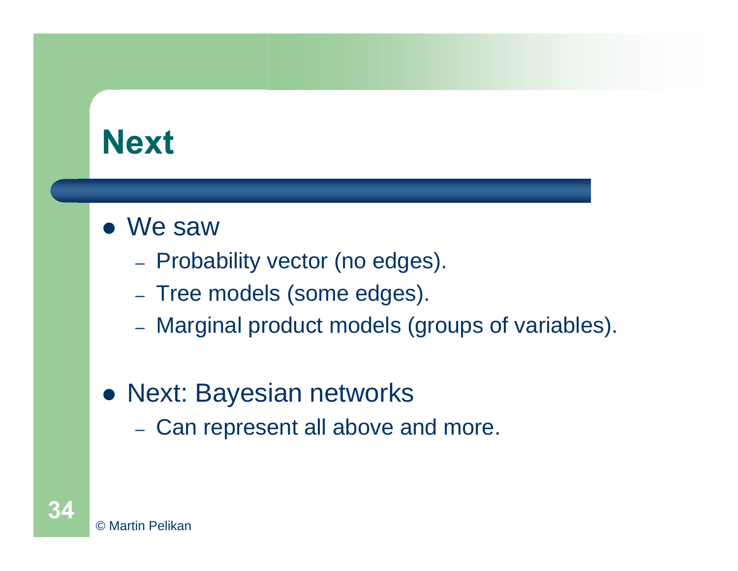# Next

- We saw
  - Probability vector (no edges).
  - Tree models (some edges).
  - Marginal product models (groups of variables).

- Next: Bayesian networks
  - Can represent all above and more.

© Martin Pelikan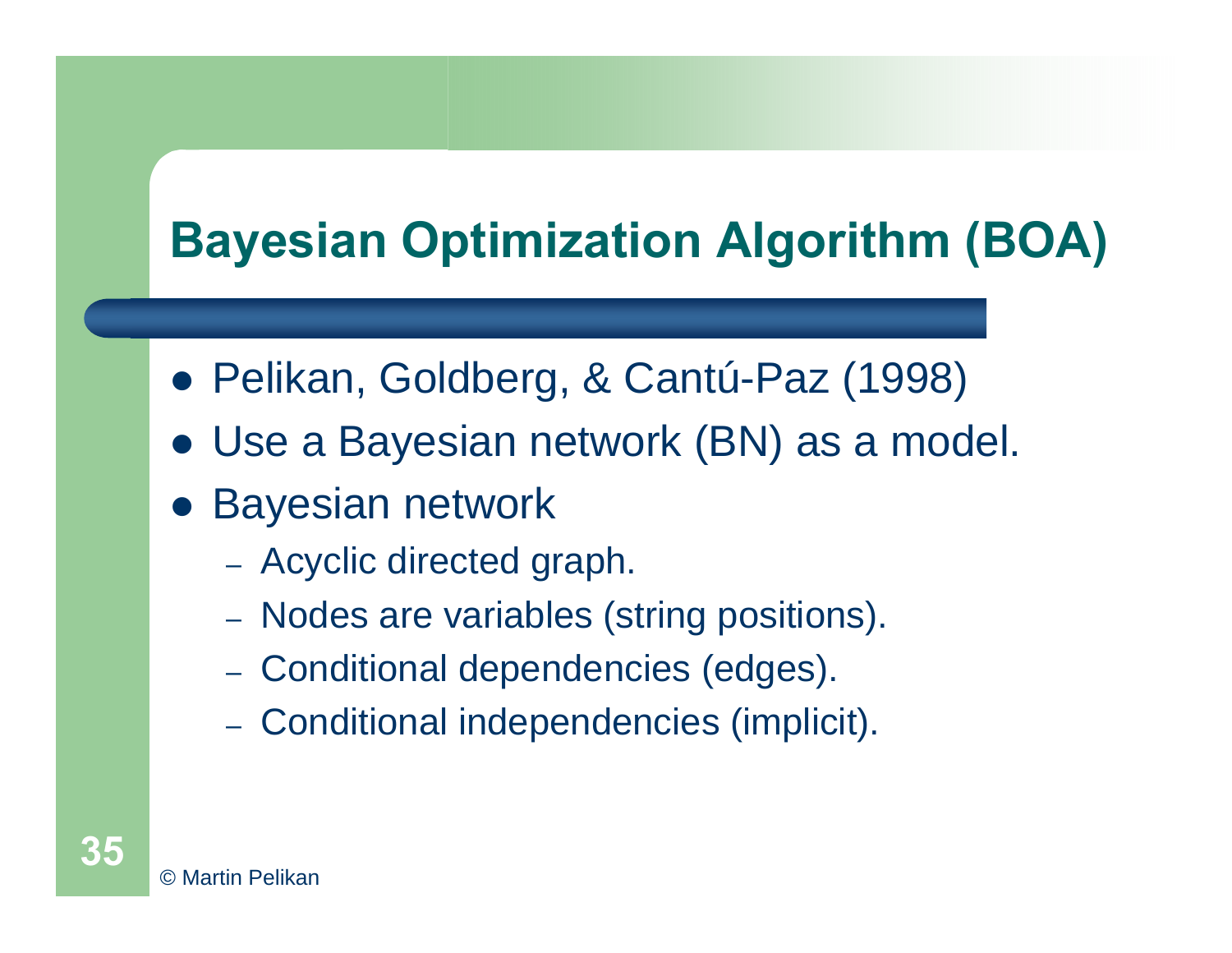# Bayesian Optimization Algorithm (BOA)

- Pelikan, Goldberg, & Cantú-Paz (1998)
- Use a Bayesian network (BN) as a model.
- Bayesian network
  - Acyclic directed graph.
  - Nodes are variables (string positions).
  - Conditional dependencies (edges).
  - Conditional independencies (implicit).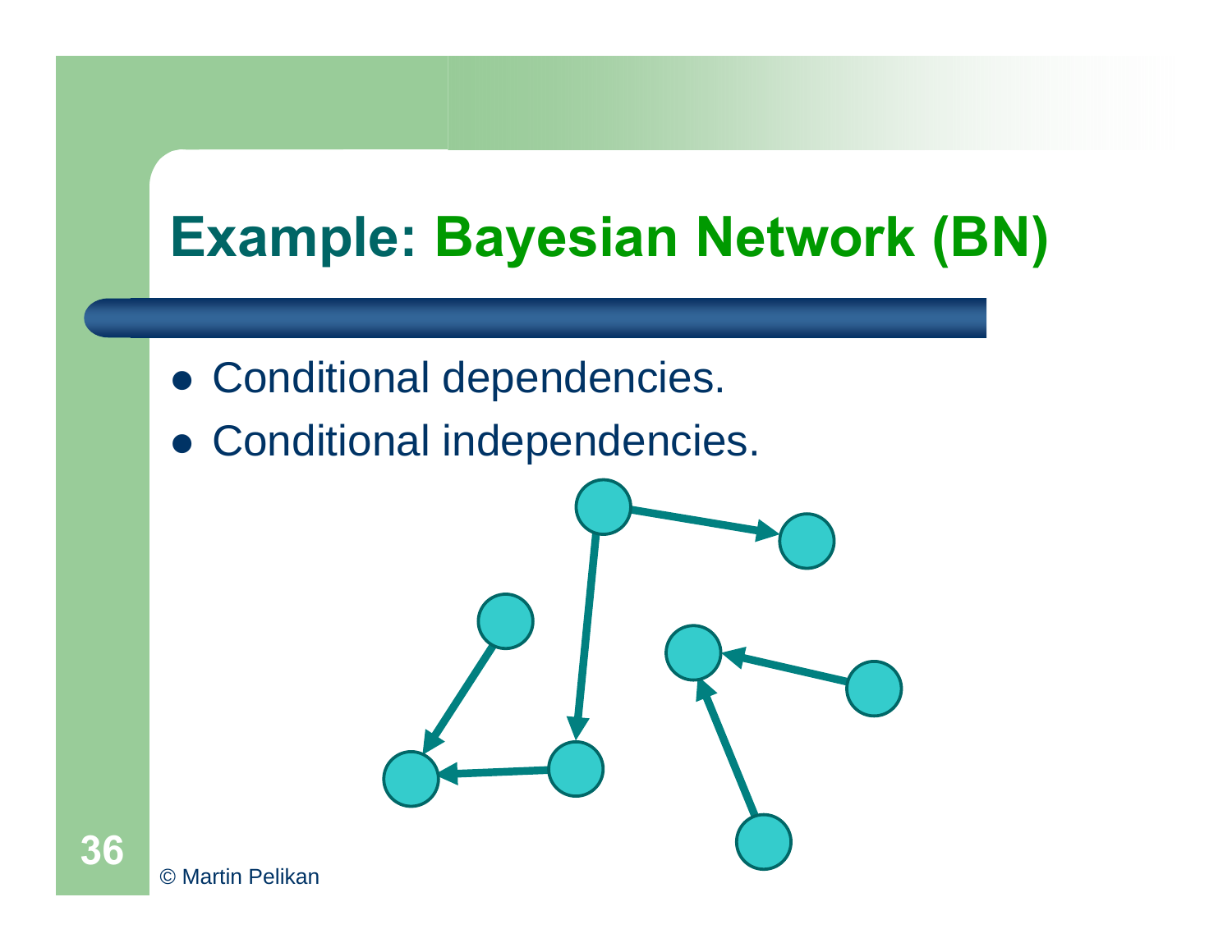# Example: Bayesian Network (BN)

- Conditional dependencies.
- Conditional independencies.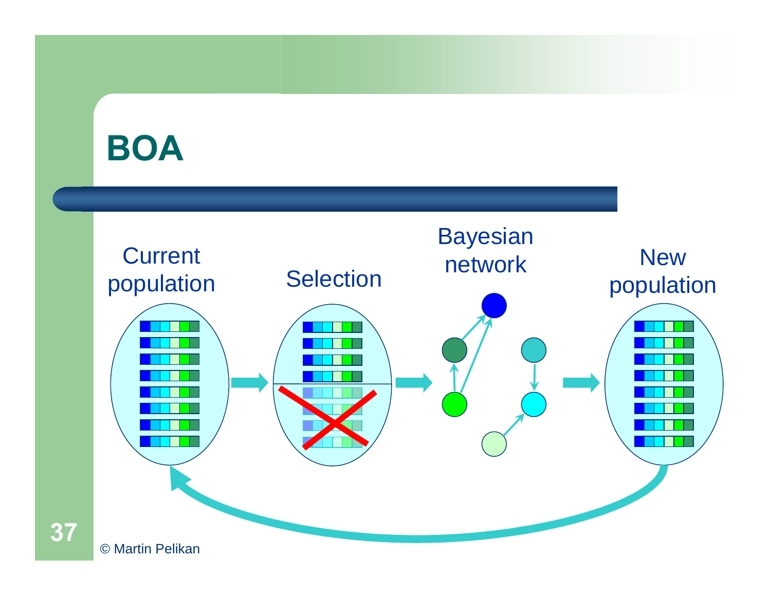# BOA

Current population → Selection → Bayesian network → New population

© Martin Pelikan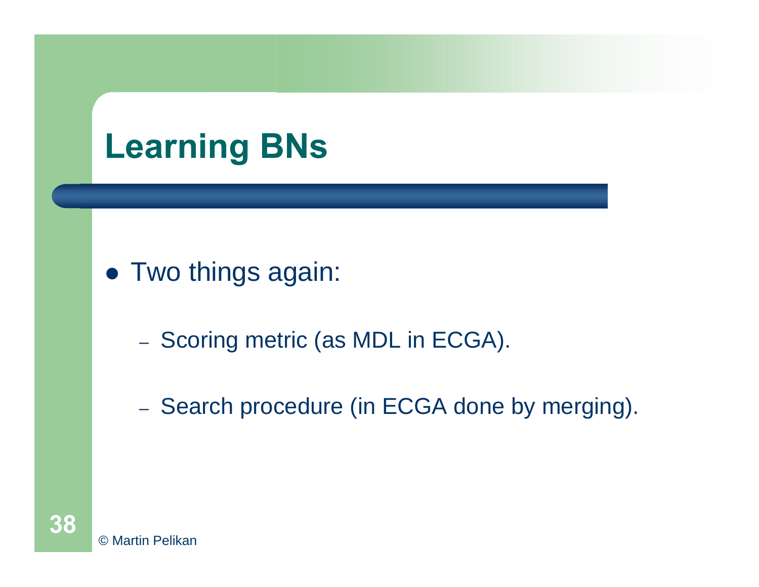# Learning BNs

- Two things again:
  - Scoring metric (as MDL in ECGA).
  - Search procedure (in ECGA done by merging).

© Martin Pelikan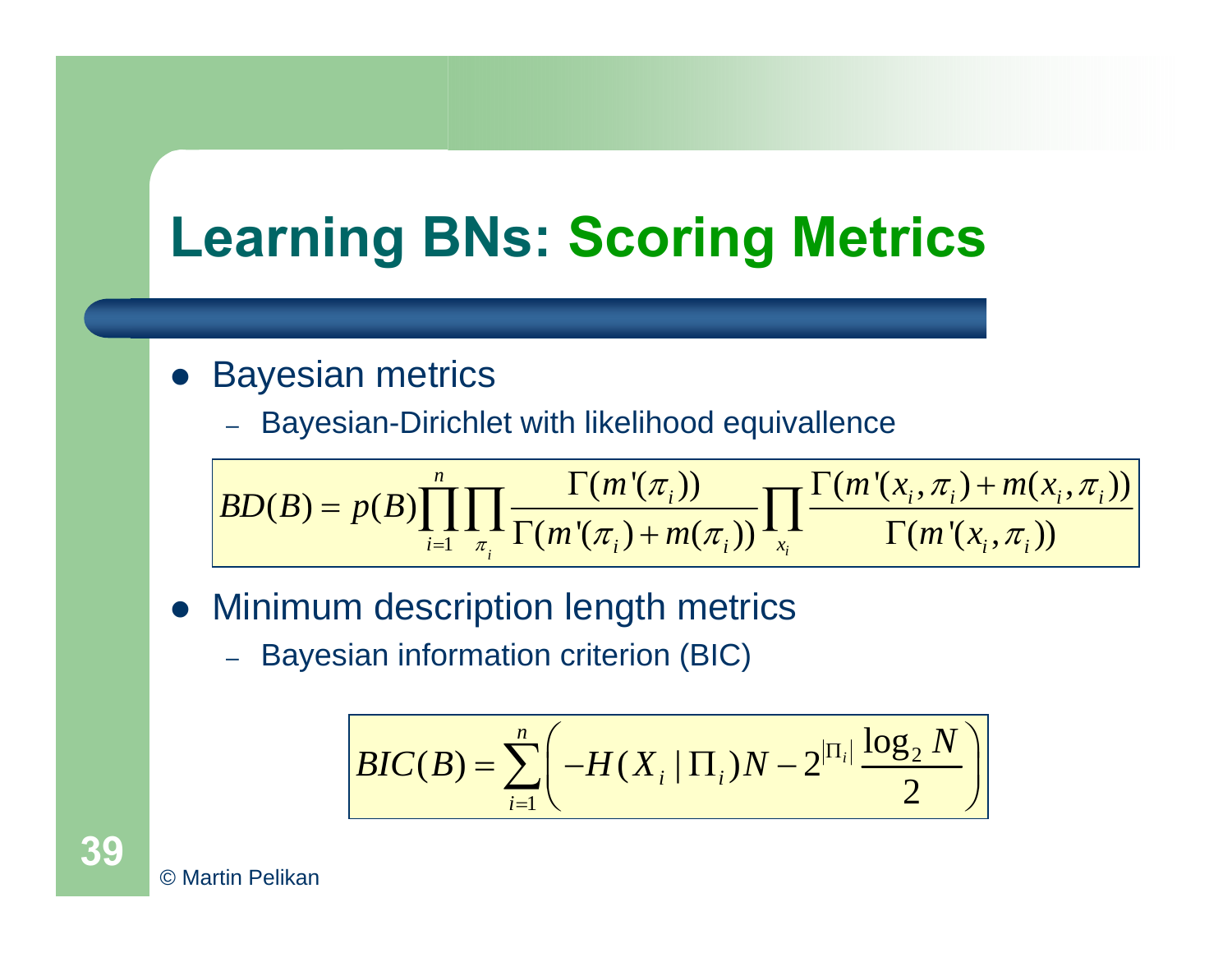# Learning BNs: Scoring Metrics

- Bayesian metrics
  - Bayesian-Dirichlet with likelihood equivallence

$$BD(B) = p(B)\prod_{i=1}^{n}\prod_{\pi_i}\frac{\Gamma(m'(\pi_i))}{\Gamma(m'(\pi_i)+m(\pi_i))}\prod_{x_i}\frac{\Gamma(m'(x_i,\pi_i)+m(x_i,\pi_i))}{\Gamma(m'(x_i,\pi_i))}$$

- Minimum description length metrics
  - Bayesian information criterion (BIC)

$$BIC(B) = \sum_{i=1}^{n}\left(-H(X_i \mid \Pi_i)N - 2^{|\Pi_i|}\frac{\log_2 N}{2}\right)$$

© Martin Pelikan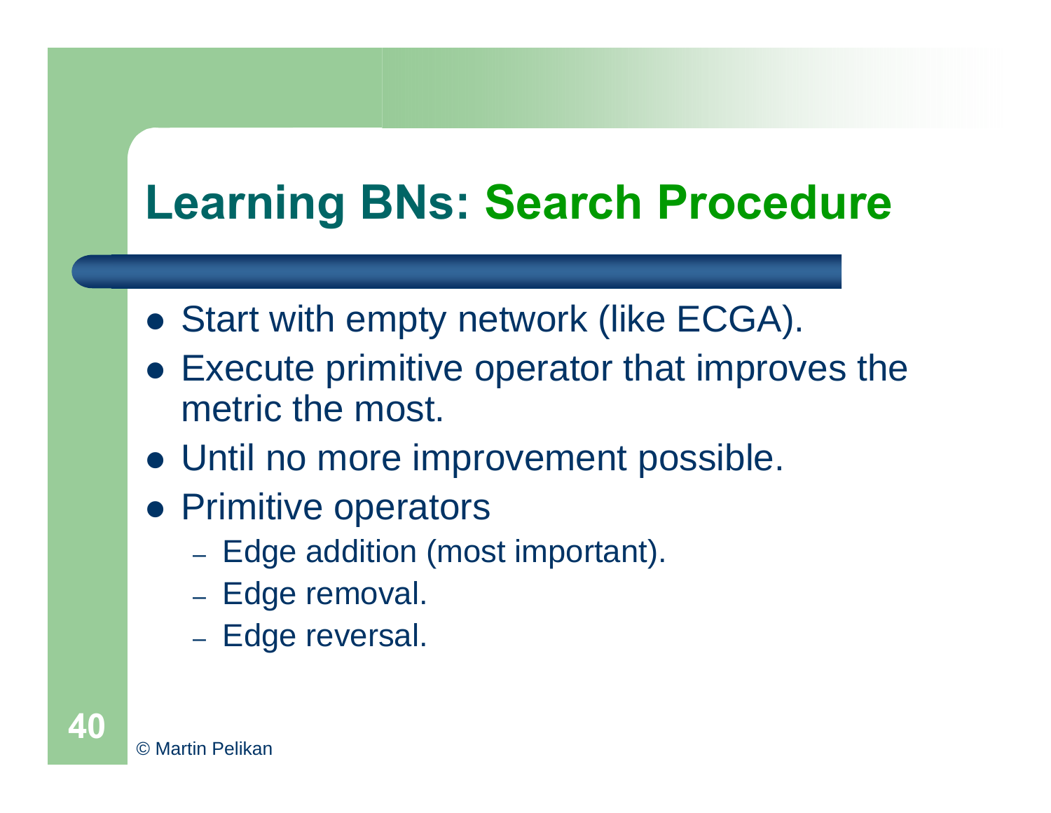# Learning BNs: Search Procedure

- Start with empty network (like ECGA).
- Execute primitive operator that improves the metric the most.
- Until no more improvement possible.
- Primitive operators
  - Edge addition (most important).
  - Edge removal.
  - Edge reversal.

© Martin Pelikan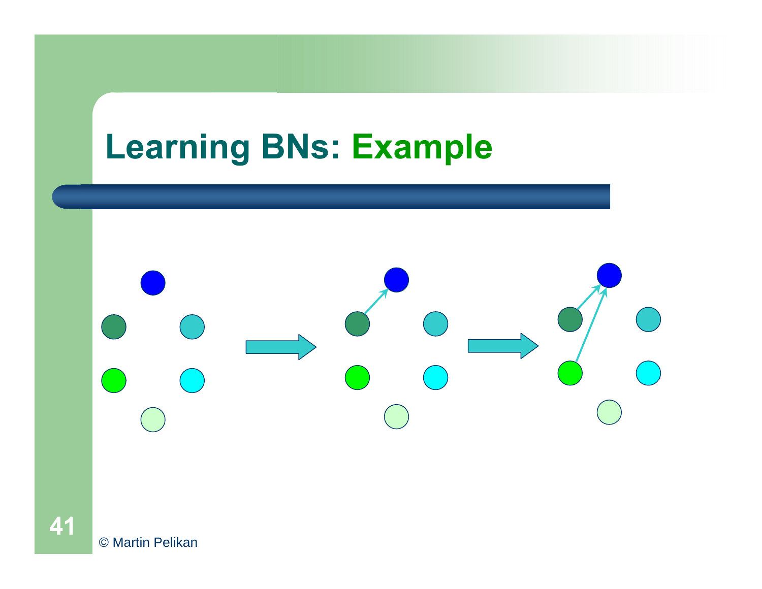# Learning BNs: Example

© Martin Pelikan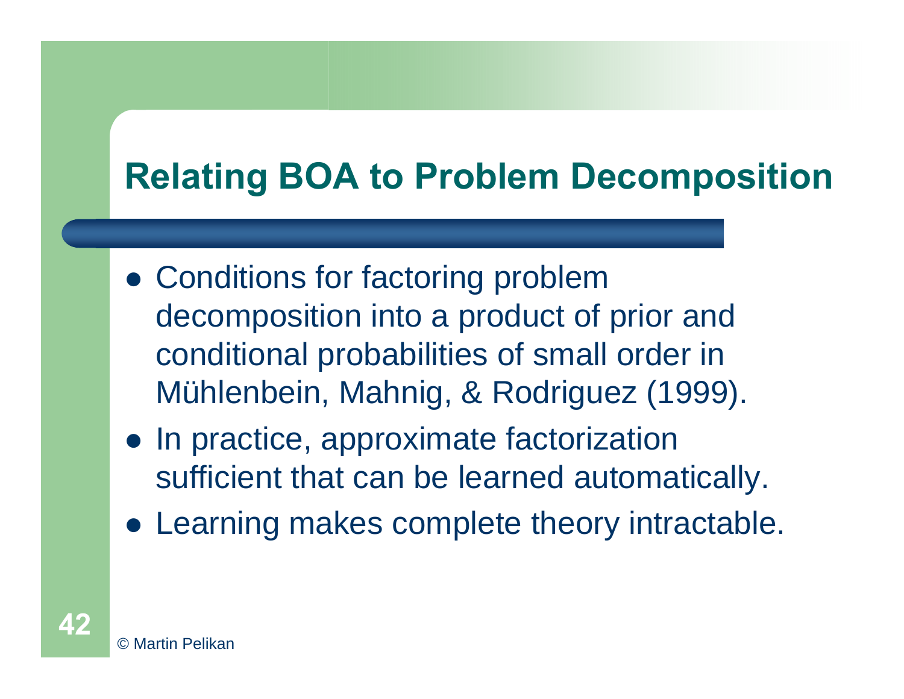# Relating BOA to Problem Decomposition

- Conditions for factoring problem decomposition into a product of prior and conditional probabilities of small order in Mühlenbein, Mahnig, & Rodriguez (1999).
- In practice, approximate factorization sufficient that can be learned automatically.
- Learning makes complete theory intractable.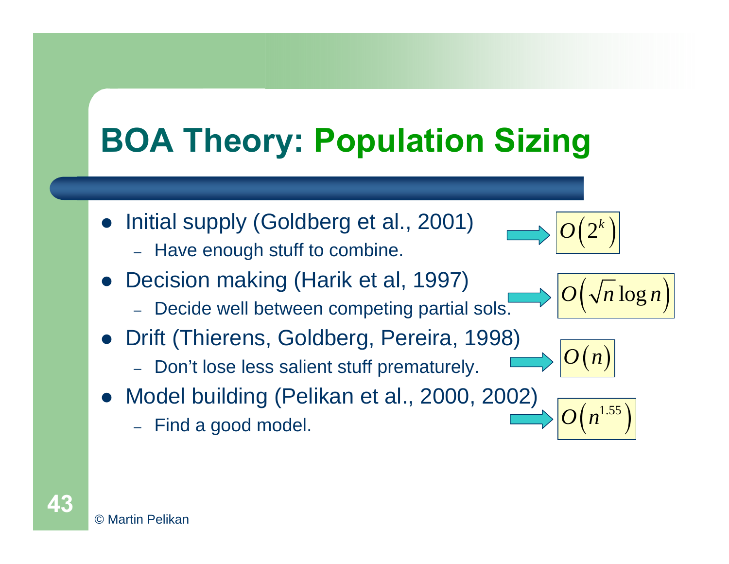# BOA Theory: Population Sizing

- Initial supply (Goldberg et al., 2001) → $O\left(2^k\right)$
  - Have enough stuff to combine.
- Decision making (Harik et al, 1997) → $O\left(\sqrt{n}\log n\right)$
  - Decide well between competing partial sols.
- Drift (Thierens, Goldberg, Pereira, 1998) → $O\left(n\right)$
  - Don't lose less salient stuff prematurely.
- Model building (Pelikan et al., 2000, 2002) → $O\left(n^{1.55}\right)$
  - Find a good model.

© Martin Pelikan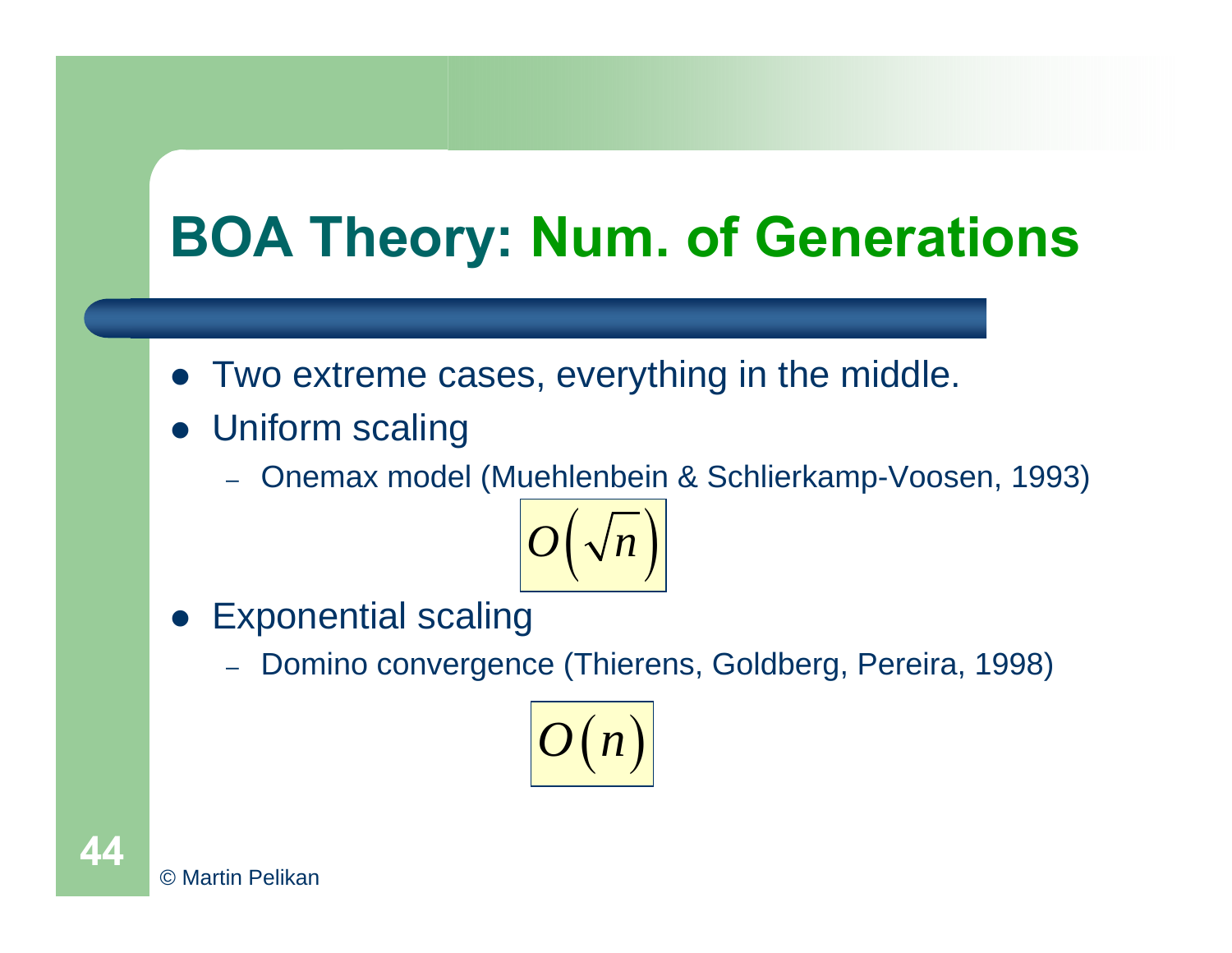# BOA Theory: Num. of Generations

- Two extreme cases, everything in the middle.
- Uniform scaling
  - Onemax model (Muehlenbein & Schlierkamp-Voosen, 1993)

$$O\left(\sqrt{n}\right)$$

- Exponential scaling
  - Domino convergence (Thierens, Goldberg, Pereira, 1998)

$$O\left(n\right)$$

© Martin Pelikan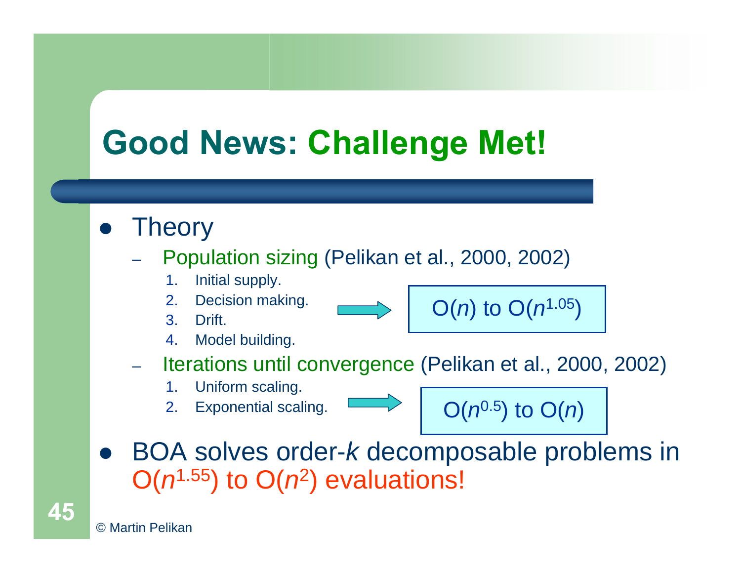# Good News: Challenge Met!

- Theory
  - Population sizing (Pelikan et al., 2000, 2002)
    1. Initial supply.
    2. Decision making.
    3. Drift.
    4. Model building.

    → $O(n)$ to $O(n^{1.05})$
  - Iterations until convergence (Pelikan et al., 2000, 2002)
    1. Uniform scaling.
    2. Exponential scaling.

    → $O(n^{0.5})$ to $O(n)$
- BOA solves order-$k$ decomposable problems in $O(n^{1.55})$ to $O(n^2)$ evaluations!

© Martin Pelikan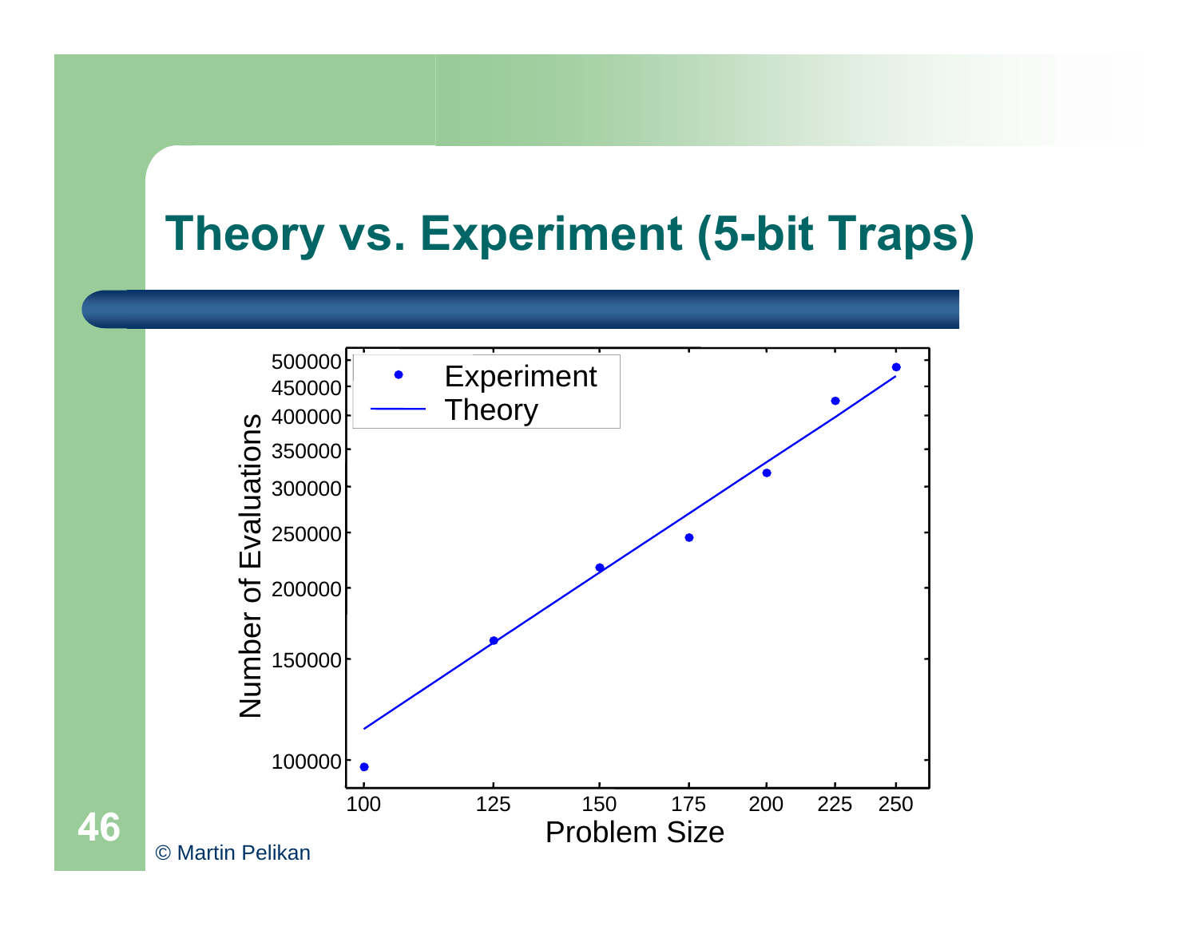# Theory vs. Experiment (5-bit Traps)

© Martin Pelikan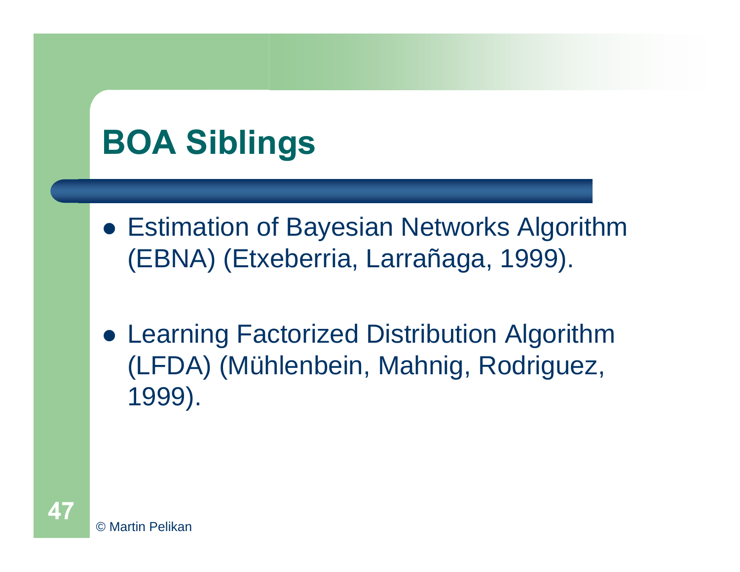# BOA Siblings

- Estimation of Bayesian Networks Algorithm (EBNA) (Etxeberria, Larrañaga, 1999).
- Learning Factorized Distribution Algorithm (LFDA) (Mühlenbein, Mahnig, Rodriguez, 1999).

© Martin Pelikan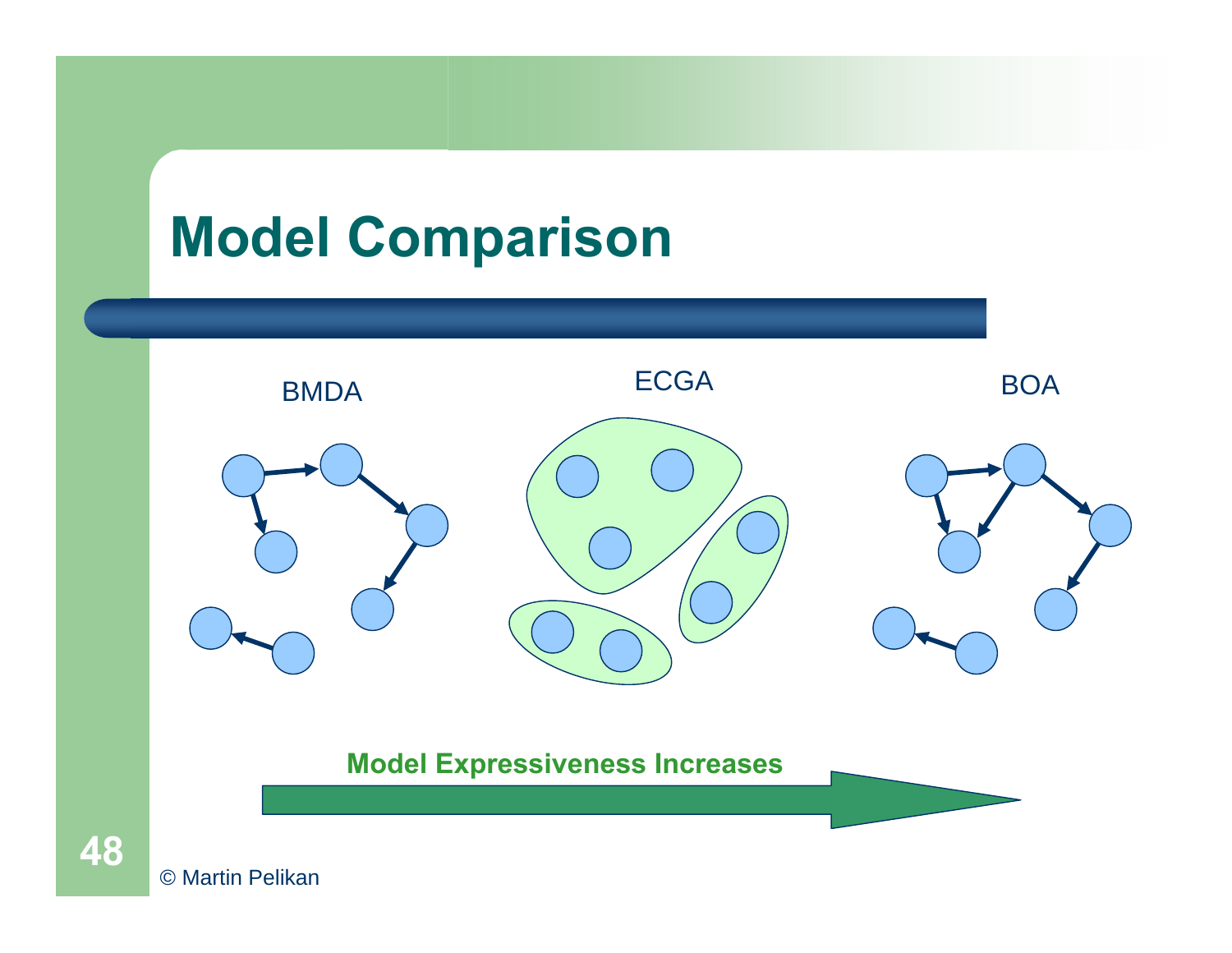# Model Comparison

BMDA

ECGA

BOA

**Model Expressiveness Increases**

© Martin Pelikan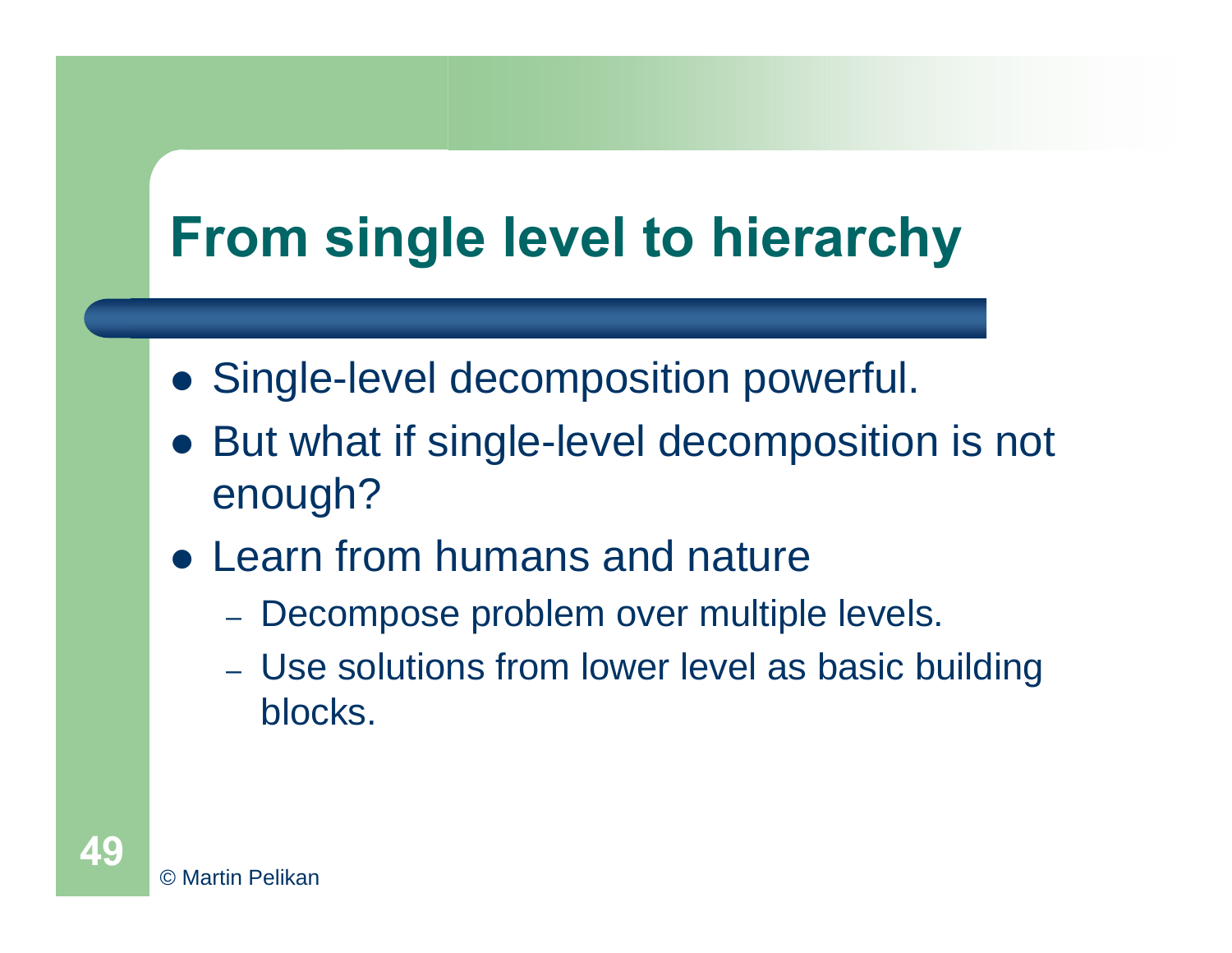# From single level to hierarchy

- Single-level decomposition powerful.
- But what if single-level decomposition is not enough?
- Learn from humans and nature
  - Decompose problem over multiple levels.
  - Use solutions from lower level as basic building blocks.

© Martin Pelikan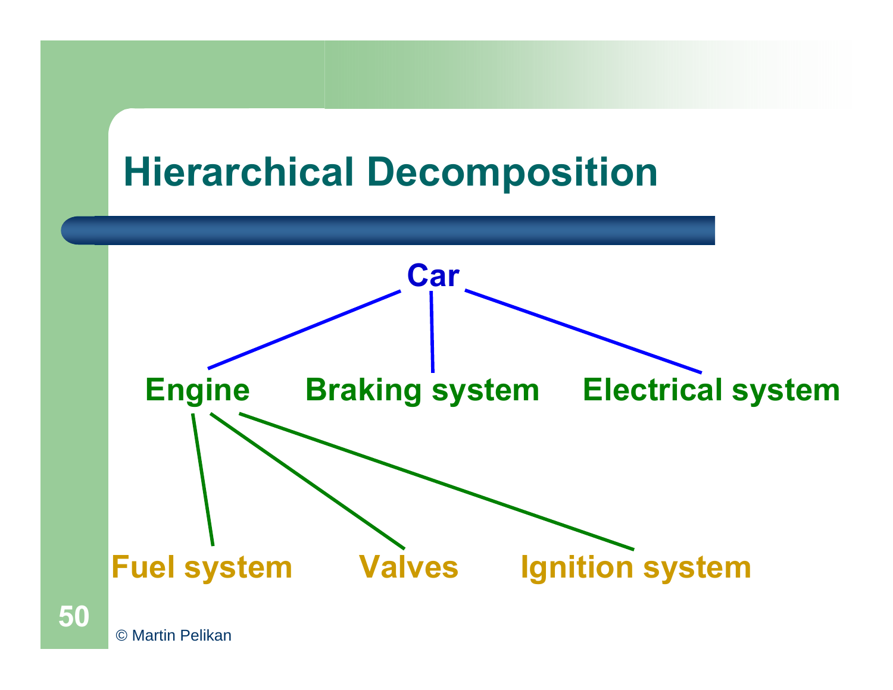# Hierarchical Decomposition

- **Car**
  - **Engine**
    - **Fuel system**
    - **Valves**
    - **Ignition system**
  - **Braking system**
  - **Electrical system**

© Martin Pelikan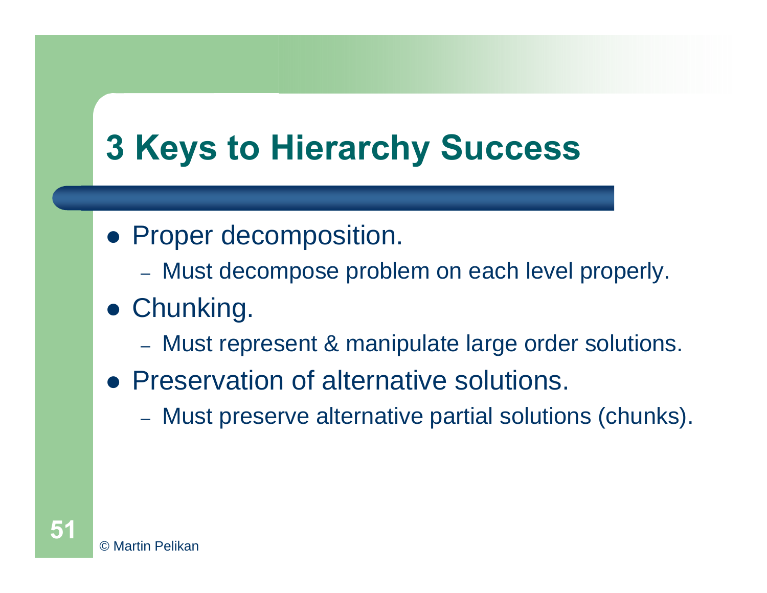# 3 Keys to Hierarchy Success

- Proper decomposition.
  - Must decompose problem on each level properly.
- Chunking.
  - Must represent & manipulate large order solutions.
- Preservation of alternative solutions.
  - Must preserve alternative partial solutions (chunks).

© Martin Pelikan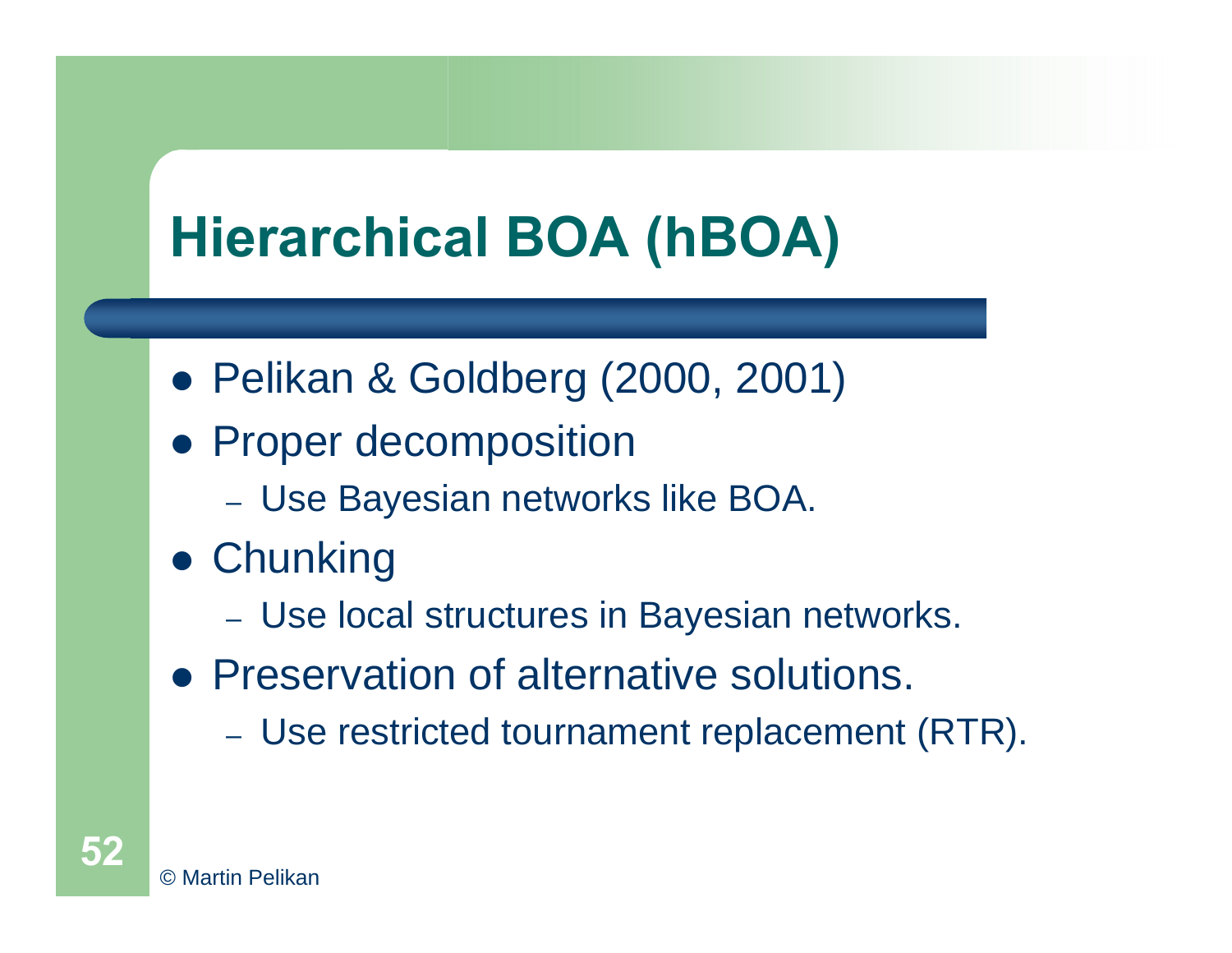# Hierarchical BOA (hBOA)

- Pelikan & Goldberg (2000, 2001)
- Proper decomposition
  - Use Bayesian networks like BOA.
- Chunking
  - Use local structures in Bayesian networks.
- Preservation of alternative solutions.
  - Use restricted tournament replacement (RTR).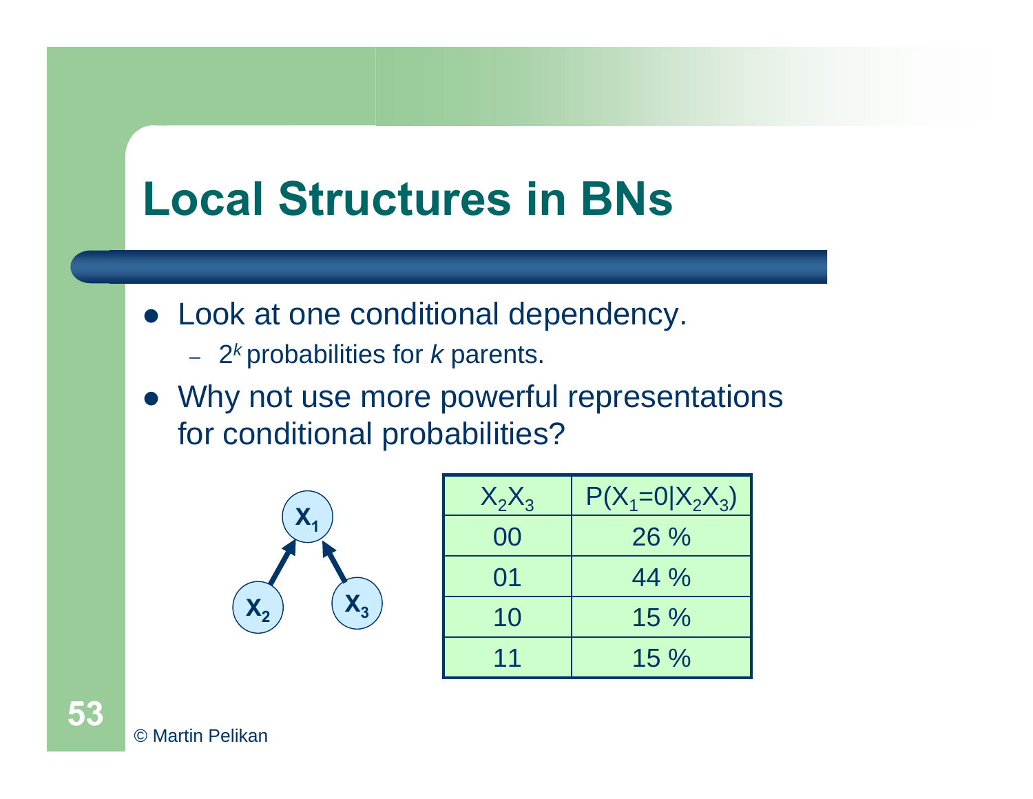# Local Structures in BNs

- Look at one conditional dependency.
  - $2^k$ probabilities for $k$ parents.
- Why not use more powerful representations for conditional probabilities?

| $X_2X_3$ | $P(X_1=0\|X_2X_3)$ |
|---|---|
| 00 | 26 % |
| 01 | 44 % |
| 10 | 15 % |
| 11 | 15 % |

© Martin Pelikan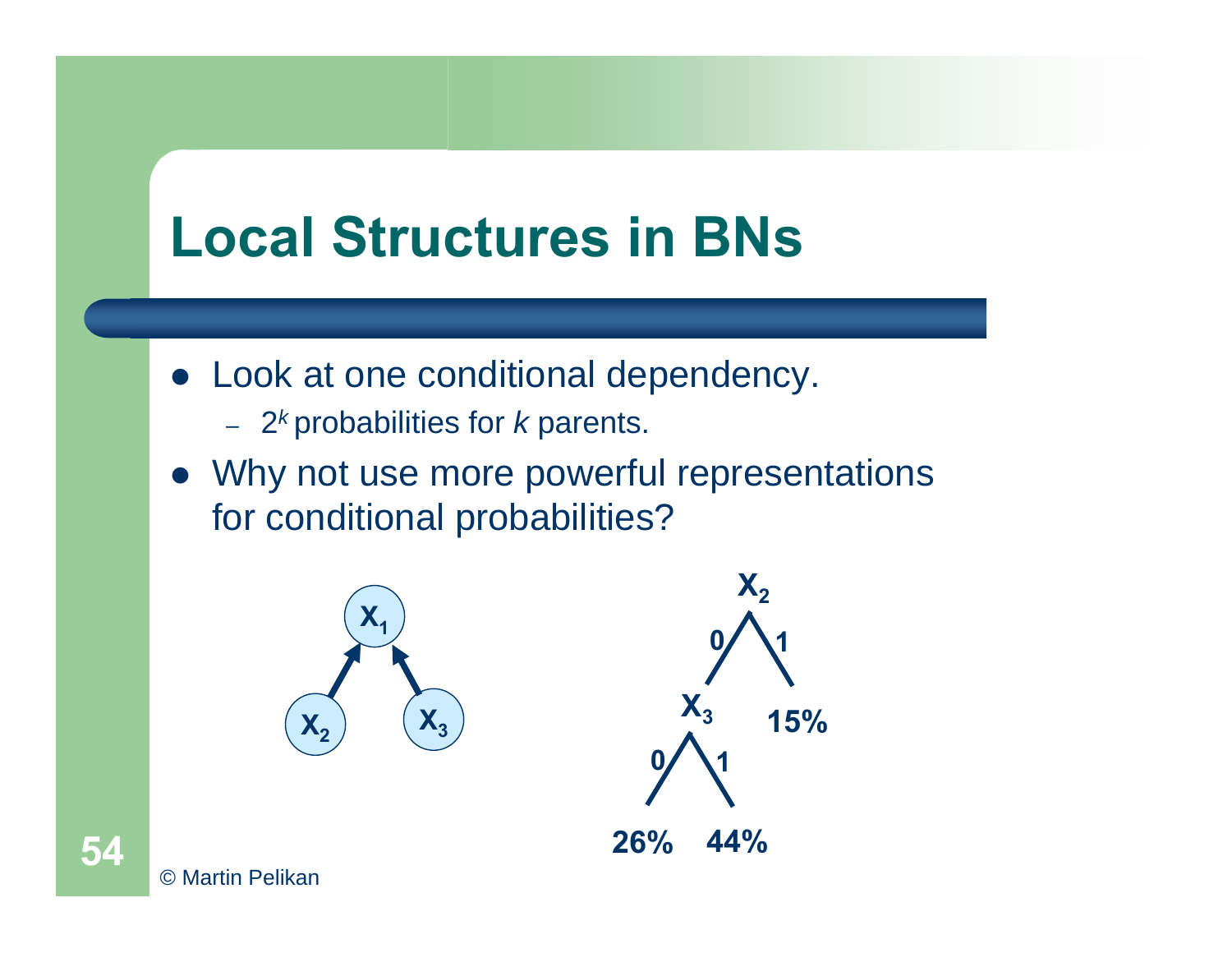# Local Structures in BNs

- Look at one conditional dependency.
  - $2^k$ probabilities for $k$ parents.
- Why not use more powerful representations for conditional probabilities?

$X_1$, $X_2$, $X_3$

$X_2$: 0 → $X_3$; 1 → 15%

$X_3$: 0 → 26%; 1 → 44%

© Martin Pelikan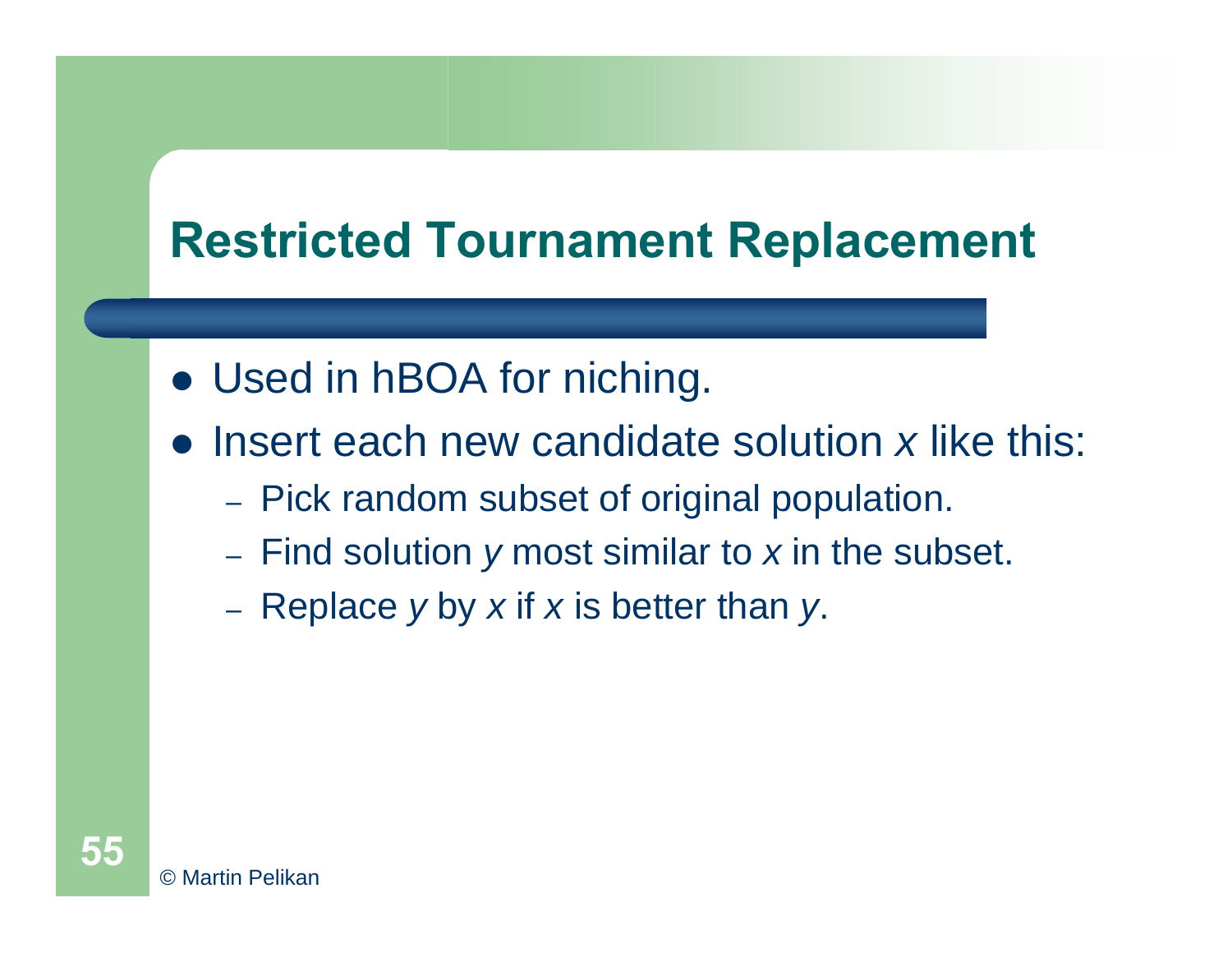# Restricted Tournament Replacement

- Used in hBOA for niching.
- Insert each new candidate solution $x$ like this:
  - Pick random subset of original population.
  - Find solution $y$ most similar to $x$ in the subset.
  - Replace $y$ by $x$ if $x$ is better than $y$.

© Martin Pelikan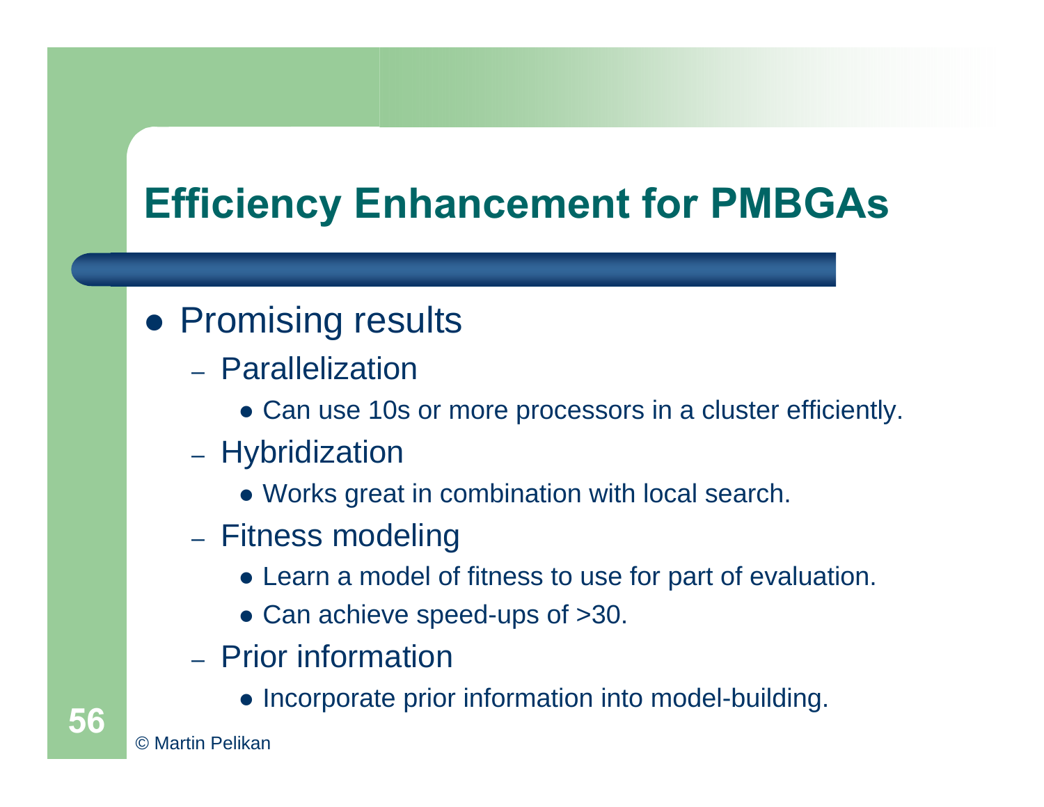# Efficiency Enhancement for PMBGAs

- Promising results
  - Parallelization
    - Can use 10s or more processors in a cluster efficiently.
  - Hybridization
    - Works great in combination with local search.
  - Fitness modeling
    - Learn a model of fitness to use for part of evaluation.
    - Can achieve speed-ups of >30.
  - Prior information
    - Incorporate prior information into model-building.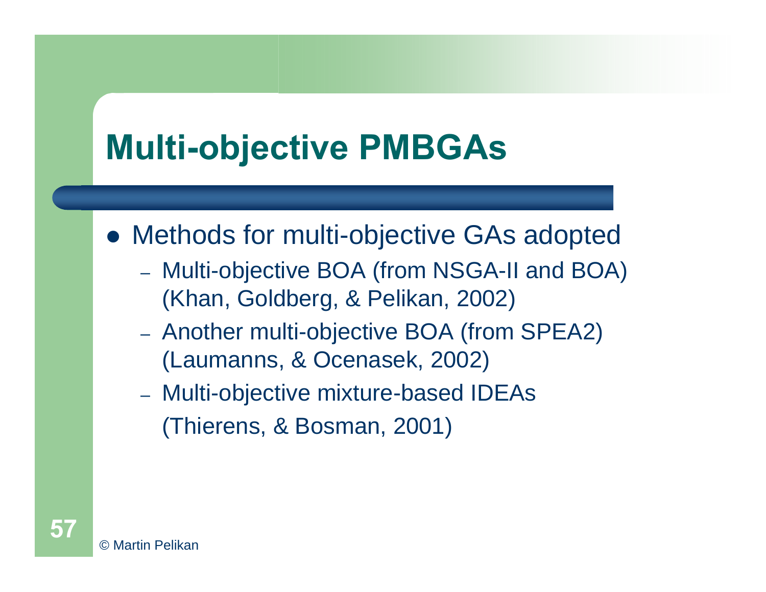# Multi-objective PMBGAs

- Methods for multi-objective GAs adopted
  - Multi-objective BOA (from NSGA-II and BOA) (Khan, Goldberg, & Pelikan, 2002)
  - Another multi-objective BOA (from SPEA2) (Laumanns, & Ocenasek, 2002)
  - Multi-objective mixture-based IDEAs (Thierens, & Bosman, 2001)

© Martin Pelikan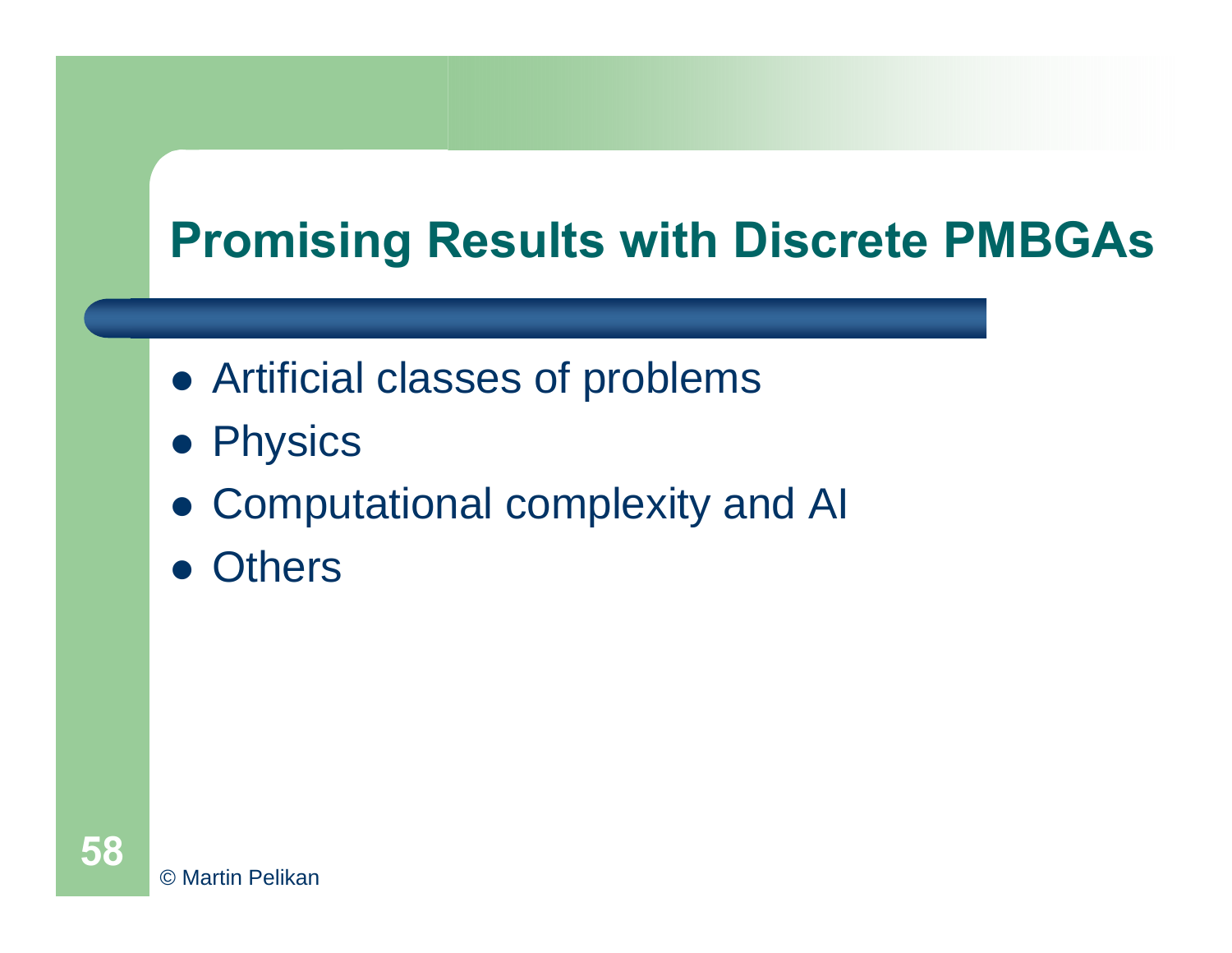# Promising Results with Discrete PMBGAs

- Artificial classes of problems
- Physics
- Computational complexity and AI
- Others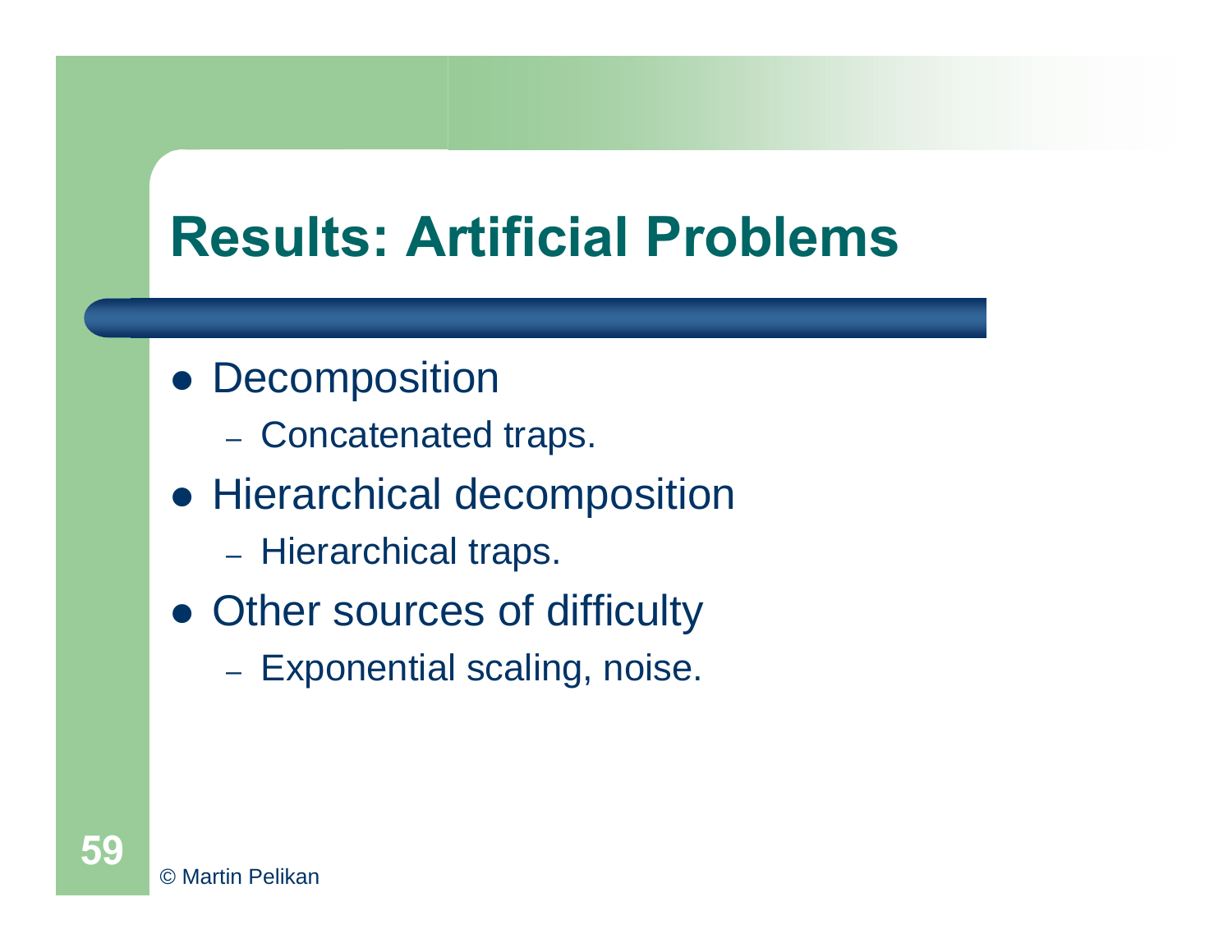# Results: Artificial Problems

- Decomposition
  - Concatenated traps.
- Hierarchical decomposition
  - Hierarchical traps.
- Other sources of difficulty
  - Exponential scaling, noise.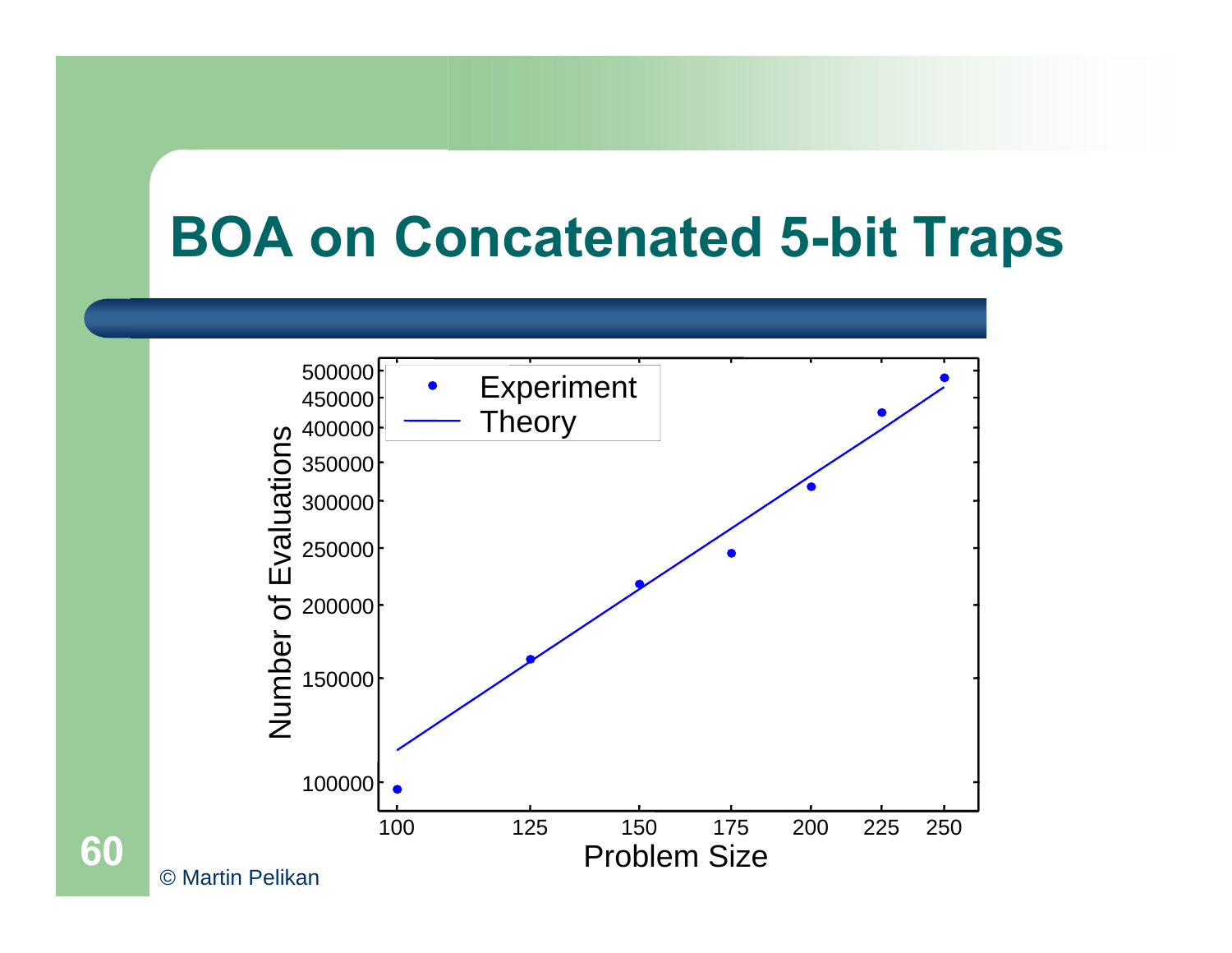# BOA on Concatenated 5-bit Traps

Number of Evaluations

500000
450000
400000
350000
300000
250000
200000
150000
100000

Experiment
Theory

100 125 150 175 200 225 250

Problem Size

© Martin Pelikan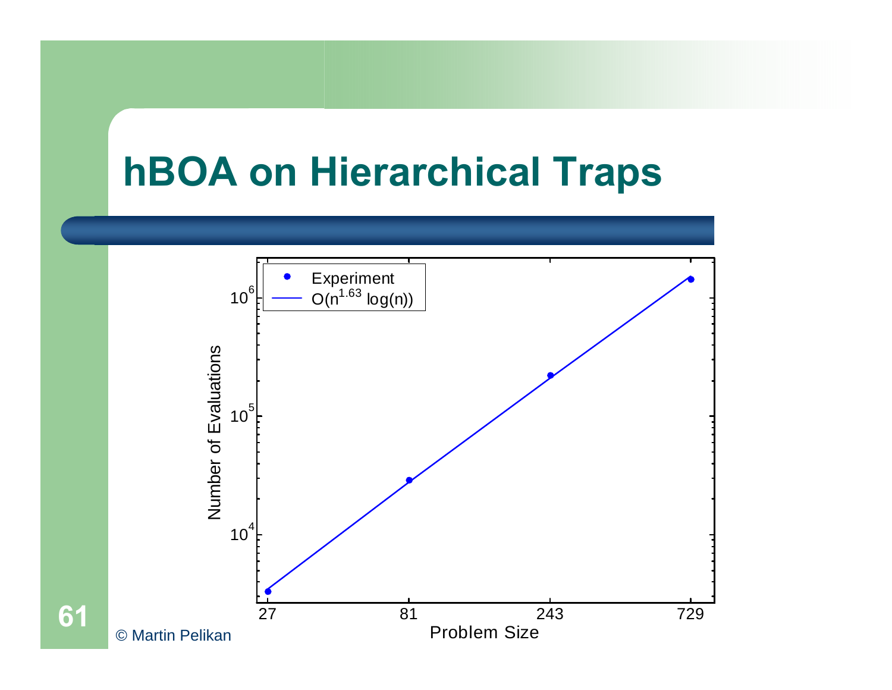# hBOA on Hierarchical Traps

Legend: Experiment; $O(n^{1.63} \log(n))$

Number of Evaluations ($10^4$, $10^5$, $10^6$)

Problem Size (27, 81, 243, 729)

© Martin Pelikan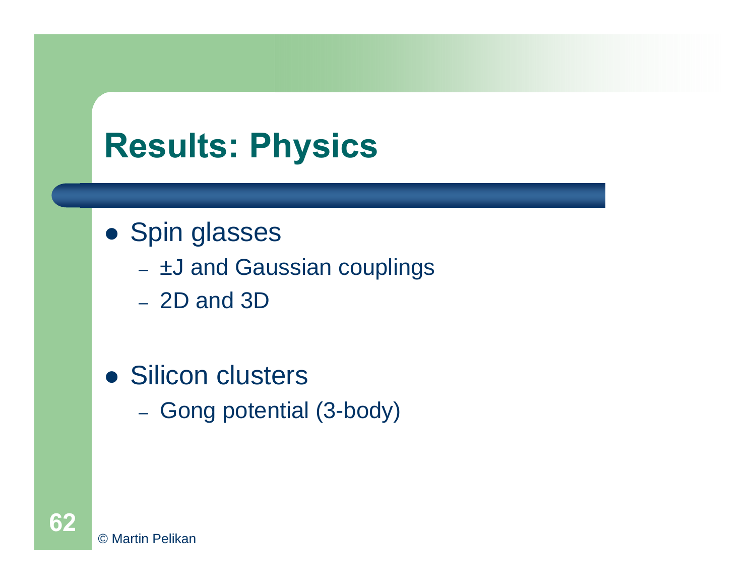# Results: Physics

- Spin glasses
  - ±J and Gaussian couplings
  - 2D and 3D
- Silicon clusters
  - Gong potential (3-body)

© Martin Pelikan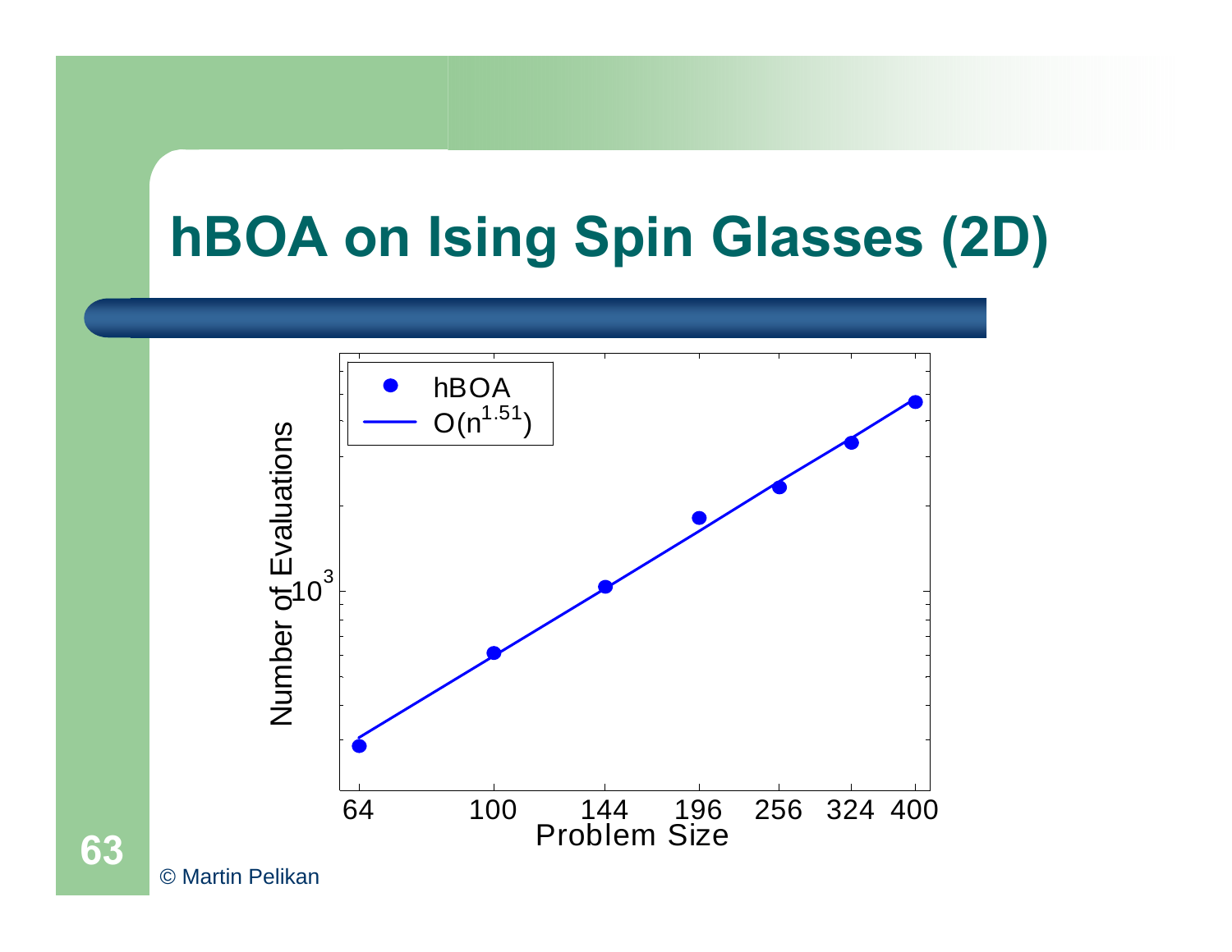# hBOA on Ising Spin Glasses (2D)

- hBOA
- $O(n^{1.51})$

Number of Evaluations: $10^3$

Problem Size: 64, 100, 144, 196, 256, 324, 400

© Martin Pelikan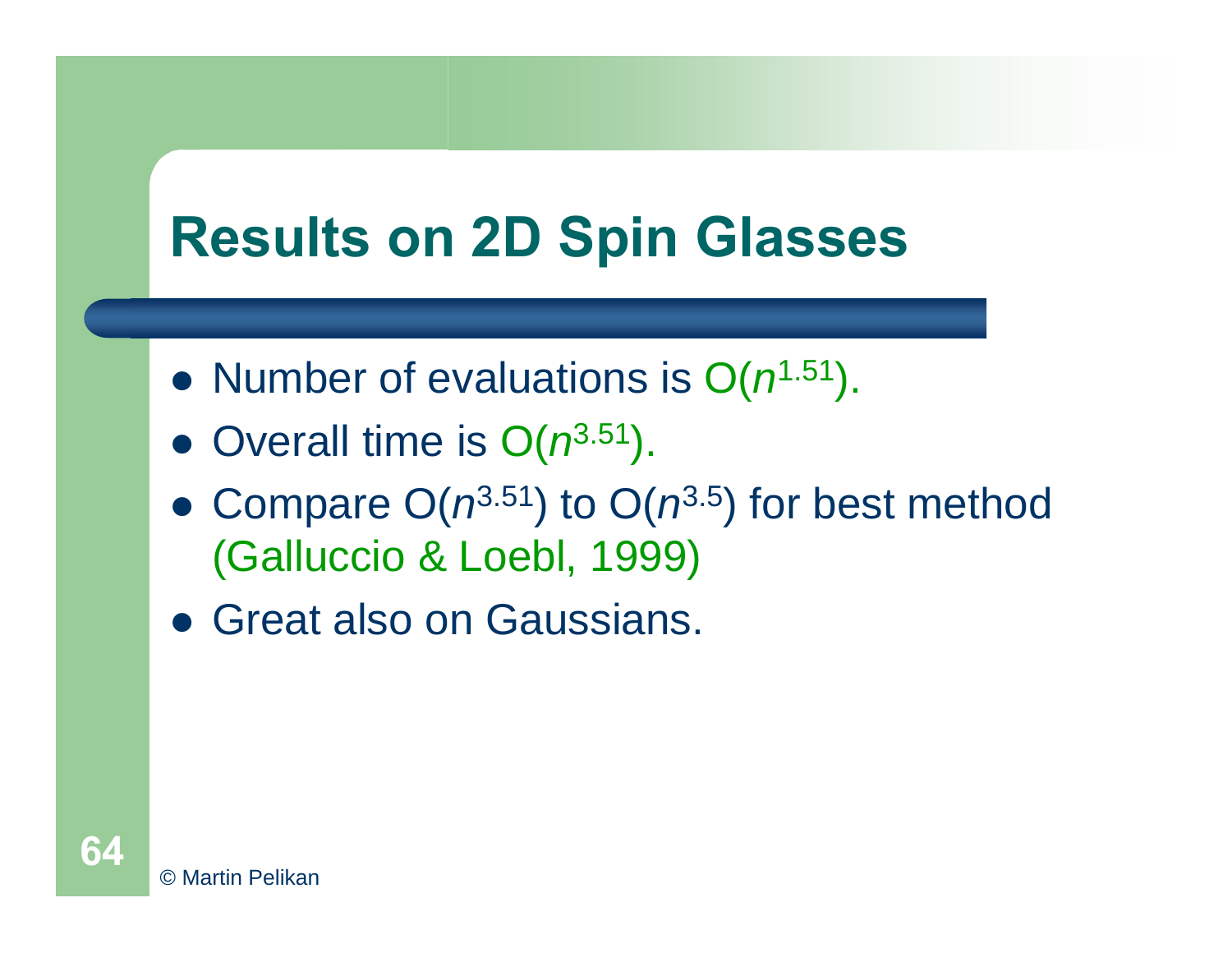# Results on 2D Spin Glasses

- Number of evaluations is $O(n^{1.51})$.
- Overall time is $O(n^{3.51})$.
- Compare $O(n^{3.51})$ to $O(n^{3.5})$ for best method (Galluccio & Loebl, 1999)
- Great also on Gaussians.

© Martin Pelikan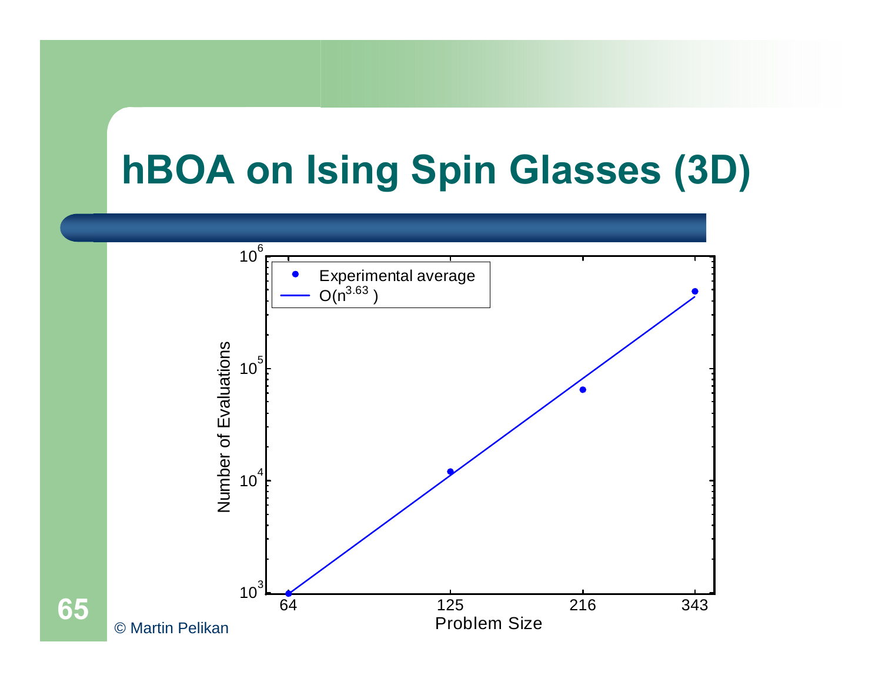# hBOA on Ising Spin Glasses (3D)

© Martin Pelikan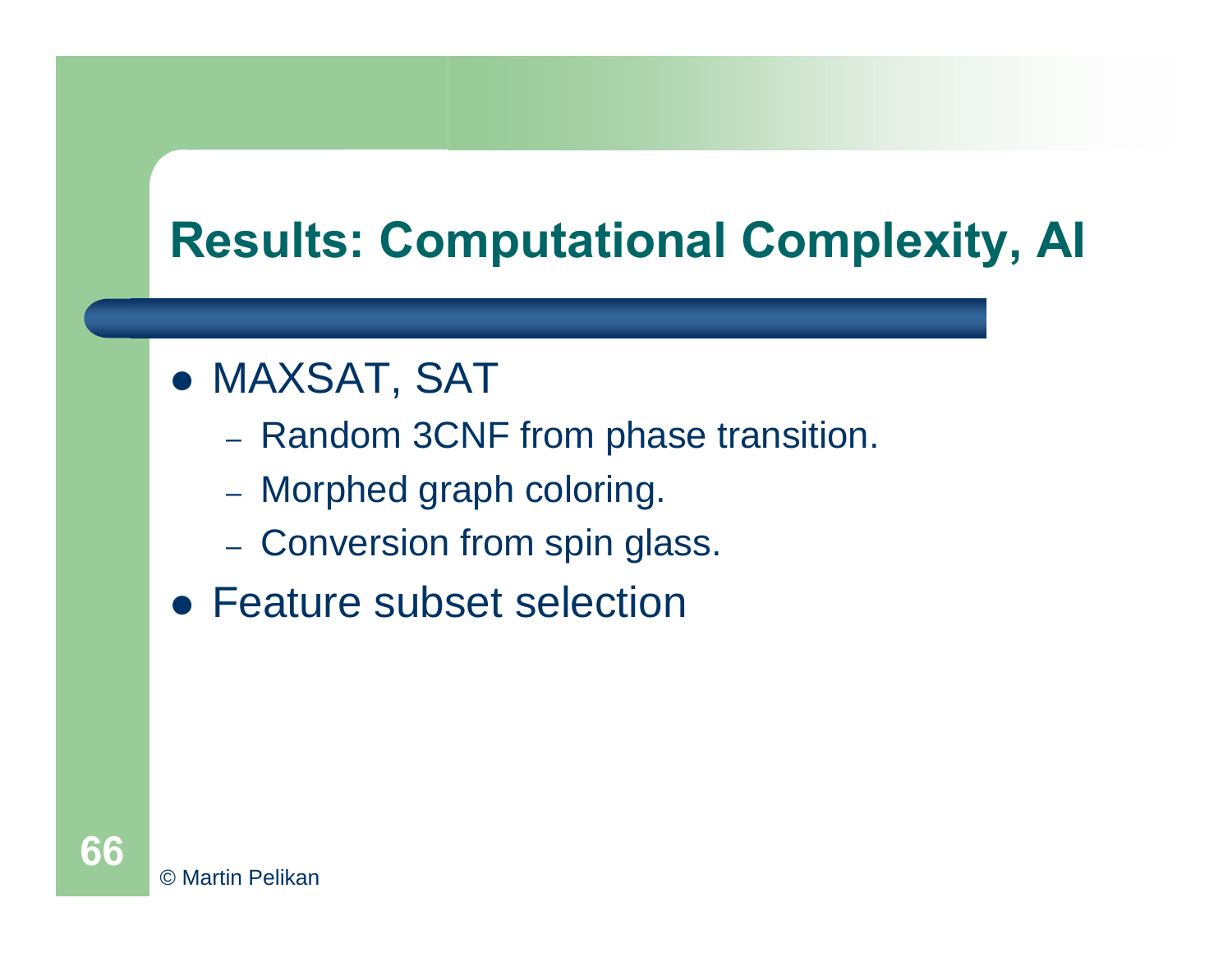# Results: Computational Complexity, AI

- MAXSAT, SAT
  - Random 3CNF from phase transition.
  - Morphed graph coloring.
  - Conversion from spin glass.
- Feature subset selection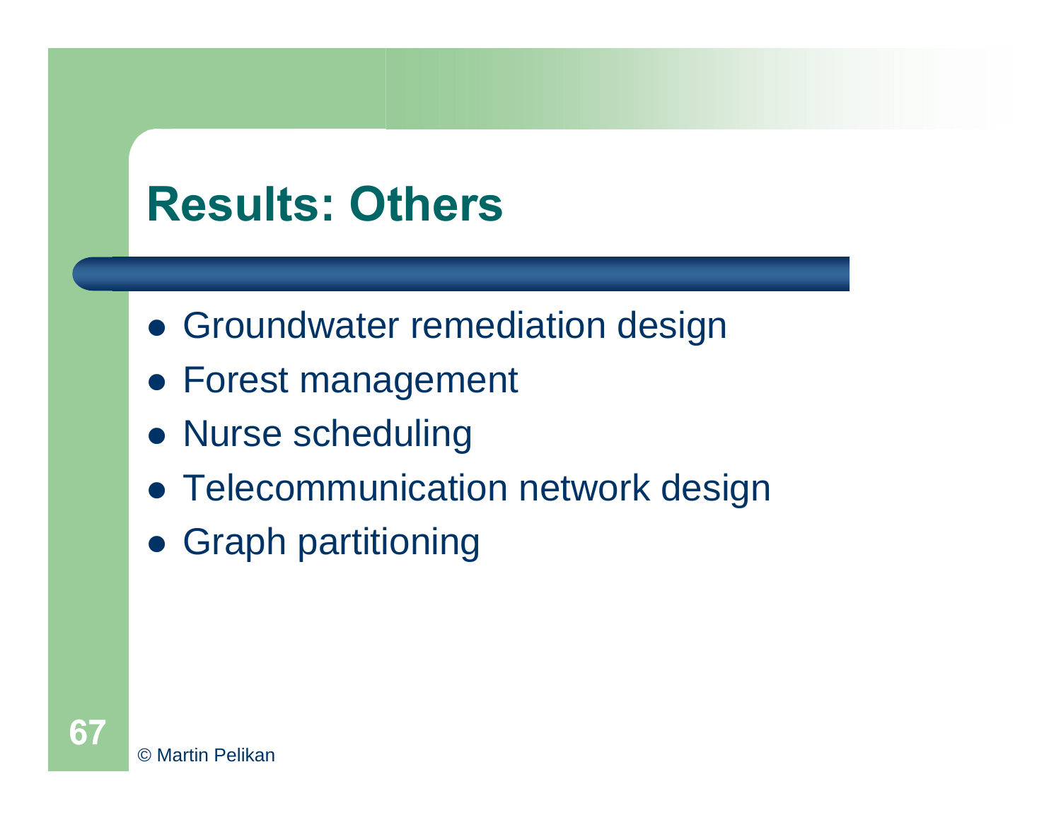# Results: Others

- Groundwater remediation design
- Forest management
- Nurse scheduling
- Telecommunication network design
- Graph partitioning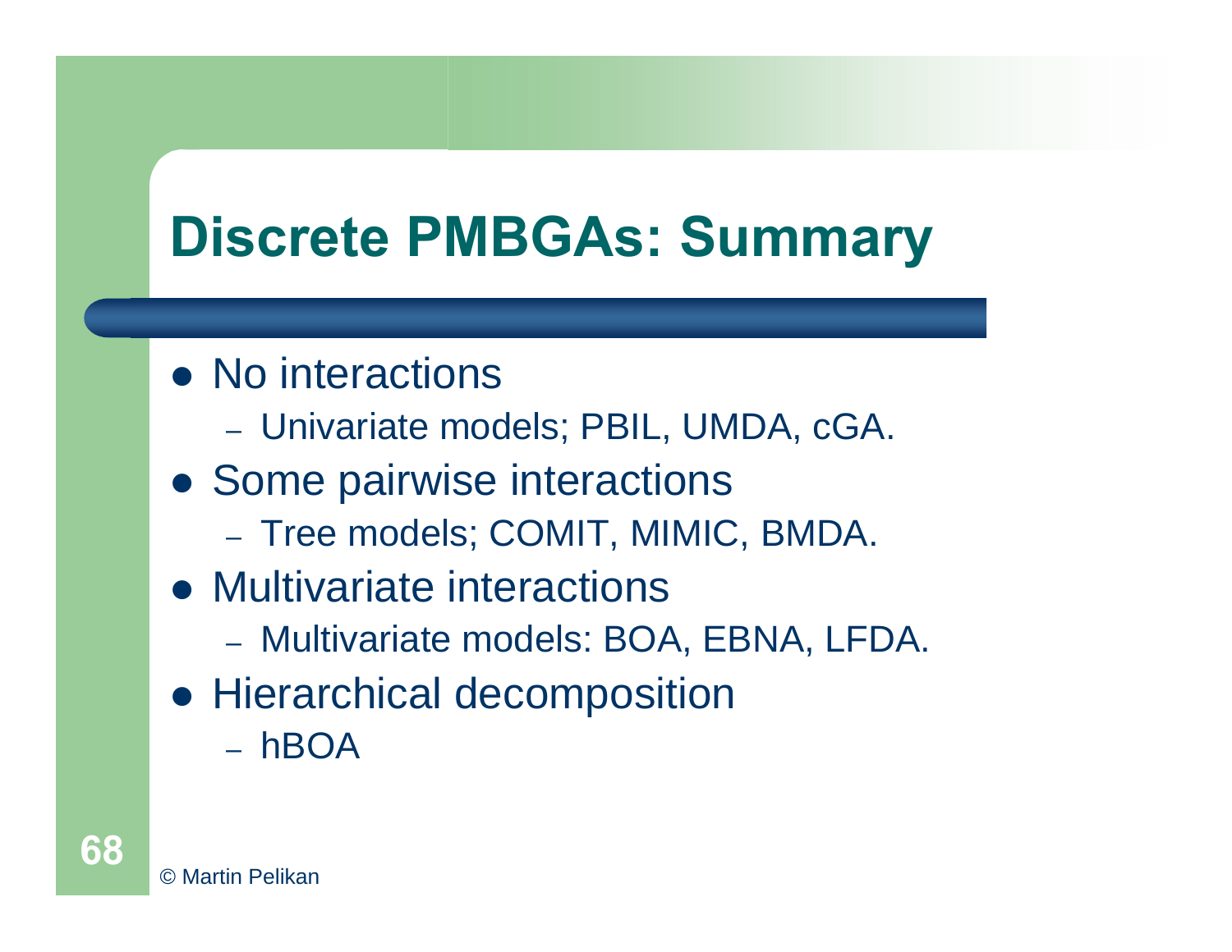# Discrete PMBGAs: Summary

- No interactions
  - Univariate models; PBIL, UMDA, cGA.
- Some pairwise interactions
  - Tree models; COMIT, MIMIC, BMDA.
- Multivariate interactions
  - Multivariate models: BOA, EBNA, LFDA.
- Hierarchical decomposition
  - hBOA

© Martin Pelikan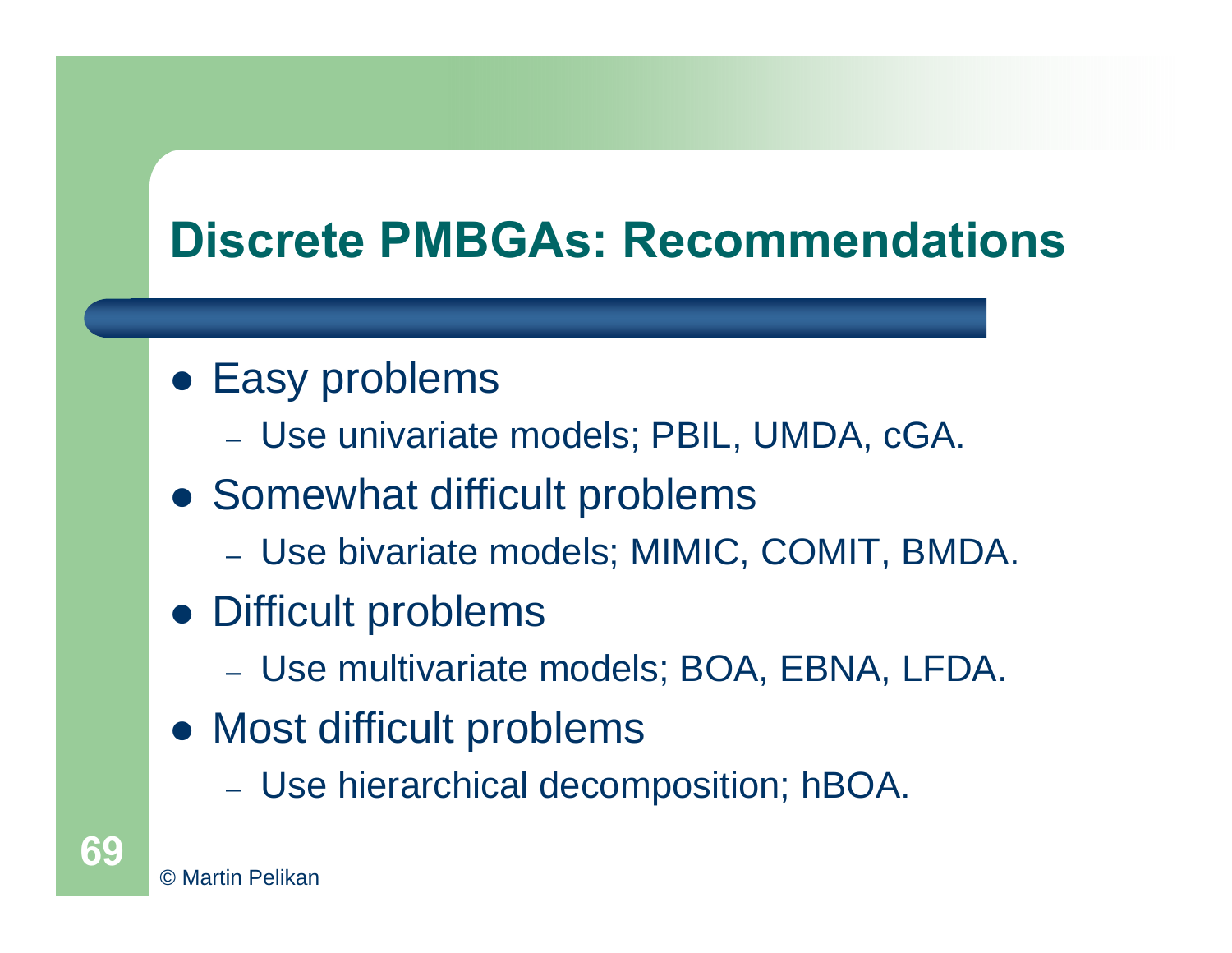# Discrete PMBGAs: Recommendations

- Easy problems
  - Use univariate models; PBIL, UMDA, cGA.
- Somewhat difficult problems
  - Use bivariate models; MIMIC, COMIT, BMDA.
- Difficult problems
  - Use multivariate models; BOA, EBNA, LFDA.
- Most difficult problems
  - Use hierarchical decomposition; hBOA.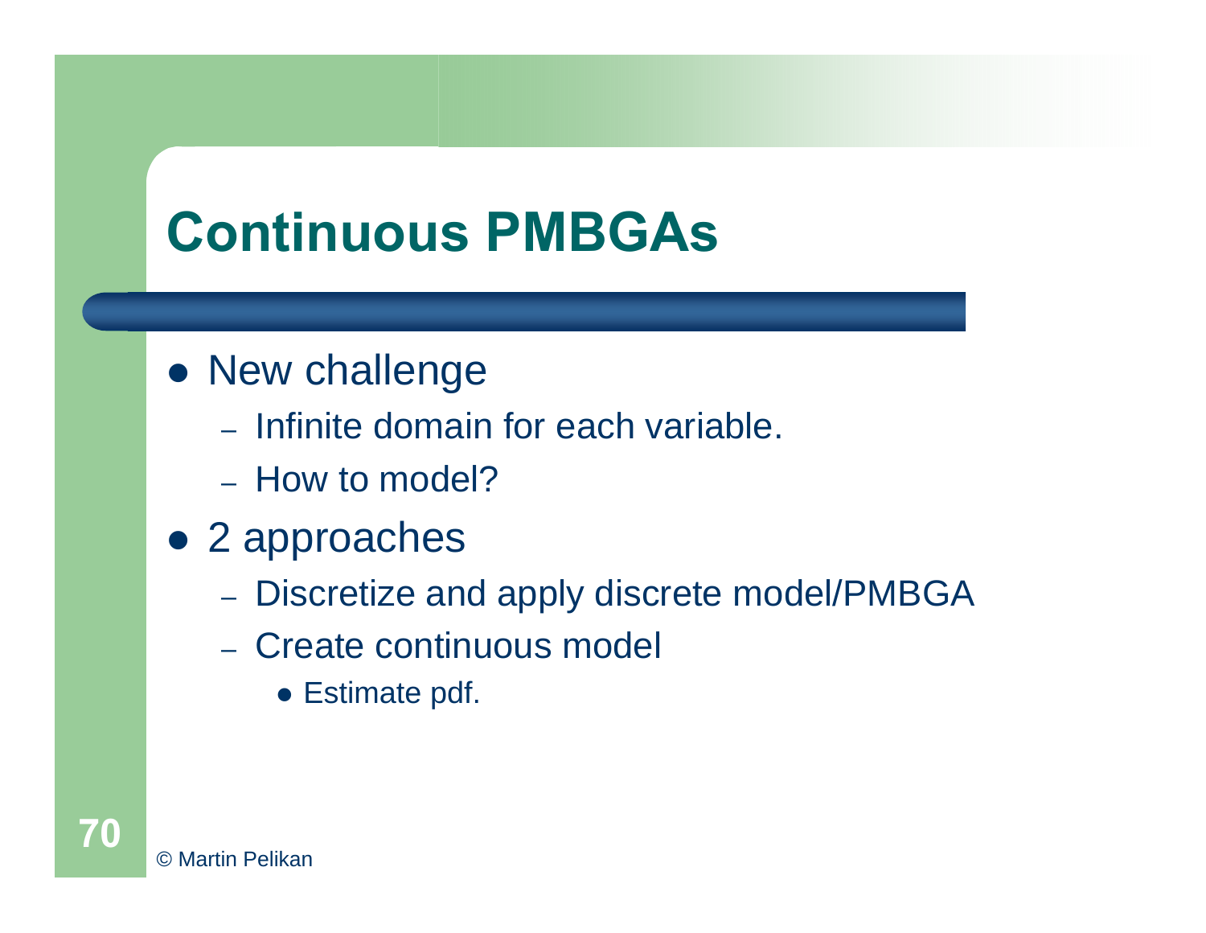# Continuous PMBGAs

- New challenge
  - Infinite domain for each variable.
  - How to model?
- 2 approaches
  - Discretize and apply discrete model/PMBGA
  - Create continuous model
    - Estimate pdf.

© Martin Pelikan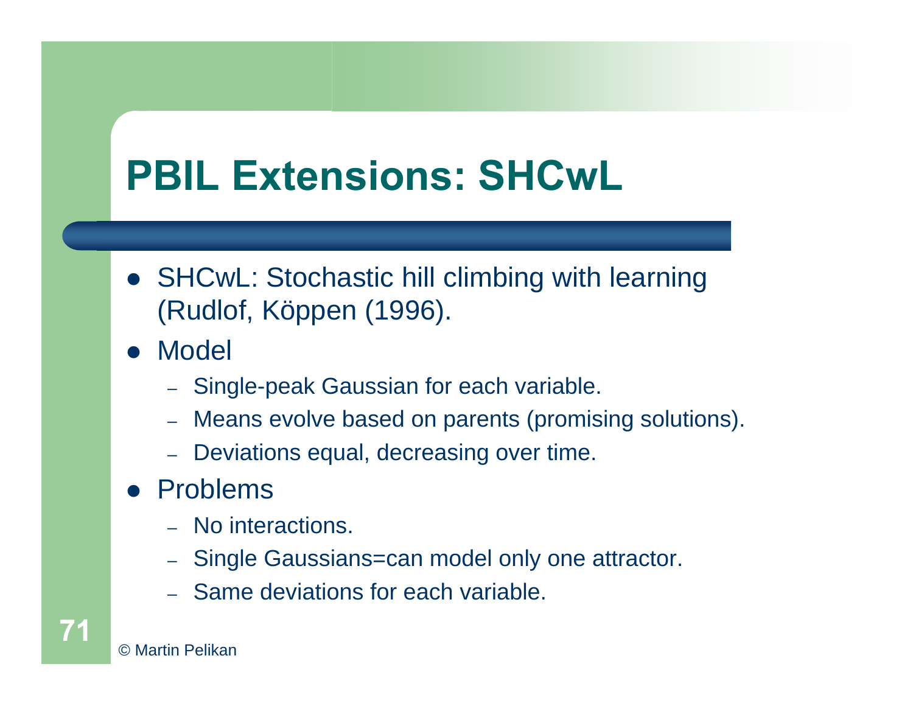# PBIL Extensions: SHCwL

- SHCwL: Stochastic hill climbing with learning (Rudlof, Köppen (1996).
- Model
  - Single-peak Gaussian for each variable.
  - Means evolve based on parents (promising solutions).
  - Deviations equal, decreasing over time.
- Problems
  - No interactions.
  - Single Gaussians=can model only one attractor.
  - Same deviations for each variable.

© Martin Pelikan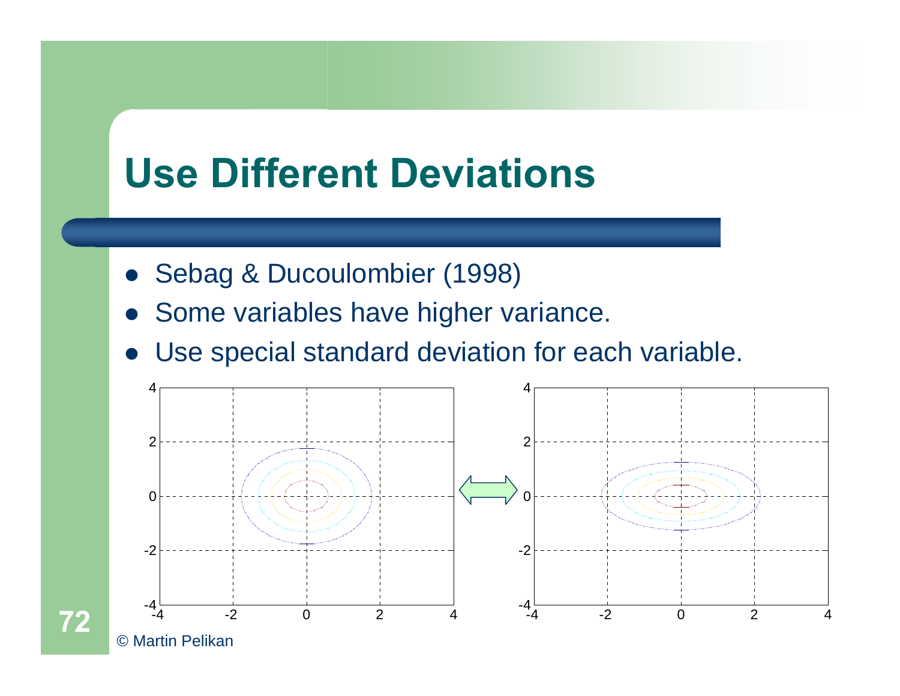# Use Different Deviations

- Sebag & Ducoulombier (1998)
- Some variables have higher variance.
- Use special standard deviation for each variable.

© Martin Pelikan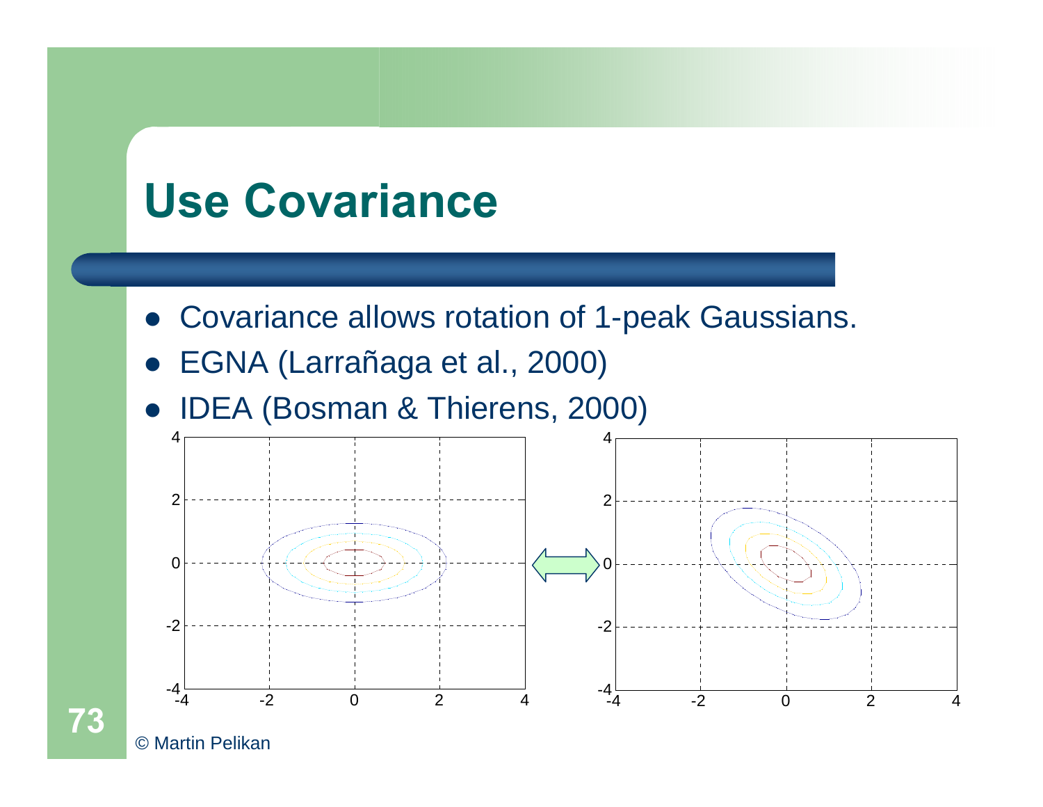# Use Covariance

- Covariance allows rotation of 1-peak Gaussians.
- EGNA (Larrañaga et al., 2000)
- IDEA (Bosman & Thierens, 2000)

© Martin Pelikan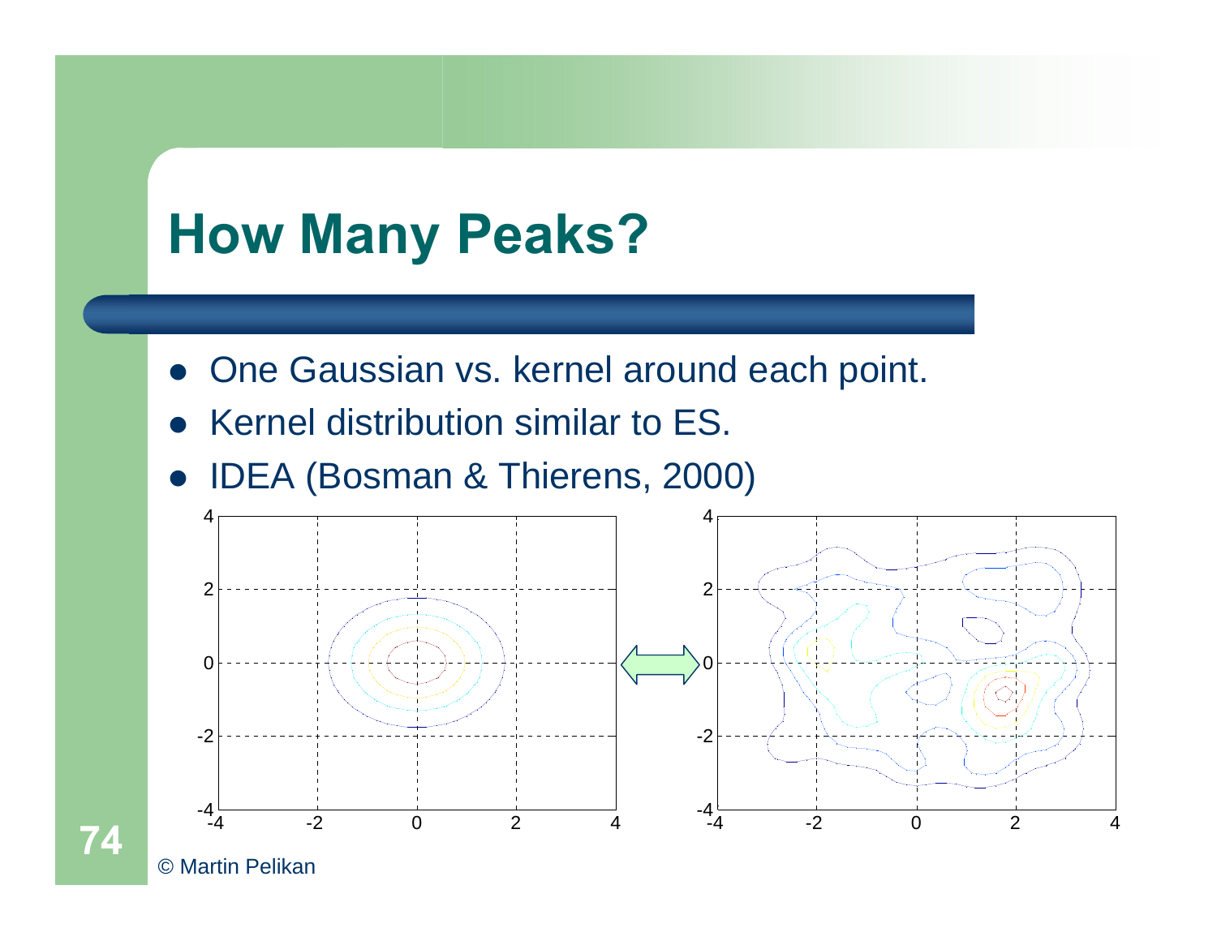# How Many Peaks?

- One Gaussian vs. kernel around each point.
- Kernel distribution similar to ES.
- IDEA (Bosman & Thierens, 2000)

© Martin Pelikan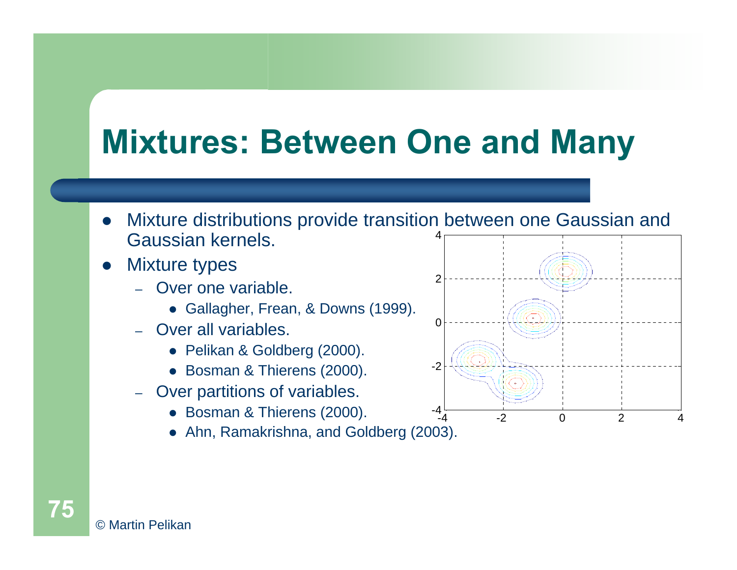# Mixtures: Between One and Many

- Mixture distributions provide transition between one Gaussian and Gaussian kernels.
- Mixture types
  - Over one variable.
    - Gallagher, Frean, & Downs (1999).
  - Over all variables.
    - Pelikan & Goldberg (2000).
    - Bosman & Thierens (2000).
  - Over partitions of variables.
    - Bosman & Thierens (2000).
    - Ahn, Ramakrishna, and Goldberg (2003).

© Martin Pelikan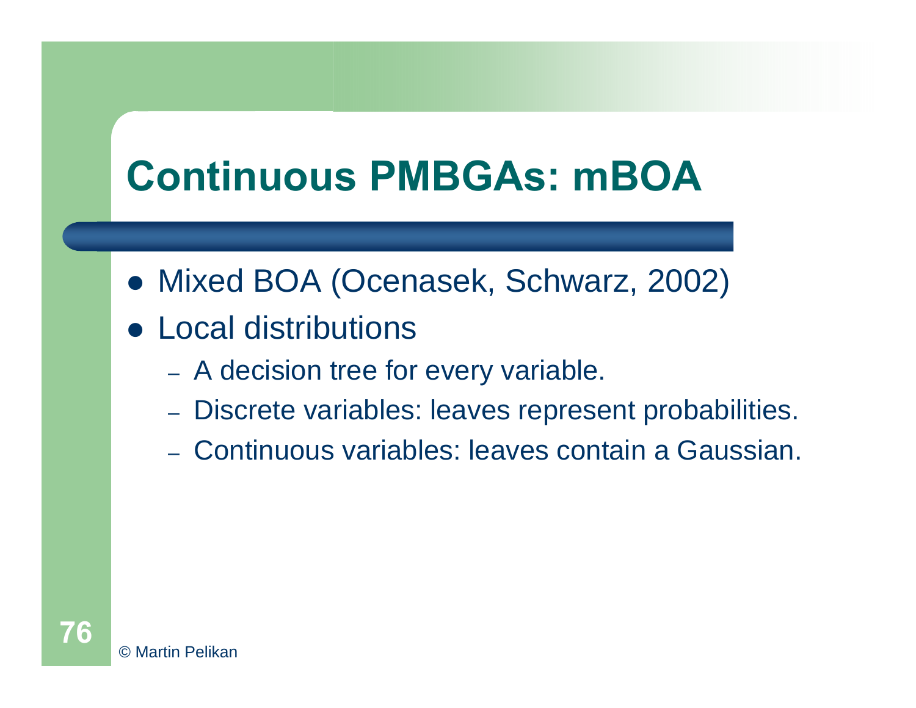# Continuous PMBGAs: mBOA

- Mixed BOA (Ocenasek, Schwarz, 2002)
- Local distributions
  - A decision tree for every variable.
  - Discrete variables: leaves represent probabilities.
  - Continuous variables: leaves contain a Gaussian.

© Martin Pelikan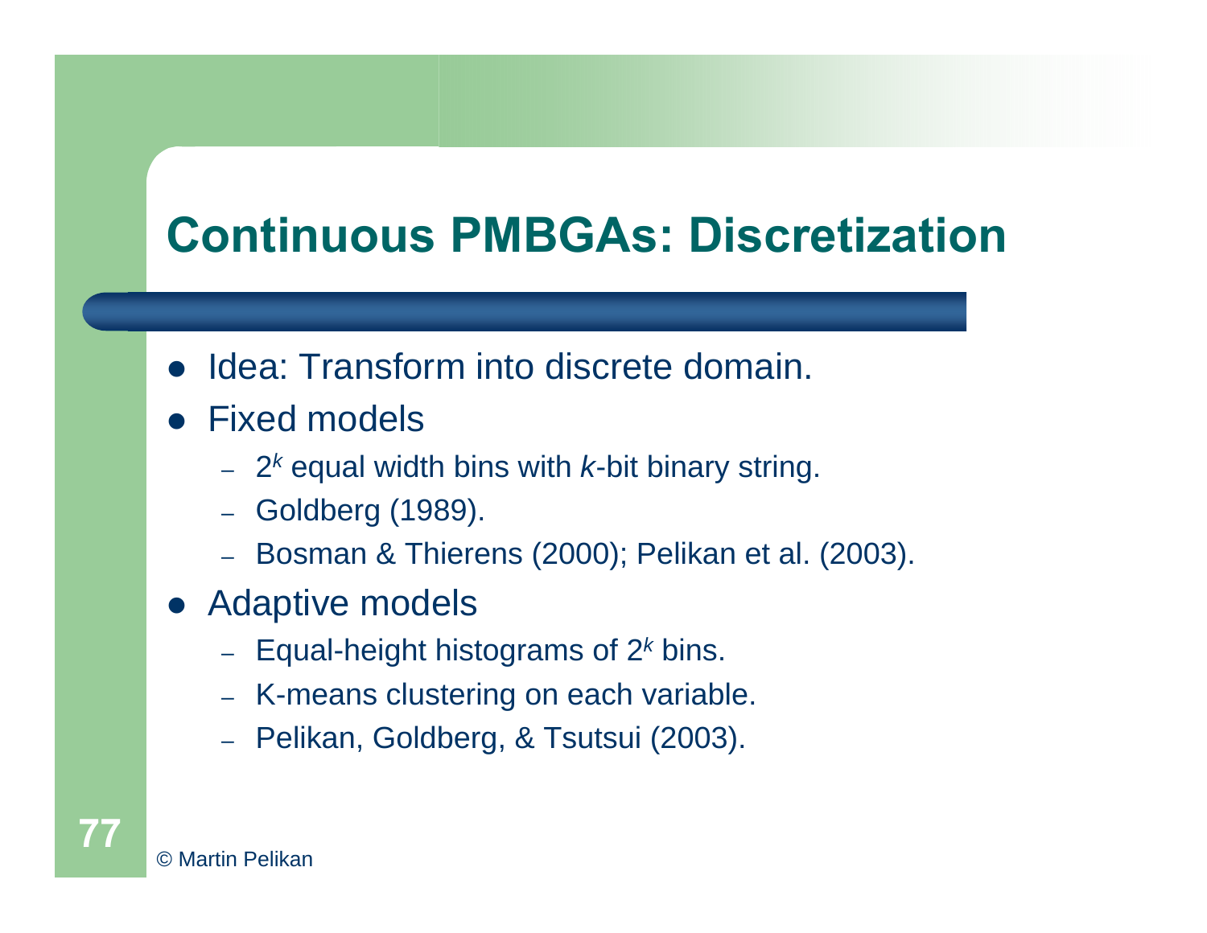# Continuous PMBGAs: Discretization

- Idea: Transform into discrete domain.
- Fixed models
  - $2^k$ equal width bins with *k*-bit binary string.
  - Goldberg (1989).
  - Bosman & Thierens (2000); Pelikan et al. (2003).
- Adaptive models
  - Equal-height histograms of $2^k$ bins.
  - K-means clustering on each variable.
  - Pelikan, Goldberg, & Tsutsui (2003).

© Martin Pelikan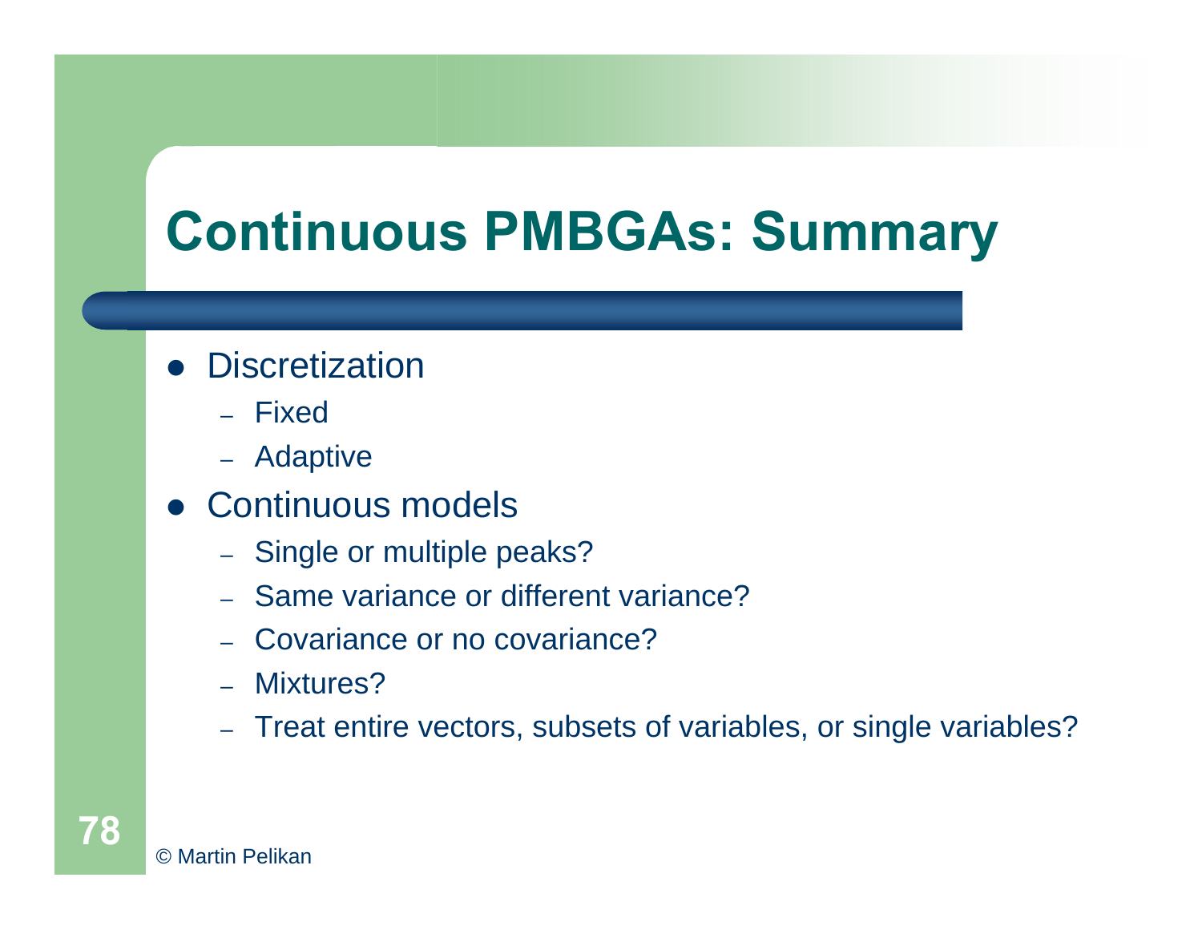# Continuous PMBGAs: Summary

- Discretization
  - Fixed
  - Adaptive
- Continuous models
  - Single or multiple peaks?
  - Same variance or different variance?
  - Covariance or no covariance?
  - Mixtures?
  - Treat entire vectors, subsets of variables, or single variables?

© Martin Pelikan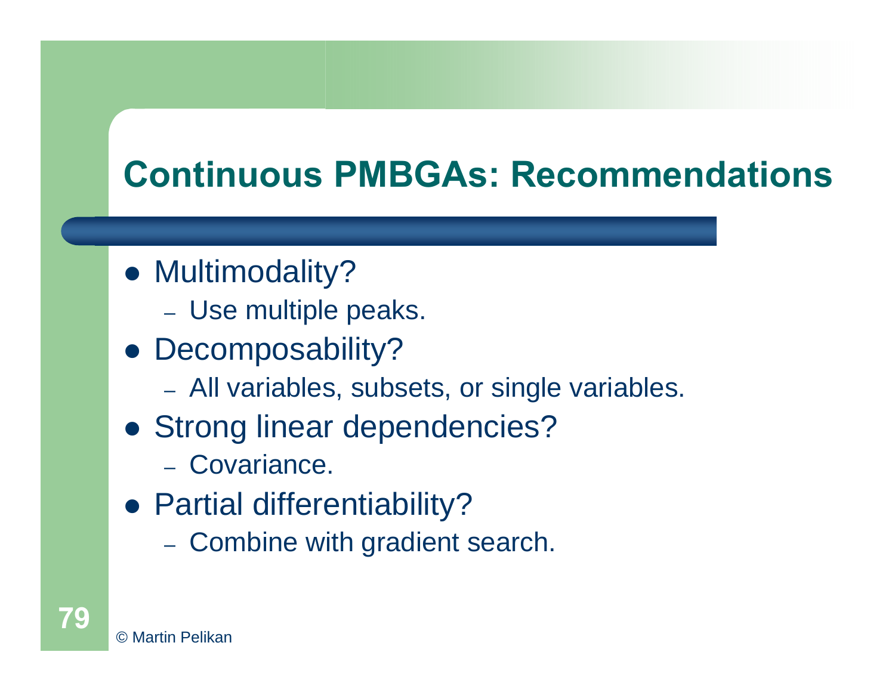# Continuous PMBGAs: Recommendations

- Multimodality?
  - Use multiple peaks.
- Decomposability?
  - All variables, subsets, or single variables.
- Strong linear dependencies?
  - Covariance.
- Partial differentiability?
  - Combine with gradient search.

© Martin Pelikan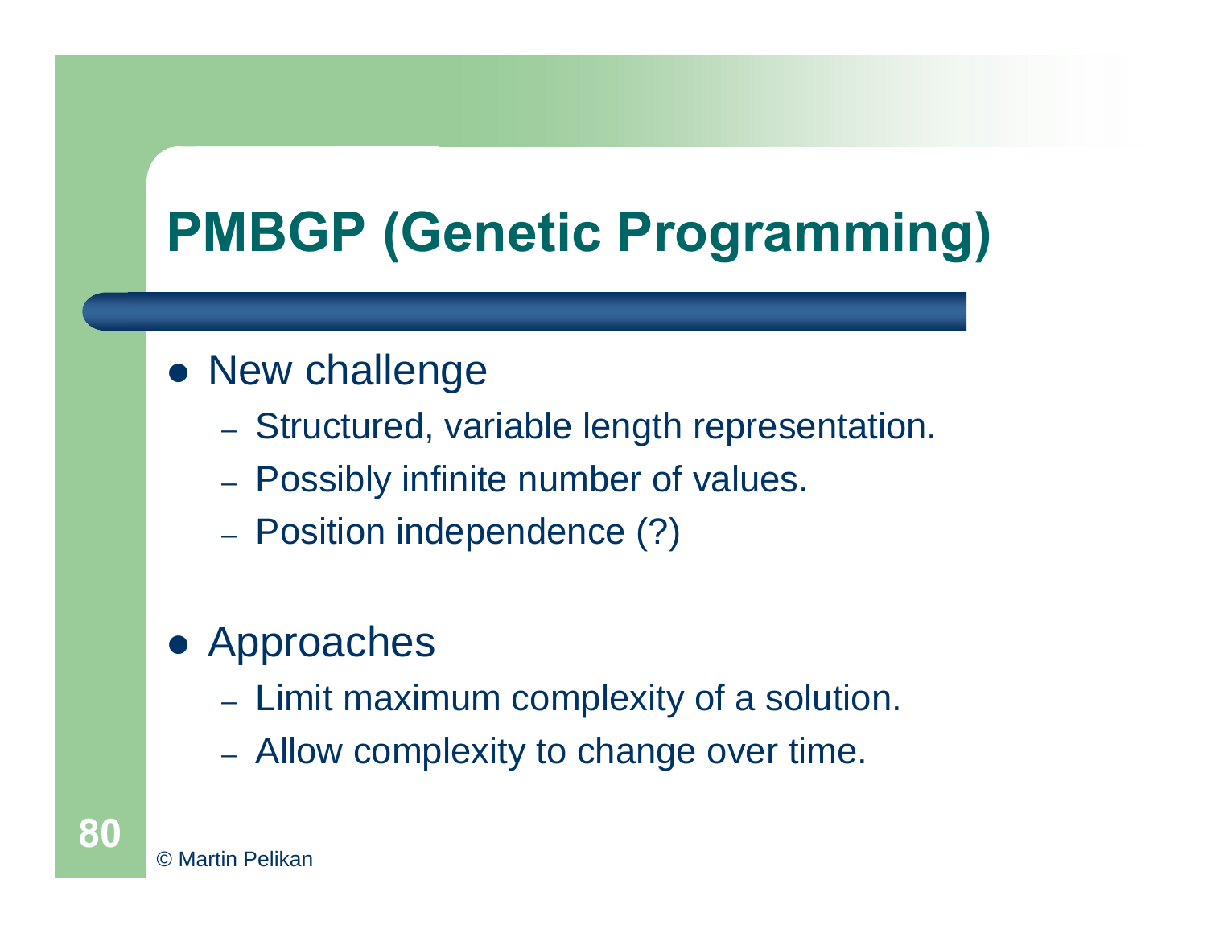# PMBGP (Genetic Programming)

- New challenge
  - Structured, variable length representation.
  - Possibly infinite number of values.
  - Position independence (?)

- Approaches
  - Limit maximum complexity of a solution.
  - Allow complexity to change over time.

© Martin Pelikan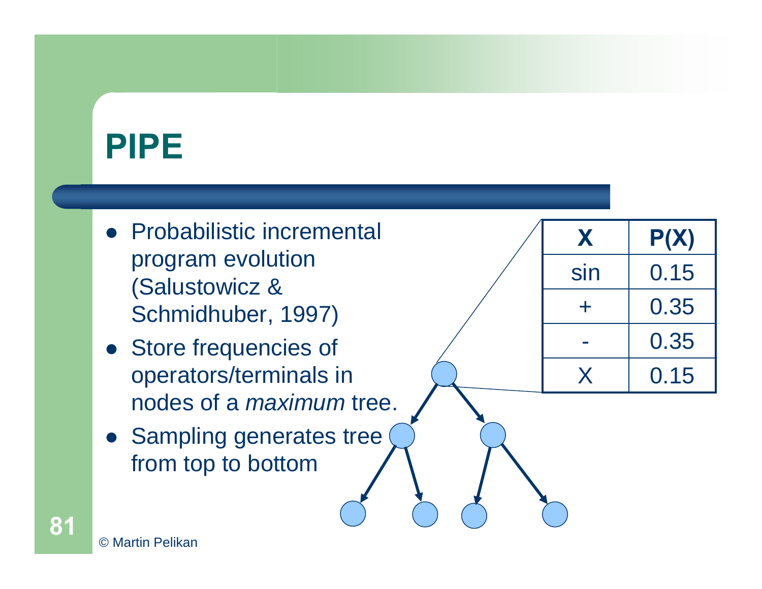# PIPE

- Probabilistic incremental program evolution (Salustowicz & Schmidhuber, 1997)
- Store frequencies of operators/terminals in nodes of a *maximum* tree.
- Sampling generates tree from top to bottom

| X | P(X) |
|---|---|
| sin | 0.15 |
| + | 0.35 |
| - | 0.35 |
| X | 0.15 |

© Martin Pelikan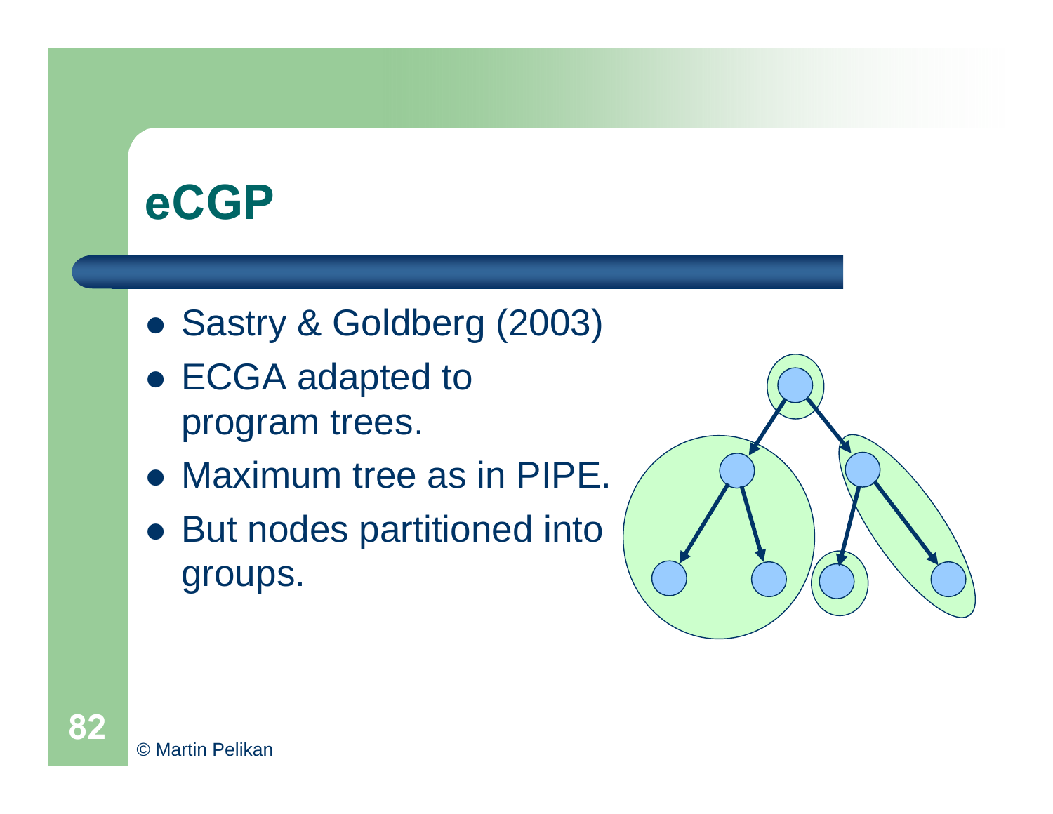# eCGP

- Sastry & Goldberg (2003)
- ECGA adapted to program trees.
- Maximum tree as in PIPE.
- But nodes partitioned into groups.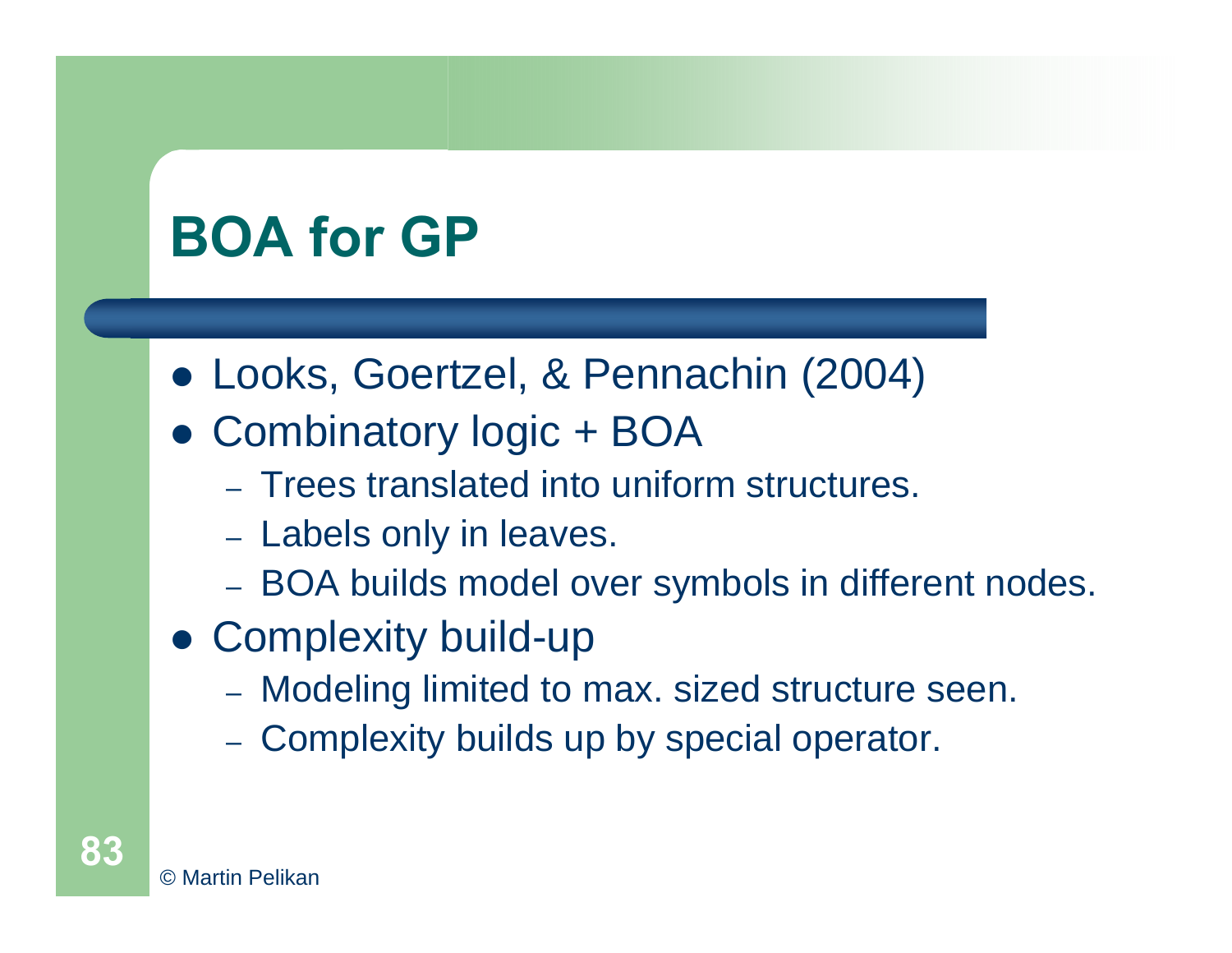# BOA for GP

- Looks, Goertzel, & Pennachin (2004)
- Combinatory logic + BOA
  - Trees translated into uniform structures.
  - Labels only in leaves.
  - BOA builds model over symbols in different nodes.
- Complexity build-up
  - Modeling limited to max. sized structure seen.
  - Complexity builds up by special operator.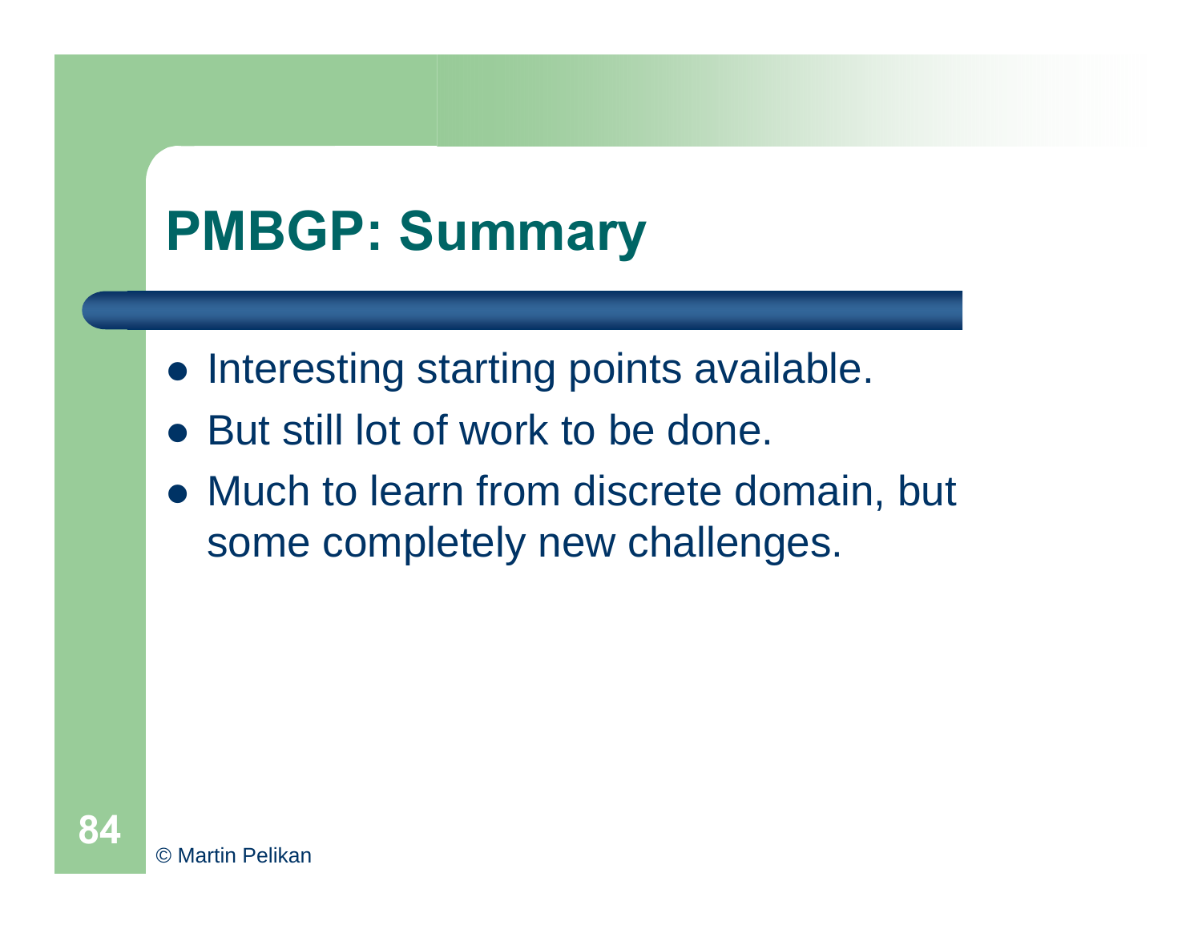# PMBGP: Summary

- Interesting starting points available.
- But still lot of work to be done.
- Much to learn from discrete domain, but some completely new challenges.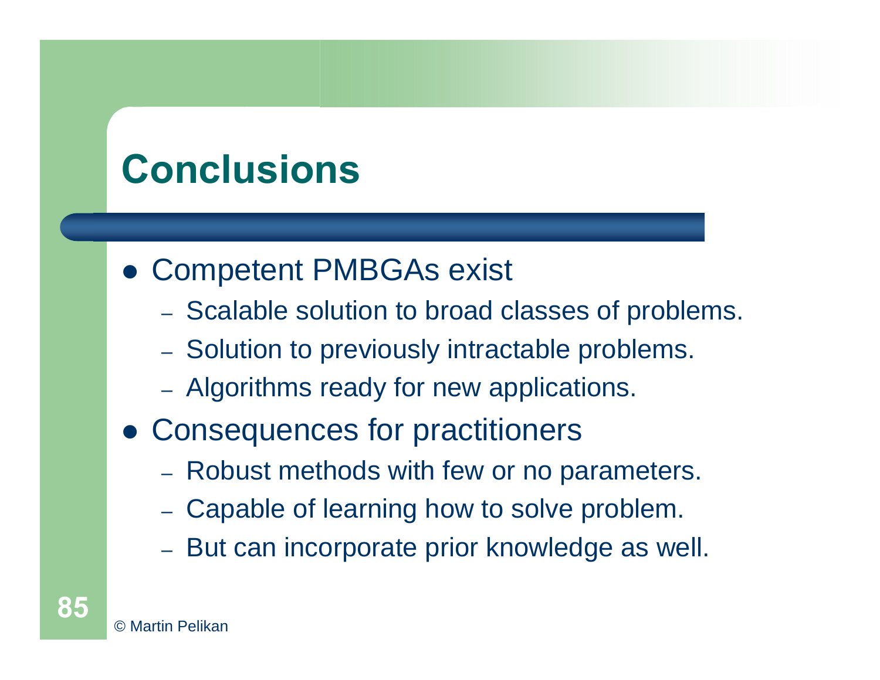# Conclusions

- Competent PMBGAs exist
  - Scalable solution to broad classes of problems.
  - Solution to previously intractable problems.
  - Algorithms ready for new applications.
- Consequences for practitioners
  - Robust methods with few or no parameters.
  - Capable of learning how to solve problem.
  - But can incorporate prior knowledge as well.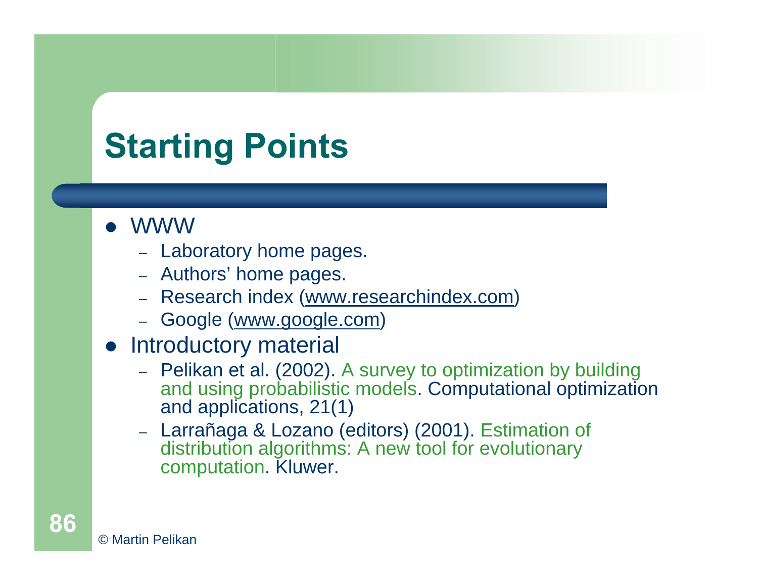# Starting Points

- WWW
  - Laboratory home pages.
  - Authors' home pages.
  - Research index (www.researchindex.com)
  - Google (www.google.com)
- Introductory material
  - Pelikan et al. (2002). A survey to optimization by building and using probabilistic models. Computational optimization and applications, 21(1)
  - Larrañaga & Lozano (editors) (2001). Estimation of distribution algorithms: A new tool for evolutionary computation. Kluwer.

© Martin Pelikan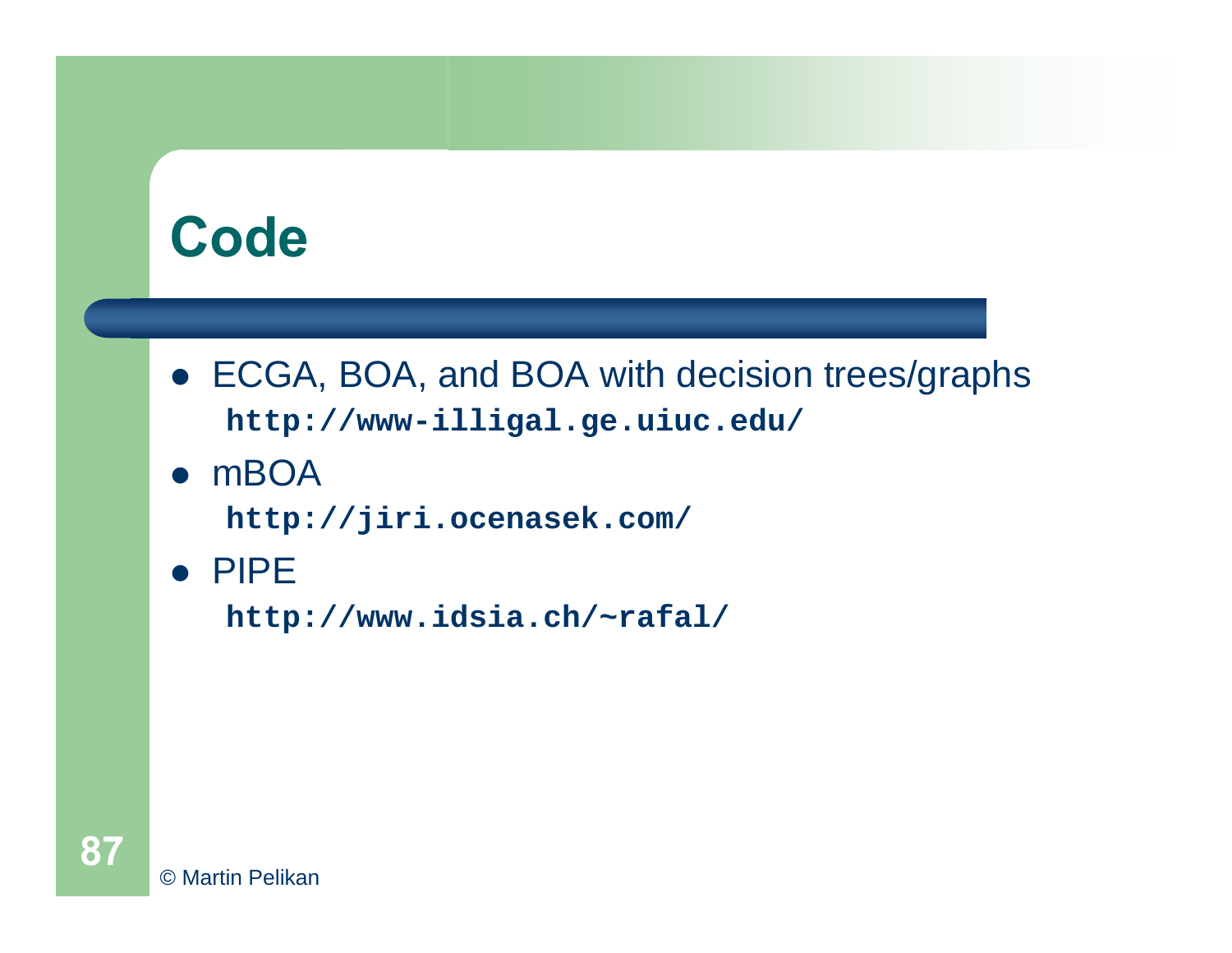# Code

- ECGA, BOA, and BOA with decision trees/graphs

  **`http://www-illigal.ge.uiuc.edu/`**

- mBOA

  **`http://jiri.ocenasek.com/`**

- PIPE

  **`http://www.idsia.ch/~rafal/`**

© Martin Pelikan